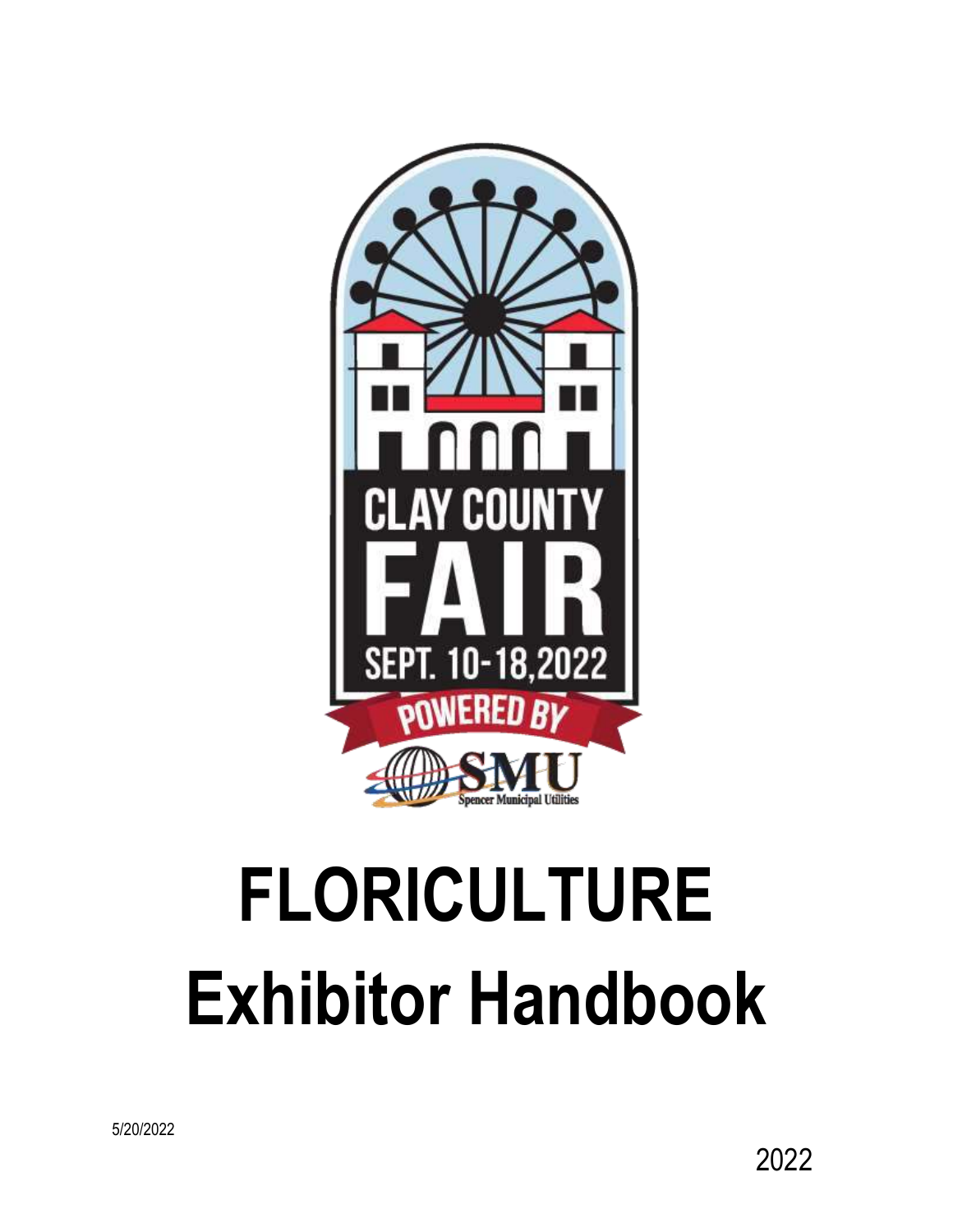CLAY COUNTY FAIR

SEPT. 10-18, 2022

POWERED BY

SMU

Spencer Municipal Utilities

# FLORICULTURE

# Exhibitor Handbook

5/20/2022

2022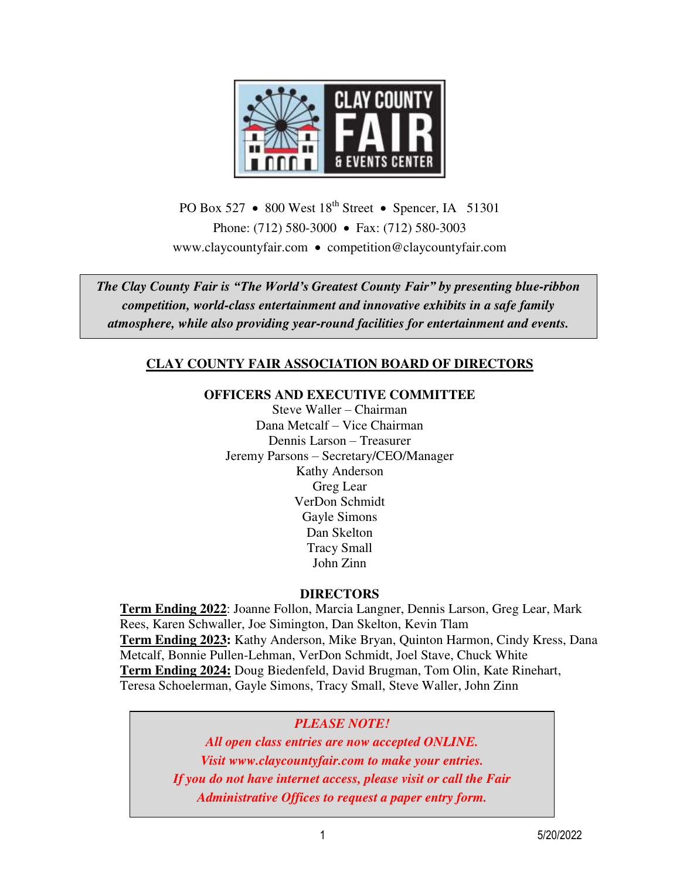PO Box 527 • 800 West 18th Street • Spencer, IA 51301
Phone: (712) 580-3000 • Fax: (712) 580-3003
www.claycountyfair.com • competition@claycountyfair.com

***The Clay County Fair is "The World's Greatest County Fair" by presenting blue-ribbon competition, world-class entertainment and innovative exhibits in a safe family atmosphere, while also providing year-round facilities for entertainment and events.***

## CLAY COUNTY FAIR ASSOCIATION BOARD OF DIRECTORS

### OFFICERS AND EXECUTIVE COMMITTEE

Steve Waller – Chairman
Dana Metcalf – Vice Chairman
Dennis Larson – Treasurer
Jeremy Parsons – Secretary/CEO/Manager
Kathy Anderson
Greg Lear
VerDon Schmidt
Gayle Simons
Dan Skelton
Tracy Small
John Zinn

### DIRECTORS

**Term Ending 2022**: Joanne Follon, Marcia Langner, Dennis Larson, Greg Lear, Mark Rees, Karen Schwaller, Joe Simington, Dan Skelton, Kevin Tlam
**Term Ending 2023:** Kathy Anderson, Mike Bryan, Quinton Harmon, Cindy Kress, Dana Metcalf, Bonnie Pullen-Lehman, VerDon Schmidt, Joel Stave, Chuck White
**Term Ending 2024:** Doug Biedenfeld, David Brugman, Tom Olin, Kate Rinehart, Teresa Schoelerman, Gayle Simons, Tracy Small, Steve Waller, John Zinn

*PLEASE NOTE!*
*All open class entries are now accepted ONLINE.*
*Visit www.claycountyfair.com to make your entries.*
*If you do not have internet access, please visit or call the Fair Administrative Offices to request a paper entry form.*

5/20/2022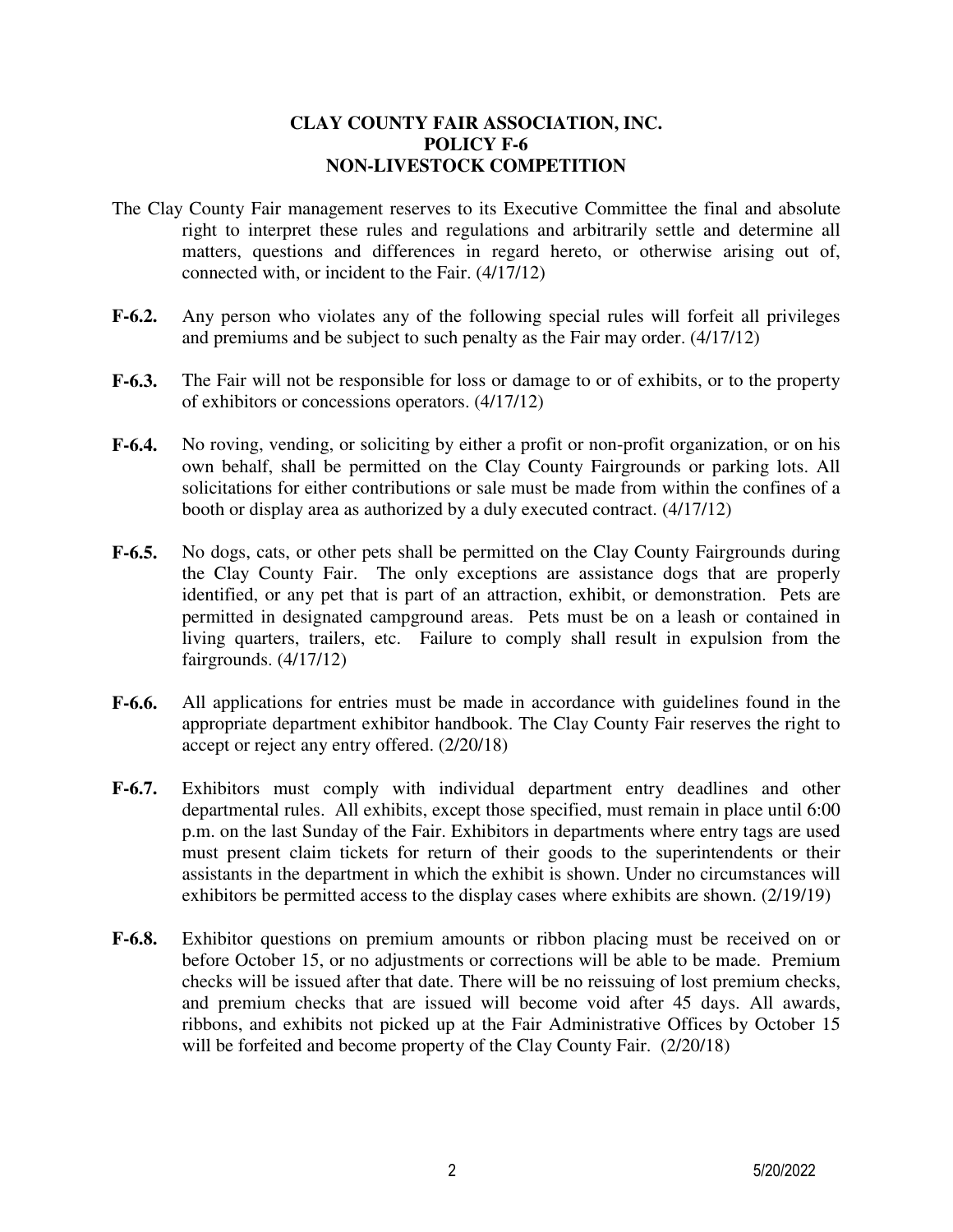# CLAY COUNTY FAIR ASSOCIATION, INC.
## POLICY F-6
## NON-LIVESTOCK COMPETITION

The Clay County Fair management reserves to its Executive Committee the final and absolute right to interpret these rules and regulations and arbitrarily settle and determine all matters, questions and differences in regard hereto, or otherwise arising out of, connected with, or incident to the Fair. (4/17/12)

**F-6.2.** Any person who violates any of the following special rules will forfeit all privileges and premiums and be subject to such penalty as the Fair may order. (4/17/12)

**F-6.3.** The Fair will not be responsible for loss or damage to or of exhibits, or to the property of exhibitors or concessions operators. (4/17/12)

**F-6.4.** No roving, vending, or soliciting by either a profit or non-profit organization, or on his own behalf, shall be permitted on the Clay County Fairgrounds or parking lots. All solicitations for either contributions or sale must be made from within the confines of a booth or display area as authorized by a duly executed contract. (4/17/12)

**F-6.5.** No dogs, cats, or other pets shall be permitted on the Clay County Fairgrounds during the Clay County Fair. The only exceptions are assistance dogs that are properly identified, or any pet that is part of an attraction, exhibit, or demonstration. Pets are permitted in designated campground areas. Pets must be on a leash or contained in living quarters, trailers, etc. Failure to comply shall result in expulsion from the fairgrounds. (4/17/12)

**F-6.6.** All applications for entries must be made in accordance with guidelines found in the appropriate department exhibitor handbook. The Clay County Fair reserves the right to accept or reject any entry offered. (2/20/18)

**F-6.7.** Exhibitors must comply with individual department entry deadlines and other departmental rules. All exhibits, except those specified, must remain in place until 6:00 p.m. on the last Sunday of the Fair. Exhibitors in departments where entry tags are used must present claim tickets for return of their goods to the superintendents or their assistants in the department in which the exhibit is shown. Under no circumstances will exhibitors be permitted access to the display cases where exhibits are shown. (2/19/19)

**F-6.8.** Exhibitor questions on premium amounts or ribbon placing must be received on or before October 15, or no adjustments or corrections will be able to be made. Premium checks will be issued after that date. There will be no reissuing of lost premium checks, and premium checks that are issued will become void after 45 days. All awards, ribbons, and exhibits not picked up at the Fair Administrative Offices by October 15 will be forfeited and become property of the Clay County Fair. (2/20/18)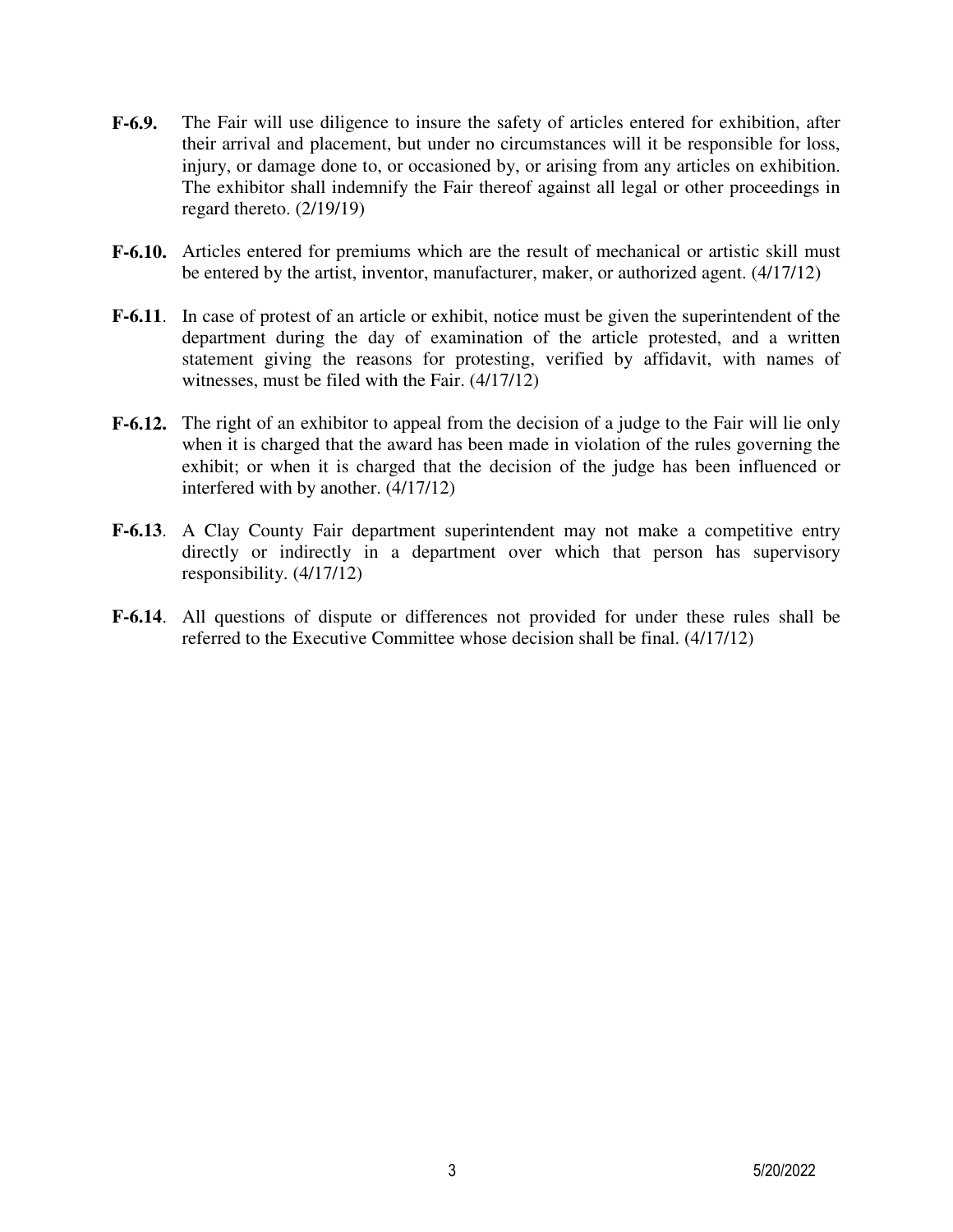**F-6.9.** The Fair will use diligence to insure the safety of articles entered for exhibition, after their arrival and placement, but under no circumstances will it be responsible for loss, injury, or damage done to, or occasioned by, or arising from any articles on exhibition. The exhibitor shall indemnify the Fair thereof against all legal or other proceedings in regard thereto. (2/19/19)

**F-6.10.** Articles entered for premiums which are the result of mechanical or artistic skill must be entered by the artist, inventor, manufacturer, maker, or authorized agent. (4/17/12)

**F-6.11**. In case of protest of an article or exhibit, notice must be given the superintendent of the department during the day of examination of the article protested, and a written statement giving the reasons for protesting, verified by affidavit, with names of witnesses, must be filed with the Fair. (4/17/12)

**F-6.12.** The right of an exhibitor to appeal from the decision of a judge to the Fair will lie only when it is charged that the award has been made in violation of the rules governing the exhibit; or when it is charged that the decision of the judge has been influenced or interfered with by another. (4/17/12)

**F-6.13**. A Clay County Fair department superintendent may not make a competitive entry directly or indirectly in a department over which that person has supervisory responsibility. (4/17/12)

**F-6.14**. All questions of dispute or differences not provided for under these rules shall be referred to the Executive Committee whose decision shall be final. (4/17/12)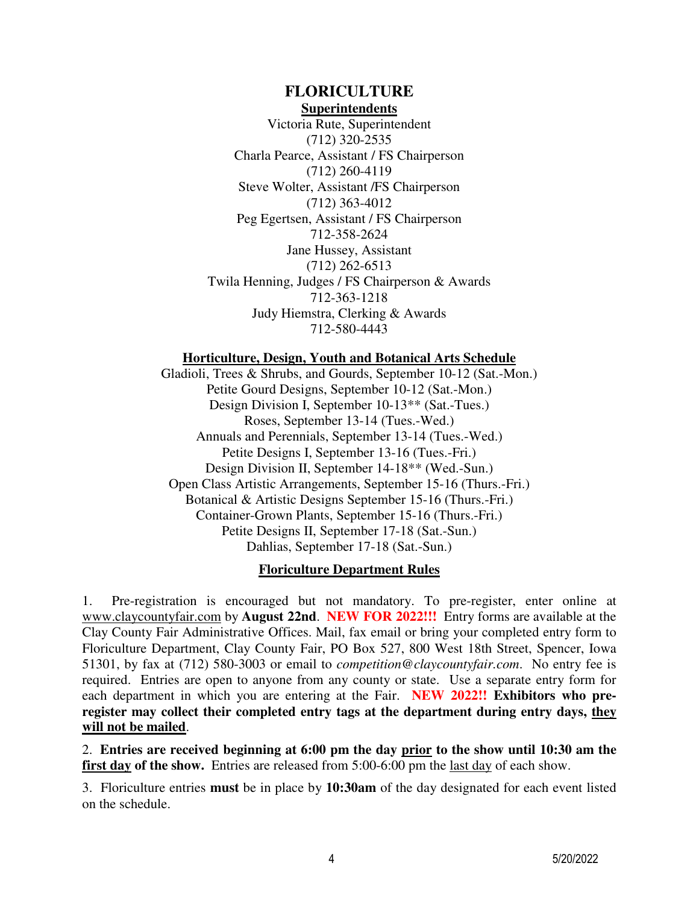# FLORICULTURE

## Superintendents

Victoria Rute, Superintendent
(712) 320-2535
Charla Pearce, Assistant / FS Chairperson
(712) 260-4119
Steve Wolter, Assistant /FS Chairperson
(712) 363-4012
Peg Egertsen, Assistant / FS Chairperson
712-358-2624
Jane Hussey, Assistant
(712) 262-6513
Twila Henning, Judges / FS Chairperson & Awards
712-363-1218
Judy Hiemstra, Clerking & Awards
712-580-4443

## Horticulture, Design, Youth and Botanical Arts Schedule

Gladioli, Trees & Shrubs, and Gourds, September 10-12 (Sat.-Mon.)
Petite Gourd Designs, September 10-12 (Sat.-Mon.)
Design Division I, September 10-13** (Sat.-Tues.)
Roses, September 13-14 (Tues.-Wed.)
Annuals and Perennials, September 13-14 (Tues.-Wed.)
Petite Designs I, September 13-16 (Tues.-Fri.)
Design Division II, September 14-18** (Wed.-Sun.)
Open Class Artistic Arrangements, September 15-16 (Thurs.-Fri.)
Botanical & Artistic Designs September 15-16 (Thurs.-Fri.)
Container-Grown Plants, September 15-16 (Thurs.-Fri.)
Petite Designs II, September 17-18 (Sat.-Sun.)
Dahlias, September 17-18 (Sat.-Sun.)

## Floriculture Department Rules

1. Pre-registration is encouraged but not mandatory. To pre-register, enter online at www.claycountyfair.com by **August 22nd**. **NEW FOR 2022!!!** Entry forms are available at the Clay County Fair Administrative Offices. Mail, fax email or bring your completed entry form to Floriculture Department, Clay County Fair, PO Box 527, 800 West 18th Street, Spencer, Iowa 51301, by fax at (712) 580-3003 or email to *competition@claycountyfair.com*. No entry fee is required. Entries are open to anyone from any county or state. Use a separate entry form for each department in which you are entering at the Fair. **NEW 2022!! Exhibitors who pre-register may collect their completed entry tags at the department during entry days, they will not be mailed**.

2. **Entries are received beginning at 6:00 pm the day prior to the show until 10:30 am the first day of the show.** Entries are released from 5:00-6:00 pm the last day of each show.

3. Floriculture entries **must** be in place by **10:30am** of the day designated for each event listed on the schedule.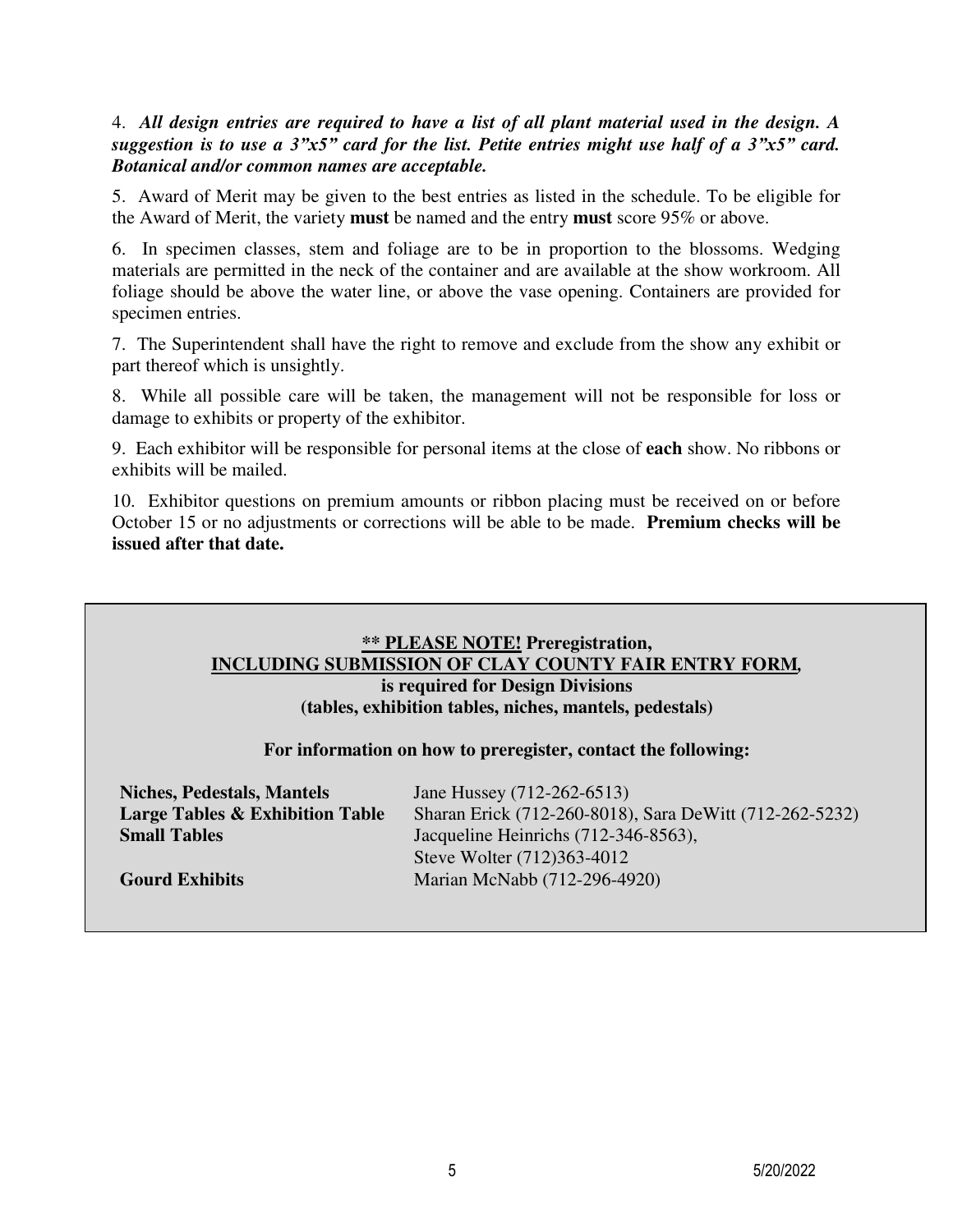4. ***All design entries are required to have a list of all plant material used in the design. A suggestion is to use a 3"x5" card for the list. Petite entries might use half of a 3"x5" card. Botanical and/or common names are acceptable.***

5. Award of Merit may be given to the best entries as listed in the schedule. To be eligible for the Award of Merit, the variety **must** be named and the entry **must** score 95% or above.

6. In specimen classes, stem and foliage are to be in proportion to the blossoms. Wedging materials are permitted in the neck of the container and are available at the show workroom. All foliage should be above the water line, or above the vase opening. Containers are provided for specimen entries.

7. The Superintendent shall have the right to remove and exclude from the show any exhibit or part thereof which is unsightly.

8. While all possible care will be taken, the management will not be responsible for loss or damage to exhibits or property of the exhibitor.

9. Each exhibitor will be responsible for personal items at the close of **each** show. No ribbons or exhibits will be mailed.

10. Exhibitor questions on premium amounts or ribbon placing must be received on or before October 15 or no adjustments or corrections will be able to be made. **Premium checks will be issued after that date.**

**\*\* PLEASE NOTE! Preregistration, INCLUDING SUBMISSION OF CLAY COUNTY FAIR ENTRY FORM, is required for Design Divisions (tables, exhibition tables, niches, mantels, pedestals)**

**For information on how to preregister, contact the following:**

| | |
|---|---|
| **Niches, Pedestals, Mantels** | Jane Hussey (712-262-6513) |
| **Large Tables & Exhibition Table** | Sharan Erick (712-260-8018), Sara DeWitt (712-262-5232) |
| **Small Tables** | Jacqueline Heinrichs (712-346-8563), Steve Wolter (712)363-4012 |
| **Gourd Exhibits** | Marian McNabb (712-296-4920) |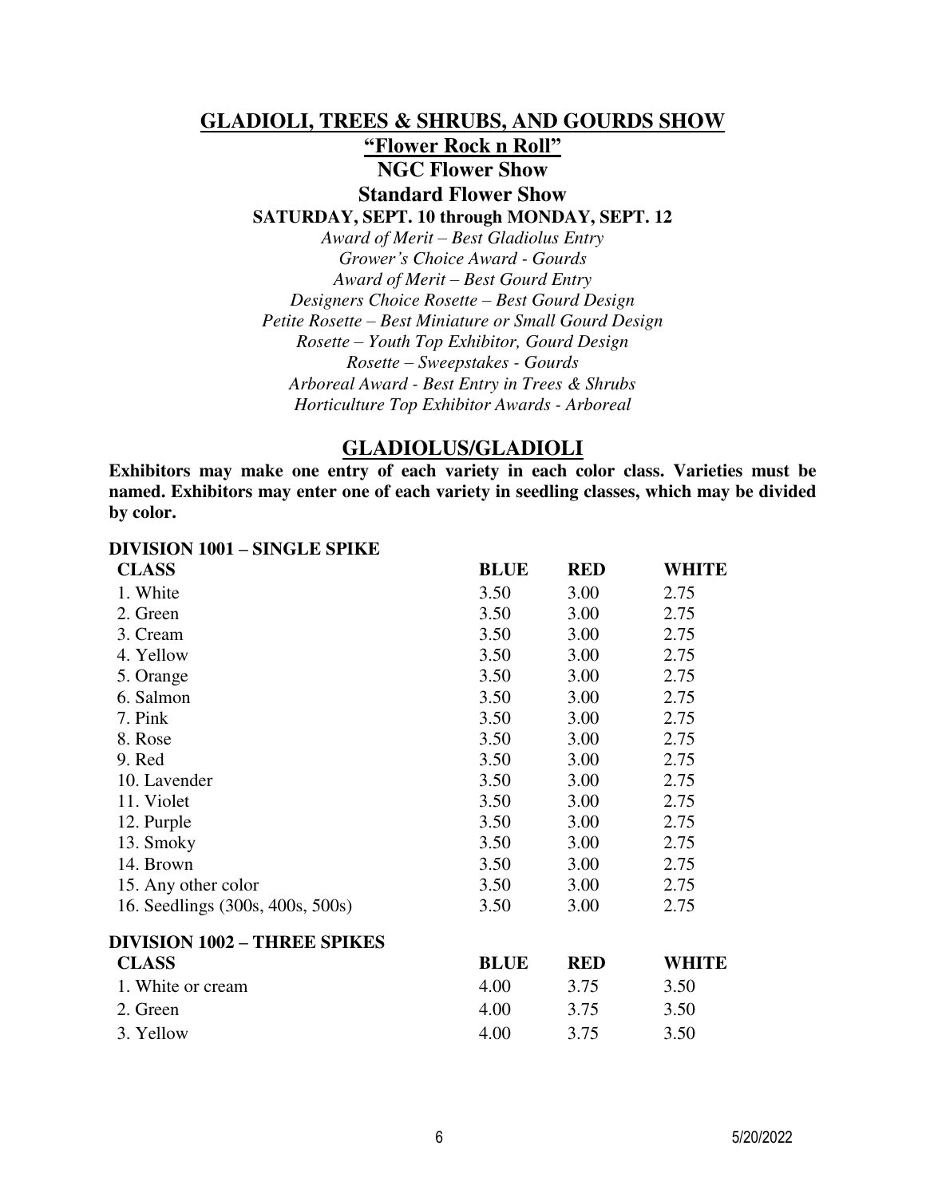## GLADIOLI, TREES & SHRUBS, AND GOURDS SHOW

### "Flower Rock n Roll"

### NGC Flower Show

### Standard Flower Show

**SATURDAY, SEPT. 10 through MONDAY, SEPT. 12**

*Award of Merit – Best Gladiolus Entry*
*Grower's Choice Award - Gourds*
*Award of Merit – Best Gourd Entry*
*Designers Choice Rosette – Best Gourd Design*
*Petite Rosette – Best Miniature or Small Gourd Design*
*Rosette – Youth Top Exhibitor, Gourd Design*
*Rosette – Sweepstakes - Gourds*
*Arboreal Award - Best Entry in Trees & Shrubs*
*Horticulture Top Exhibitor Awards - Arboreal*

## GLADIOLUS/GLADIOLI

**Exhibitors may make one entry of each variety in each color class. Varieties must be named. Exhibitors may enter one of each variety in seedling classes, which may be divided by color.**

**DIVISION 1001 – SINGLE SPIKE**

| CLASS | BLUE | RED | WHITE |
|---|---|---|---|
| 1. White | 3.50 | 3.00 | 2.75 |
| 2. Green | 3.50 | 3.00 | 2.75 |
| 3. Cream | 3.50 | 3.00 | 2.75 |
| 4. Yellow | 3.50 | 3.00 | 2.75 |
| 5. Orange | 3.50 | 3.00 | 2.75 |
| 6. Salmon | 3.50 | 3.00 | 2.75 |
| 7. Pink | 3.50 | 3.00 | 2.75 |
| 8. Rose | 3.50 | 3.00 | 2.75 |
| 9. Red | 3.50 | 3.00 | 2.75 |
| 10. Lavender | 3.50 | 3.00 | 2.75 |
| 11. Violet | 3.50 | 3.00 | 2.75 |
| 12. Purple | 3.50 | 3.00 | 2.75 |
| 13. Smoky | 3.50 | 3.00 | 2.75 |
| 14. Brown | 3.50 | 3.00 | 2.75 |
| 15. Any other color | 3.50 | 3.00 | 2.75 |
| 16. Seedlings (300s, 400s, 500s) | 3.50 | 3.00 | 2.75 |

**DIVISION 1002 – THREE SPIKES**

| CLASS | BLUE | RED | WHITE |
|---|---|---|---|
| 1. White or cream | 4.00 | 3.75 | 3.50 |
| 2. Green | 4.00 | 3.75 | 3.50 |
| 3. Yellow | 4.00 | 3.75 | 3.50 |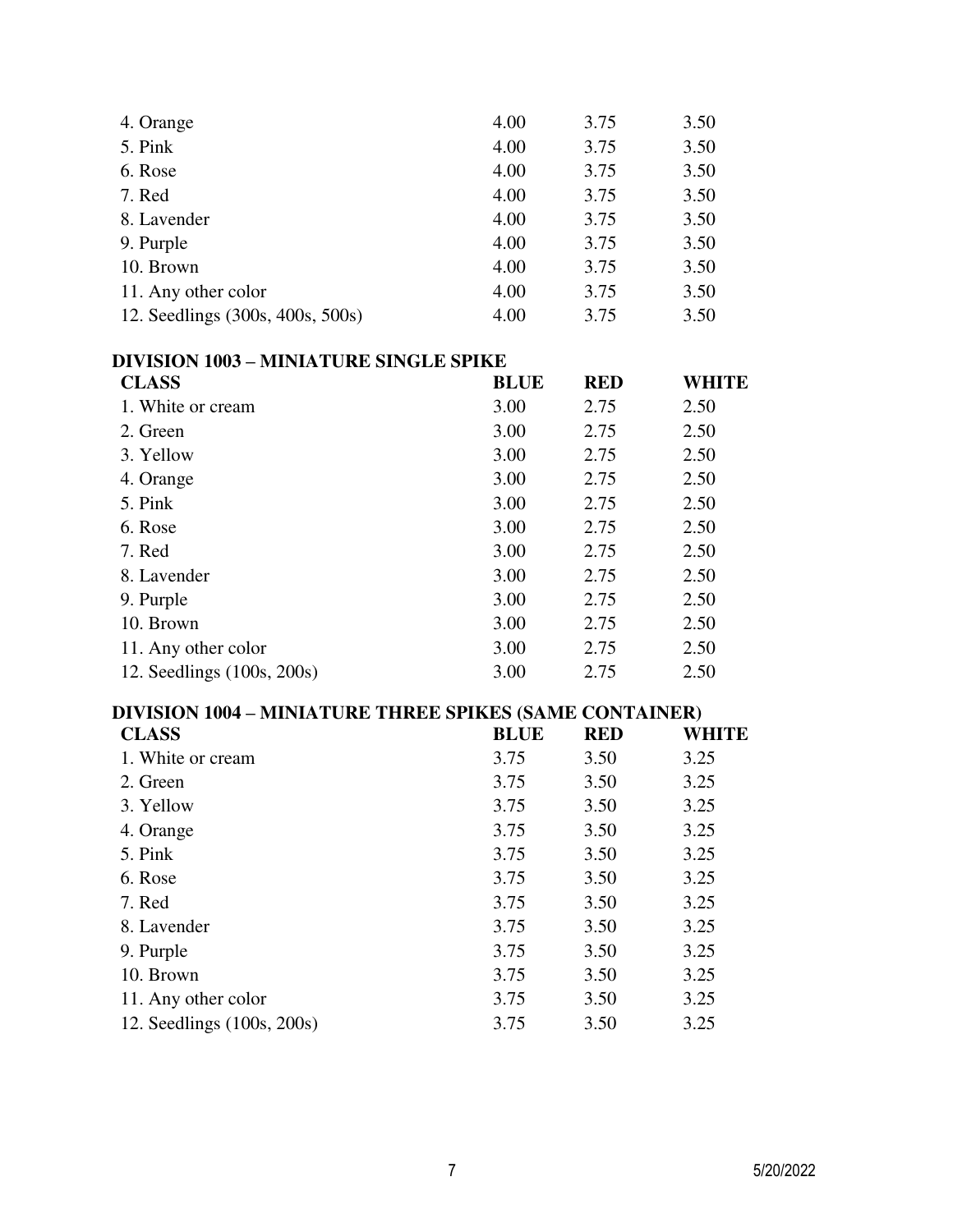| | | | |
|---|---|---|---|
| 4. Orange | 4.00 | 3.75 | 3.50 |
| 5. Pink | 4.00 | 3.75 | 3.50 |
| 6. Rose | 4.00 | 3.75 | 3.50 |
| 7. Red | 4.00 | 3.75 | 3.50 |
| 8. Lavender | 4.00 | 3.75 | 3.50 |
| 9. Purple | 4.00 | 3.75 | 3.50 |
| 10. Brown | 4.00 | 3.75 | 3.50 |
| 11. Any other color | 4.00 | 3.75 | 3.50 |
| 12. Seedlings (300s, 400s, 500s) | 4.00 | 3.75 | 3.50 |

**DIVISION 1003 – MINIATURE SINGLE SPIKE**

| CLASS | BLUE | RED | WHITE |
|---|---|---|---|
| 1. White or cream | 3.00 | 2.75 | 2.50 |
| 2. Green | 3.00 | 2.75 | 2.50 |
| 3. Yellow | 3.00 | 2.75 | 2.50 |
| 4. Orange | 3.00 | 2.75 | 2.50 |
| 5. Pink | 3.00 | 2.75 | 2.50 |
| 6. Rose | 3.00 | 2.75 | 2.50 |
| 7. Red | 3.00 | 2.75 | 2.50 |
| 8. Lavender | 3.00 | 2.75 | 2.50 |
| 9. Purple | 3.00 | 2.75 | 2.50 |
| 10. Brown | 3.00 | 2.75 | 2.50 |
| 11. Any other color | 3.00 | 2.75 | 2.50 |
| 12. Seedlings (100s, 200s) | 3.00 | 2.75 | 2.50 |

**DIVISION 1004 – MINIATURE THREE SPIKES (SAME CONTAINER)**

| CLASS | BLUE | RED | WHITE |
|---|---|---|---|
| 1. White or cream | 3.75 | 3.50 | 3.25 |
| 2. Green | 3.75 | 3.50 | 3.25 |
| 3. Yellow | 3.75 | 3.50 | 3.25 |
| 4. Orange | 3.75 | 3.50 | 3.25 |
| 5. Pink | 3.75 | 3.50 | 3.25 |
| 6. Rose | 3.75 | 3.50 | 3.25 |
| 7. Red | 3.75 | 3.50 | 3.25 |
| 8. Lavender | 3.75 | 3.50 | 3.25 |
| 9. Purple | 3.75 | 3.50 | 3.25 |
| 10. Brown | 3.75 | 3.50 | 3.25 |
| 11. Any other color | 3.75 | 3.50 | 3.25 |
| 12. Seedlings (100s, 200s) | 3.75 | 3.50 | 3.25 |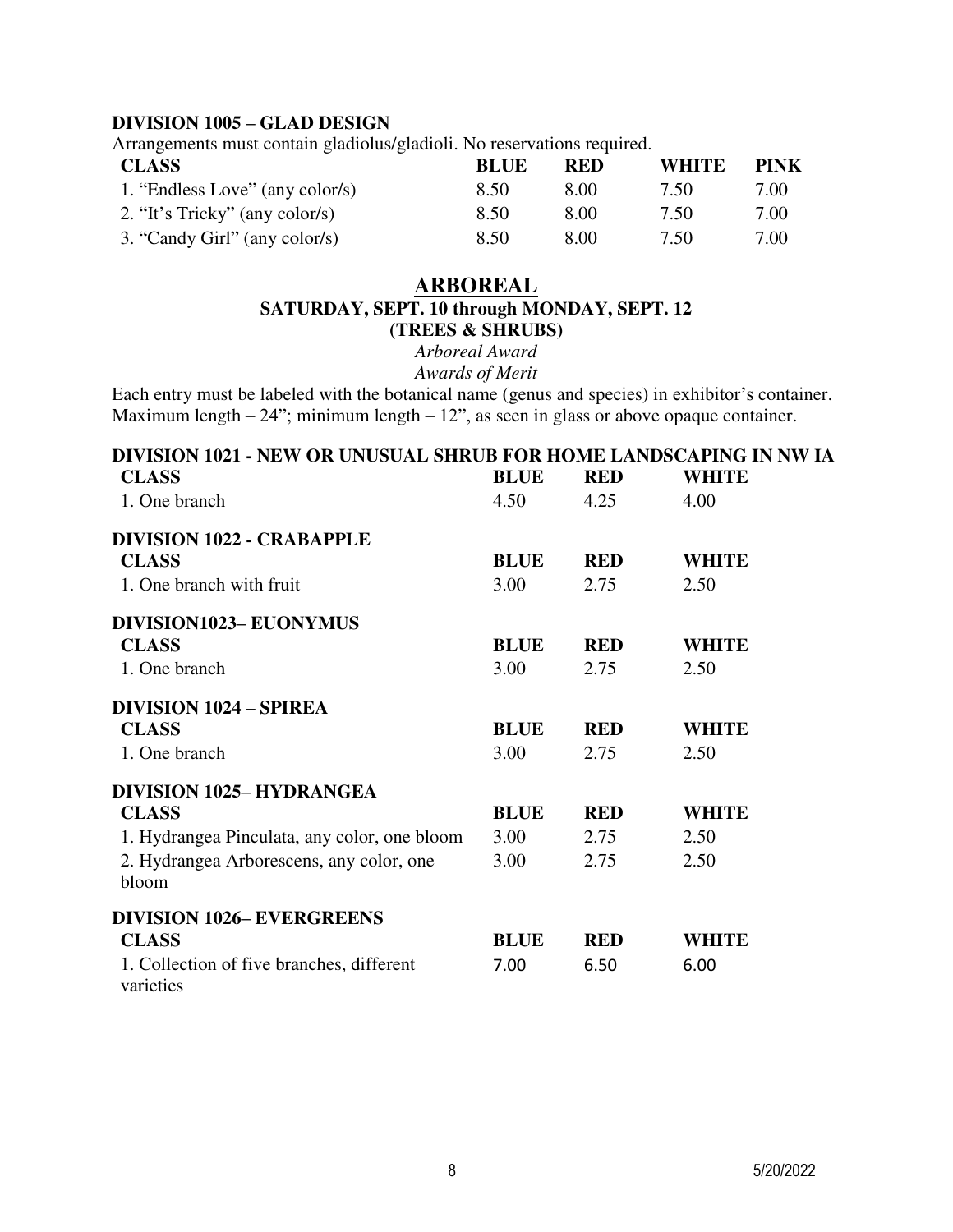### DIVISION 1005 – GLAD DESIGN

Arrangements must contain gladiolus/gladioli. No reservations required.

| CLASS | BLUE | RED | WHITE | PINK |
|---|---|---|---|---|
| 1. "Endless Love" (any color/s) | 8.50 | 8.00 | 7.50 | 7.00 |
| 2. "It's Tricky" (any color/s) | 8.50 | 8.00 | 7.50 | 7.00 |
| 3. "Candy Girl" (any color/s) | 8.50 | 8.00 | 7.50 | 7.00 |

## ARBOREAL

**SATURDAY, SEPT. 10 through MONDAY, SEPT. 12**

**(TREES & SHRUBS)**

*Arboreal Award*

*Awards of Merit*

Each entry must be labeled with the botanical name (genus and species) in exhibitor's container. Maximum length – 24"; minimum length – 12", as seen in glass or above opaque container.

### DIVISION 1021 - NEW OR UNUSUAL SHRUB FOR HOME LANDSCAPING IN NW IA

| CLASS | BLUE | RED | WHITE |
|---|---|---|---|
| 1. One branch | 4.50 | 4.25 | 4.00 |

### DIVISION 1022 - CRABAPPLE

| CLASS | BLUE | RED | WHITE |
|---|---|---|---|
| 1. One branch with fruit | 3.00 | 2.75 | 2.50 |

### DIVISION1023– EUONYMUS

| CLASS | BLUE | RED | WHITE |
|---|---|---|---|
| 1. One branch | 3.00 | 2.75 | 2.50 |

### DIVISION 1024 – SPIREA

| CLASS | BLUE | RED | WHITE |
|---|---|---|---|
| 1. One branch | 3.00 | 2.75 | 2.50 |

### DIVISION 1025– HYDRANGEA

| CLASS | BLUE | RED | WHITE |
|---|---|---|---|
| 1. Hydrangea Pinculata, any color, one bloom | 3.00 | 2.75 | 2.50 |
| 2. Hydrangea Arborescens, any color, one bloom | 3.00 | 2.75 | 2.50 |

### DIVISION 1026– EVERGREENS

| CLASS | BLUE | RED | WHITE |
|---|---|---|---|
| 1. Collection of five branches, different varieties | 7.00 | 6.50 | 6.00 |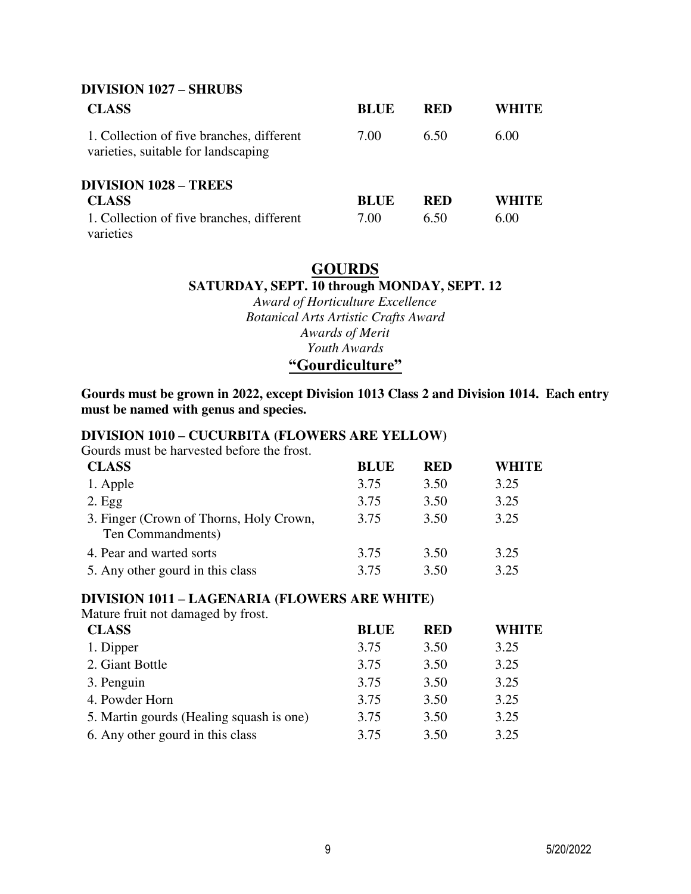### DIVISION 1027 – SHRUBS

| CLASS | BLUE | RED | WHITE |
|---|---|---|---|
| 1. Collection of five branches, different varieties, suitable for landscaping | 7.00 | 6.50 | 6.00 |

### DIVISION 1028 – TREES

| CLASS | BLUE | RED | WHITE |
|---|---|---|---|
| 1. Collection of five branches, different varieties | 7.00 | 6.50 | 6.00 |

## GOURDS

**SATURDAY, SEPT. 10 through MONDAY, SEPT. 12**

*Award of Horticulture Excellence*
*Botanical Arts Artistic Crafts Award*
*Awards of Merit*
*Youth Awards*

## "Gourdiculture"

**Gourds must be grown in 2022, except Division 1013 Class 2 and Division 1014. Each entry must be named with genus and species.**

### DIVISION 1010 – CUCURBITA (FLOWERS ARE YELLOW)

Gourds must be harvested before the frost.

| CLASS | BLUE | RED | WHITE |
|---|---|---|---|
| 1. Apple | 3.75 | 3.50 | 3.25 |
| 2. Egg | 3.75 | 3.50 | 3.25 |
| 3. Finger (Crown of Thorns, Holy Crown, Ten Commandments) | 3.75 | 3.50 | 3.25 |
| 4. Pear and warted sorts | 3.75 | 3.50 | 3.25 |
| 5. Any other gourd in this class | 3.75 | 3.50 | 3.25 |

### DIVISION 1011 – LAGENARIA (FLOWERS ARE WHITE)

Mature fruit not damaged by frost.

| CLASS | BLUE | RED | WHITE |
|---|---|---|---|
| 1. Dipper | 3.75 | 3.50 | 3.25 |
| 2. Giant Bottle | 3.75 | 3.50 | 3.25 |
| 3. Penguin | 3.75 | 3.50 | 3.25 |
| 4. Powder Horn | 3.75 | 3.50 | 3.25 |
| 5. Martin gourds (Healing squash is one) | 3.75 | 3.50 | 3.25 |
| 6. Any other gourd in this class | 3.75 | 3.50 | 3.25 |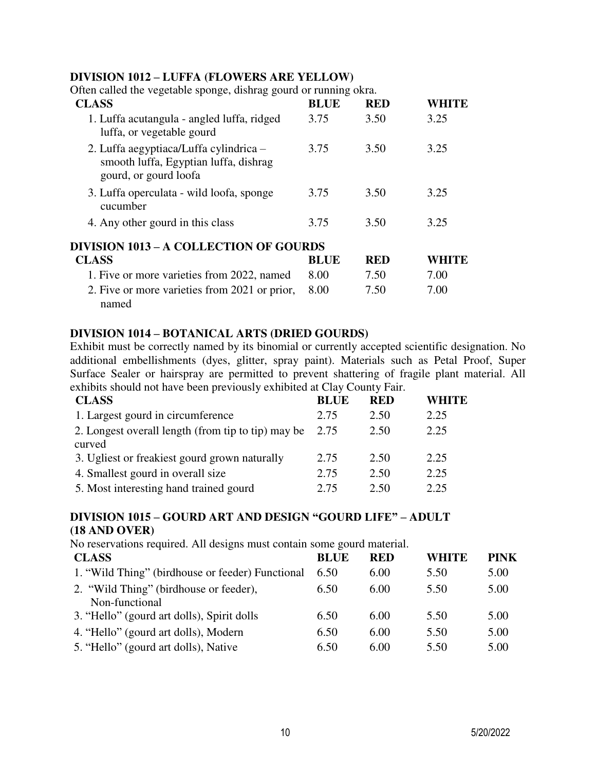## DIVISION 1012 – LUFFA (FLOWERS ARE YELLOW)

Often called the vegetable sponge, dishrag gourd or running okra.

| CLASS | BLUE | RED | WHITE |
|---|---|---|---|
| 1. Luffa acutangula - angled luffa, ridged luffa, or vegetable gourd | 3.75 | 3.50 | 3.25 |
| 2. Luffa aegyptiaca/Luffa cylindrica – smooth luffa, Egyptian luffa, dishrag gourd, or gourd loofa | 3.75 | 3.50 | 3.25 |
| 3. Luffa operculata - wild loofa, sponge cucumber | 3.75 | 3.50 | 3.25 |
| 4. Any other gourd in this class | 3.75 | 3.50 | 3.25 |

## DIVISION 1013 – A COLLECTION OF GOURDS

| CLASS | BLUE | RED | WHITE |
|---|---|---|---|
| 1. Five or more varieties from 2022, named | 8.00 | 7.50 | 7.00 |
| 2. Five or more varieties from 2021 or prior, named | 8.00 | 7.50 | 7.00 |

## DIVISION 1014 – BOTANICAL ARTS (DRIED GOURDS)

Exhibit must be correctly named by its binomial or currently accepted scientific designation. No additional embellishments (dyes, glitter, spray paint). Materials such as Petal Proof, Super Surface Sealer or hairspray are permitted to prevent shattering of fragile plant material. All exhibits should not have been previously exhibited at Clay County Fair.

| CLASS | BLUE | RED | WHITE |
|---|---|---|---|
| 1. Largest gourd in circumference | 2.75 | 2.50 | 2.25 |
| 2. Longest overall length (from tip to tip) may be curved | 2.75 | 2.50 | 2.25 |
| 3. Ugliest or freakiest gourd grown naturally | 2.75 | 2.50 | 2.25 |
| 4. Smallest gourd in overall size | 2.75 | 2.50 | 2.25 |
| 5. Most interesting hand trained gourd | 2.75 | 2.50 | 2.25 |

## DIVISION 1015 – GOURD ART AND DESIGN "GOURD LIFE" – ADULT (18 AND OVER)

No reservations required. All designs must contain some gourd material.

| CLASS | BLUE | RED | WHITE | PINK |
|---|---|---|---|---|
| 1. "Wild Thing" (birdhouse or feeder) Functional | 6.50 | 6.00 | 5.50 | 5.00 |
| 2. "Wild Thing" (birdhouse or feeder), Non-functional | 6.50 | 6.00 | 5.50 | 5.00 |
| 3. "Hello" (gourd art dolls), Spirit dolls | 6.50 | 6.00 | 5.50 | 5.00 |
| 4. "Hello" (gourd art dolls), Modern | 6.50 | 6.00 | 5.50 | 5.00 |
| 5. "Hello" (gourd art dolls), Native | 6.50 | 6.00 | 5.50 | 5.00 |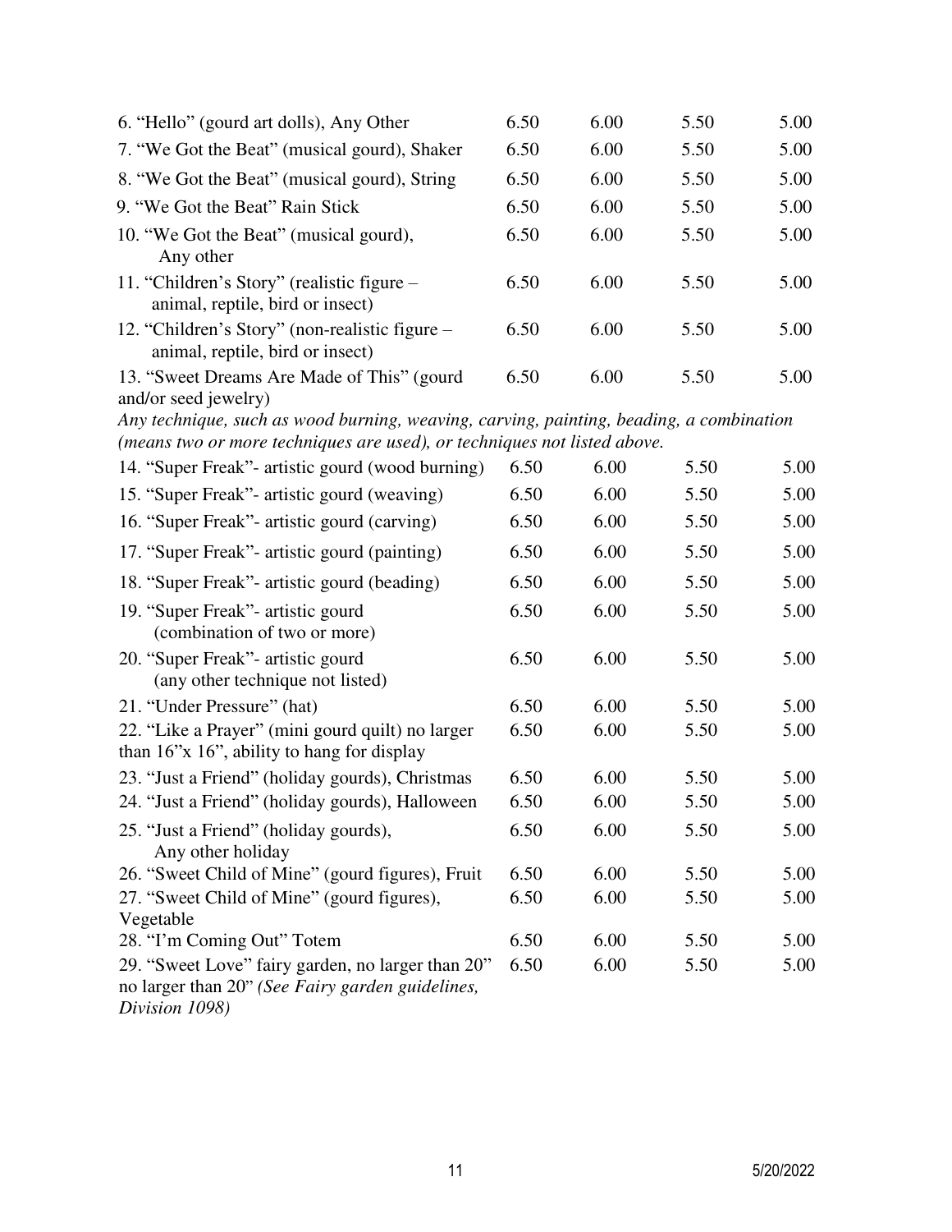| | | | | |
|---|---|---|---|---|
| 6. "Hello" (gourd art dolls), Any Other | 6.50 | 6.00 | 5.50 | 5.00 |
| 7. "We Got the Beat" (musical gourd), Shaker | 6.50 | 6.00 | 5.50 | 5.00 |
| 8. "We Got the Beat" (musical gourd), String | 6.50 | 6.00 | 5.50 | 5.00 |
| 9. "We Got the Beat" Rain Stick | 6.50 | 6.00 | 5.50 | 5.00 |
| 10. "We Got the Beat" (musical gourd), Any other | 6.50 | 6.00 | 5.50 | 5.00 |
| 11. "Children's Story" (realistic figure – animal, reptile, bird or insect) | 6.50 | 6.00 | 5.50 | 5.00 |
| 12. "Children's Story" (non-realistic figure – animal, reptile, bird or insect) | 6.50 | 6.00 | 5.50 | 5.00 |
| 13. "Sweet Dreams Are Made of This" (gourd and/or seed jewelry) | 6.50 | 6.00 | 5.50 | 5.00 |

*Any technique, such as wood burning, weaving, carving, painting, beading, a combination (means two or more techniques are used), or techniques not listed above.*

| | | | | |
|---|---|---|---|---|
| 14. "Super Freak"- artistic gourd (wood burning) | 6.50 | 6.00 | 5.50 | 5.00 |
| 15. "Super Freak"- artistic gourd (weaving) | 6.50 | 6.00 | 5.50 | 5.00 |
| 16. "Super Freak"- artistic gourd (carving) | 6.50 | 6.00 | 5.50 | 5.00 |
| 17. "Super Freak"- artistic gourd (painting) | 6.50 | 6.00 | 5.50 | 5.00 |
| 18. "Super Freak"- artistic gourd (beading) | 6.50 | 6.00 | 5.50 | 5.00 |
| 19. "Super Freak"- artistic gourd (combination of two or more) | 6.50 | 6.00 | 5.50 | 5.00 |
| 20. "Super Freak"- artistic gourd (any other technique not listed) | 6.50 | 6.00 | 5.50 | 5.00 |
| 21. "Under Pressure" (hat) | 6.50 | 6.00 | 5.50 | 5.00 |
| 22. "Like a Prayer" (mini gourd quilt) no larger than 16"x 16", ability to hang for display | 6.50 | 6.00 | 5.50 | 5.00 |
| 23. "Just a Friend" (holiday gourds), Christmas | 6.50 | 6.00 | 5.50 | 5.00 |
| 24. "Just a Friend" (holiday gourds), Halloween | 6.50 | 6.00 | 5.50 | 5.00 |
| 25. "Just a Friend" (holiday gourds), Any other holiday | 6.50 | 6.00 | 5.50 | 5.00 |
| 26. "Sweet Child of Mine" (gourd figures), Fruit | 6.50 | 6.00 | 5.50 | 5.00 |
| 27. "Sweet Child of Mine" (gourd figures), Vegetable | 6.50 | 6.00 | 5.50 | 5.00 |
| 28. "I'm Coming Out" Totem | 6.50 | 6.00 | 5.50 | 5.00 |
| 29. "Sweet Love" fairy garden, no larger than 20" no larger than 20" *(See Fairy garden guidelines, Division 1098)* | 6.50 | 6.00 | 5.50 | 5.00 |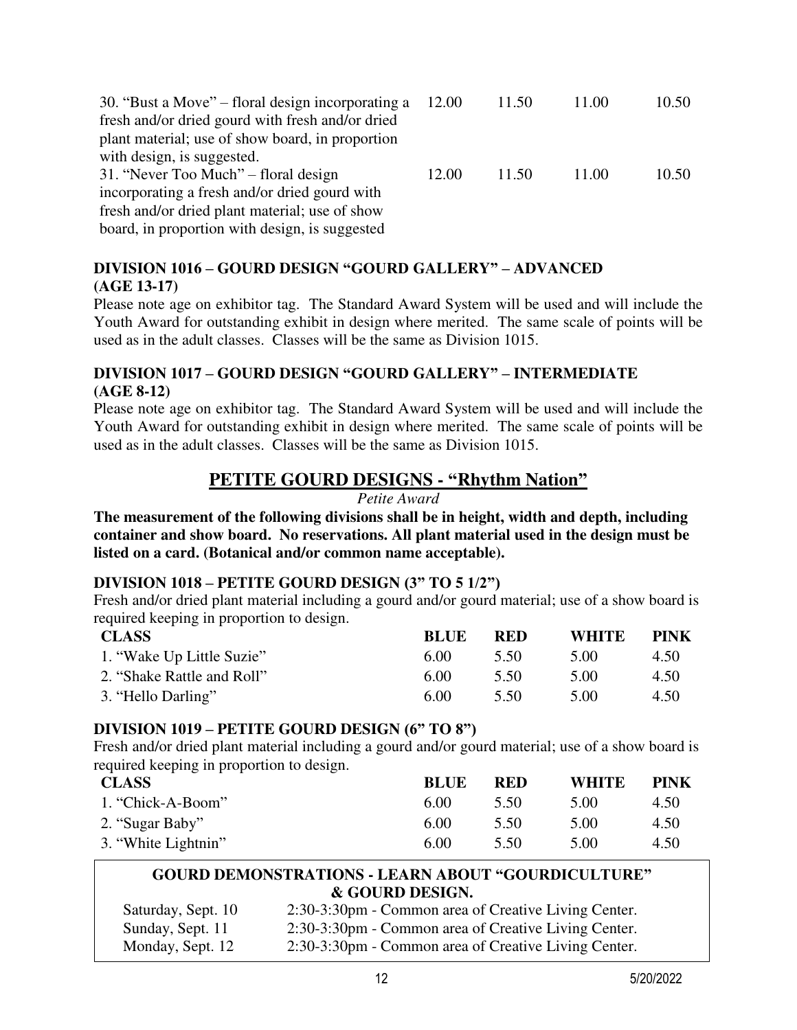| | | | | |
|---|---|---|---|---|
| 30. "Bust a Move" – floral design incorporating a fresh and/or dried gourd with fresh and/or dried plant material; use of show board, in proportion with design, is suggested. | 12.00 | 11.50 | 11.00 | 10.50 |
| 31. "Never Too Much" – floral design incorporating a fresh and/or dried gourd with fresh and/or dried plant material; use of show board, in proportion with design, is suggested | 12.00 | 11.50 | 11.00 | 10.50 |

### DIVISION 1016 – GOURD DESIGN "GOURD GALLERY" – ADVANCED (AGE 13-17)

Please note age on exhibitor tag. The Standard Award System will be used and will include the Youth Award for outstanding exhibit in design where merited. The same scale of points will be used as in the adult classes. Classes will be the same as Division 1015.

### DIVISION 1017 – GOURD DESIGN "GOURD GALLERY" – INTERMEDIATE (AGE 8-12)

Please note age on exhibitor tag. The Standard Award System will be used and will include the Youth Award for outstanding exhibit in design where merited. The same scale of points will be used as in the adult classes. Classes will be the same as Division 1015.

## PETITE GOURD DESIGNS - "Rhythm Nation"

*Petite Award*

**The measurement of the following divisions shall be in height, width and depth, including container and show board. No reservations. All plant material used in the design must be listed on a card. (Botanical and/or common name acceptable).**

### DIVISION 1018 – PETITE GOURD DESIGN (3" TO 5 1/2")

Fresh and/or dried plant material including a gourd and/or gourd material; use of a show board is required keeping in proportion to design.

| CLASS | BLUE | RED | WHITE | PINK |
|---|---|---|---|---|
| 1. "Wake Up Little Suzie" | 6.00 | 5.50 | 5.00 | 4.50 |
| 2. "Shake Rattle and Roll" | 6.00 | 5.50 | 5.00 | 4.50 |
| 3. "Hello Darling" | 6.00 | 5.50 | 5.00 | 4.50 |

### DIVISION 1019 – PETITE GOURD DESIGN (6" TO 8")

Fresh and/or dried plant material including a gourd and/or gourd material; use of a show board is required keeping in proportion to design.

| CLASS | BLUE | RED | WHITE | PINK |
|---|---|---|---|---|
| 1. "Chick-A-Boom" | 6.00 | 5.50 | 5.00 | 4.50 |
| 2. "Sugar Baby" | 6.00 | 5.50 | 5.00 | 4.50 |
| 3. "White Lightnin" | 6.00 | 5.50 | 5.00 | 4.50 |

**GOURD DEMONSTRATIONS - LEARN ABOUT "GOURDICULTURE" & GOURD DESIGN.**

| | |
|---|---|
| Saturday, Sept. 10 | 2:30-3:30pm - Common area of Creative Living Center. |
| Sunday, Sept. 11 | 2:30-3:30pm - Common area of Creative Living Center. |
| Monday, Sept. 12 | 2:30-3:30pm - Common area of Creative Living Center. |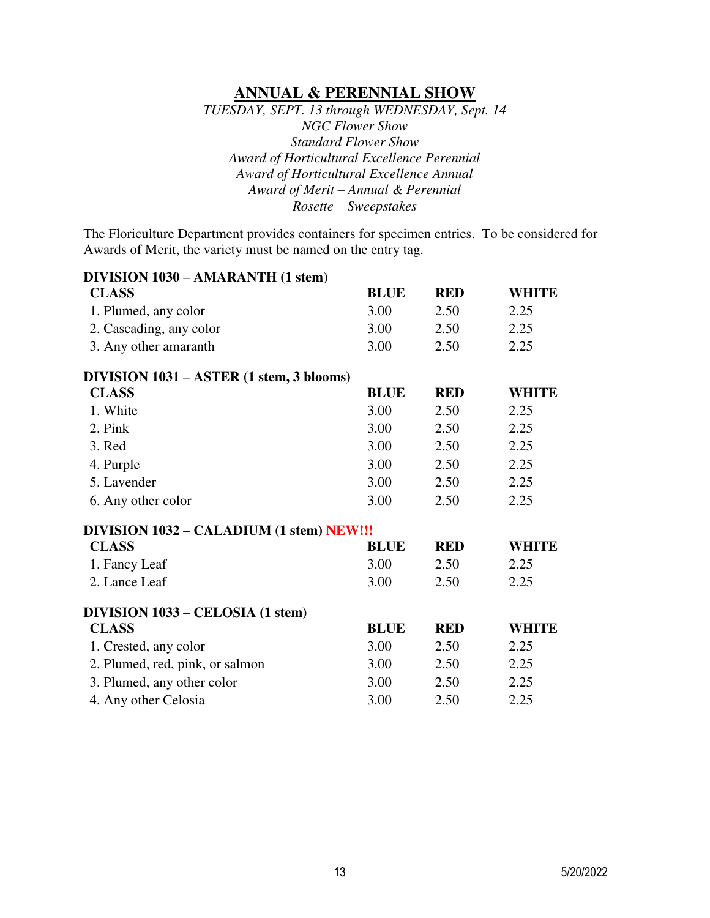## ANNUAL & PERENNIAL SHOW

*TUESDAY, SEPT. 13 through WEDNESDAY, Sept. 14*
*NGC Flower Show*
*Standard Flower Show*
*Award of Horticultural Excellence Perennial*
*Award of Horticultural Excellence Annual*
*Award of Merit – Annual & Perennial*
*Rosette – Sweepstakes*

The Floriculture Department provides containers for specimen entries. To be considered for Awards of Merit, the variety must be named on the entry tag.

### DIVISION 1030 – AMARANTH (1 stem)

| CLASS | BLUE | RED | WHITE |
|---|---|---|---|
| 1. Plumed, any color | 3.00 | 2.50 | 2.25 |
| 2. Cascading, any color | 3.00 | 2.50 | 2.25 |
| 3. Any other amaranth | 3.00 | 2.50 | 2.25 |

### DIVISION 1031 – ASTER (1 stem, 3 blooms)

| CLASS | BLUE | RED | WHITE |
|---|---|---|---|
| 1. White | 3.00 | 2.50 | 2.25 |
| 2. Pink | 3.00 | 2.50 | 2.25 |
| 3. Red | 3.00 | 2.50 | 2.25 |
| 4. Purple | 3.00 | 2.50 | 2.25 |
| 5. Lavender | 3.00 | 2.50 | 2.25 |
| 6. Any other color | 3.00 | 2.50 | 2.25 |

### DIVISION 1032 – CALADIUM (1 stem) NEW!!!

| CLASS | BLUE | RED | WHITE |
|---|---|---|---|
| 1. Fancy Leaf | 3.00 | 2.50 | 2.25 |
| 2. Lance Leaf | 3.00 | 2.50 | 2.25 |

### DIVISION 1033 – CELOSIA (1 stem)

| CLASS | BLUE | RED | WHITE |
|---|---|---|---|
| 1. Crested, any color | 3.00 | 2.50 | 2.25 |
| 2. Plumed, red, pink, or salmon | 3.00 | 2.50 | 2.25 |
| 3. Plumed, any other color | 3.00 | 2.50 | 2.25 |
| 4. Any other Celosia | 3.00 | 2.50 | 2.25 |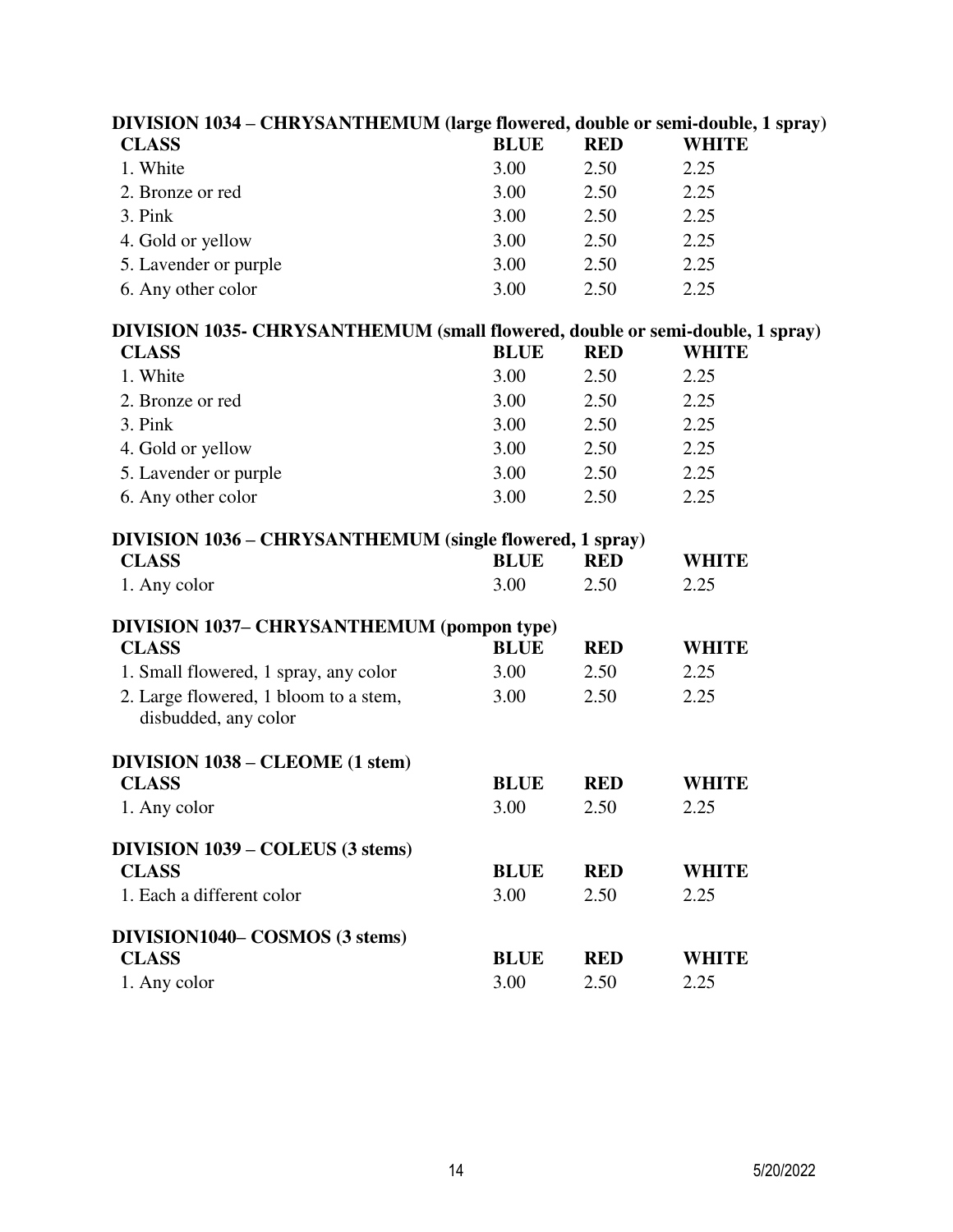## DIVISION 1034 – CHRYSANTHEMUM (large flowered, double or semi-double, 1 spray)

| CLASS | BLUE | RED | WHITE |
|---|---|---|---|
| 1. White | 3.00 | 2.50 | 2.25 |
| 2. Bronze or red | 3.00 | 2.50 | 2.25 |
| 3. Pink | 3.00 | 2.50 | 2.25 |
| 4. Gold or yellow | 3.00 | 2.50 | 2.25 |
| 5. Lavender or purple | 3.00 | 2.50 | 2.25 |
| 6. Any other color | 3.00 | 2.50 | 2.25 |

## DIVISION 1035- CHRYSANTHEMUM (small flowered, double or semi-double, 1 spray)

| CLASS | BLUE | RED | WHITE |
|---|---|---|---|
| 1. White | 3.00 | 2.50 | 2.25 |
| 2. Bronze or red | 3.00 | 2.50 | 2.25 |
| 3. Pink | 3.00 | 2.50 | 2.25 |
| 4. Gold or yellow | 3.00 | 2.50 | 2.25 |
| 5. Lavender or purple | 3.00 | 2.50 | 2.25 |
| 6. Any other color | 3.00 | 2.50 | 2.25 |

## DIVISION 1036 – CHRYSANTHEMUM (single flowered, 1 spray)

| CLASS | BLUE | RED | WHITE |
|---|---|---|---|
| 1. Any color | 3.00 | 2.50 | 2.25 |

## DIVISION 1037– CHRYSANTHEMUM (pompon type)

| CLASS | BLUE | RED | WHITE |
|---|---|---|---|
| 1. Small flowered, 1 spray, any color | 3.00 | 2.50 | 2.25 |
| 2. Large flowered, 1 bloom to a stem, disbudded, any color | 3.00 | 2.50 | 2.25 |

## DIVISION 1038 – CLEOME (1 stem)

| CLASS | BLUE | RED | WHITE |
|---|---|---|---|
| 1. Any color | 3.00 | 2.50 | 2.25 |

## DIVISION 1039 – COLEUS (3 stems)

| CLASS | BLUE | RED | WHITE |
|---|---|---|---|
| 1. Each a different color | 3.00 | 2.50 | 2.25 |

## DIVISION1040– COSMOS (3 stems)

| CLASS | BLUE | RED | WHITE |
|---|---|---|---|
| 1. Any color | 3.00 | 2.50 | 2.25 |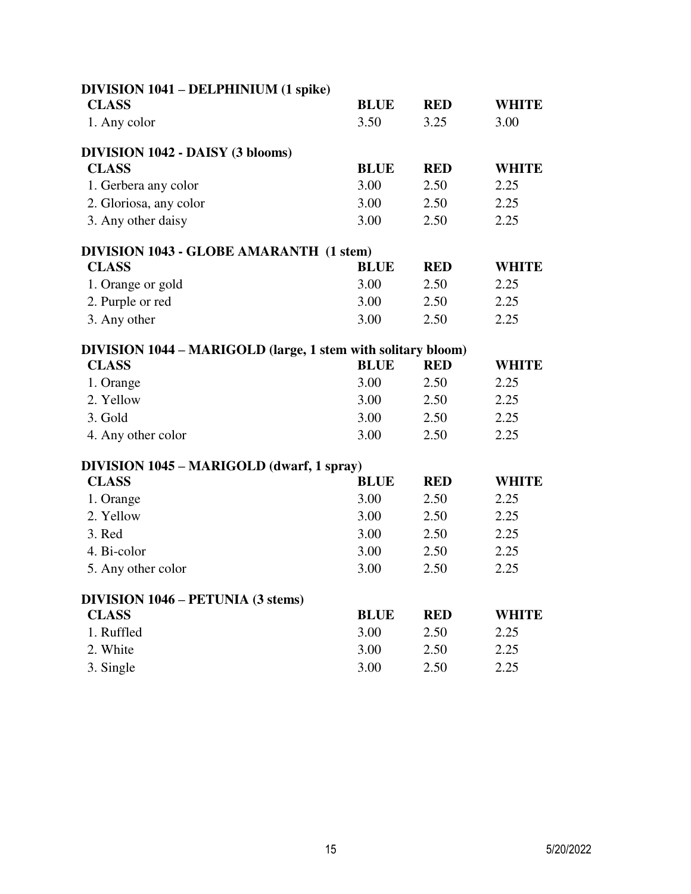### DIVISION 1041 – DELPHINIUM (1 spike)

| CLASS | BLUE | RED | WHITE |
|---|---|---|---|
| 1. Any color | 3.50 | 3.25 | 3.00 |

### DIVISION 1042 - DAISY (3 blooms)

| CLASS | BLUE | RED | WHITE |
|---|---|---|---|
| 1. Gerbera any color | 3.00 | 2.50 | 2.25 |
| 2. Gloriosa, any color | 3.00 | 2.50 | 2.25 |
| 3. Any other daisy | 3.00 | 2.50 | 2.25 |

### DIVISION 1043 - GLOBE AMARANTH (1 stem)

| CLASS | BLUE | RED | WHITE |
|---|---|---|---|
| 1. Orange or gold | 3.00 | 2.50 | 2.25 |
| 2. Purple or red | 3.00 | 2.50 | 2.25 |
| 3. Any other | 3.00 | 2.50 | 2.25 |

### DIVISION 1044 – MARIGOLD (large, 1 stem with solitary bloom)

| CLASS | BLUE | RED | WHITE |
|---|---|---|---|
| 1. Orange | 3.00 | 2.50 | 2.25 |
| 2. Yellow | 3.00 | 2.50 | 2.25 |
| 3. Gold | 3.00 | 2.50 | 2.25 |
| 4. Any other color | 3.00 | 2.50 | 2.25 |

### DIVISION 1045 – MARIGOLD (dwarf, 1 spray)

| CLASS | BLUE | RED | WHITE |
|---|---|---|---|
| 1. Orange | 3.00 | 2.50 | 2.25 |
| 2. Yellow | 3.00 | 2.50 | 2.25 |
| 3. Red | 3.00 | 2.50 | 2.25 |
| 4. Bi-color | 3.00 | 2.50 | 2.25 |
| 5. Any other color | 3.00 | 2.50 | 2.25 |

### DIVISION 1046 – PETUNIA (3 stems)

| CLASS | BLUE | RED | WHITE |
|---|---|---|---|
| 1. Ruffled | 3.00 | 2.50 | 2.25 |
| 2. White | 3.00 | 2.50 | 2.25 |
| 3. Single | 3.00 | 2.50 | 2.25 |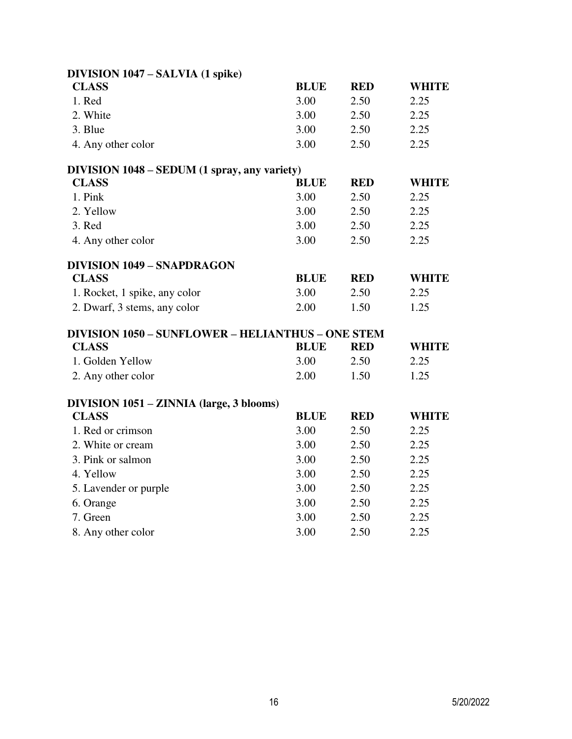### DIVISION 1047 – SALVIA (1 spike)

| CLASS | BLUE | RED | WHITE |
|---|---|---|---|
| 1. Red | 3.00 | 2.50 | 2.25 |
| 2. White | 3.00 | 2.50 | 2.25 |
| 3. Blue | 3.00 | 2.50 | 2.25 |
| 4. Any other color | 3.00 | 2.50 | 2.25 |

### DIVISION 1048 – SEDUM (1 spray, any variety)

| CLASS | BLUE | RED | WHITE |
|---|---|---|---|
| 1. Pink | 3.00 | 2.50 | 2.25 |
| 2. Yellow | 3.00 | 2.50 | 2.25 |
| 3. Red | 3.00 | 2.50 | 2.25 |
| 4. Any other color | 3.00 | 2.50 | 2.25 |

### DIVISION 1049 – SNAPDRAGON

| CLASS | BLUE | RED | WHITE |
|---|---|---|---|
| 1. Rocket, 1 spike, any color | 3.00 | 2.50 | 2.25 |
| 2. Dwarf, 3 stems, any color | 2.00 | 1.50 | 1.25 |

### DIVISION 1050 – SUNFLOWER – HELIANTHUS – ONE STEM

| CLASS | BLUE | RED | WHITE |
|---|---|---|---|
| 1. Golden Yellow | 3.00 | 2.50 | 2.25 |
| 2. Any other color | 2.00 | 1.50 | 1.25 |

### DIVISION 1051 – ZINNIA (large, 3 blooms)

| CLASS | BLUE | RED | WHITE |
|---|---|---|---|
| 1. Red or crimson | 3.00 | 2.50 | 2.25 |
| 2. White or cream | 3.00 | 2.50 | 2.25 |
| 3. Pink or salmon | 3.00 | 2.50 | 2.25 |
| 4. Yellow | 3.00 | 2.50 | 2.25 |
| 5. Lavender or purple | 3.00 | 2.50 | 2.25 |
| 6. Orange | 3.00 | 2.50 | 2.25 |
| 7. Green | 3.00 | 2.50 | 2.25 |
| 8. Any other color | 3.00 | 2.50 | 2.25 |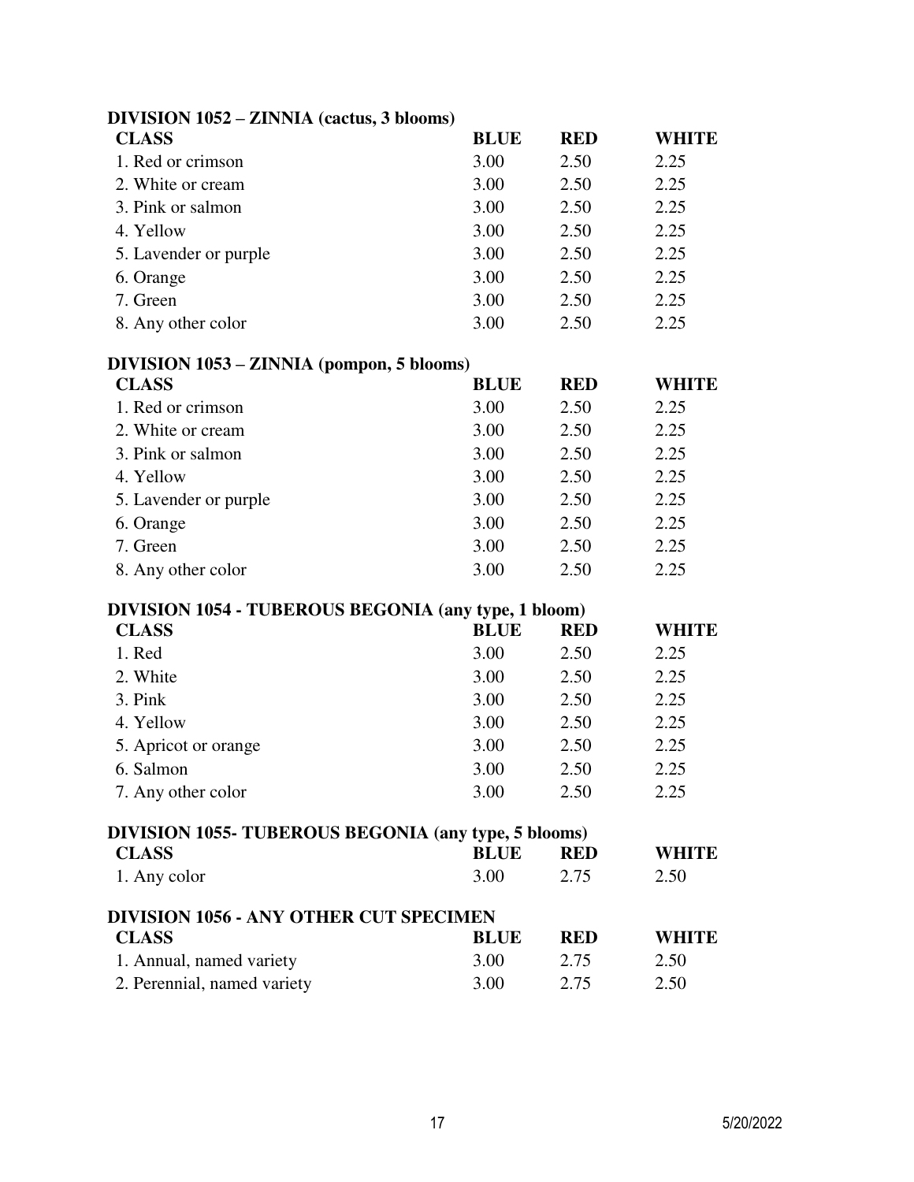### DIVISION 1052 – ZINNIA (cactus, 3 blooms)

| CLASS | BLUE | RED | WHITE |
|---|---|---|---|
| 1. Red or crimson | 3.00 | 2.50 | 2.25 |
| 2. White or cream | 3.00 | 2.50 | 2.25 |
| 3. Pink or salmon | 3.00 | 2.50 | 2.25 |
| 4. Yellow | 3.00 | 2.50 | 2.25 |
| 5. Lavender or purple | 3.00 | 2.50 | 2.25 |
| 6. Orange | 3.00 | 2.50 | 2.25 |
| 7. Green | 3.00 | 2.50 | 2.25 |
| 8. Any other color | 3.00 | 2.50 | 2.25 |

### DIVISION 1053 – ZINNIA (pompon, 5 blooms)

| CLASS | BLUE | RED | WHITE |
|---|---|---|---|
| 1. Red or crimson | 3.00 | 2.50 | 2.25 |
| 2. White or cream | 3.00 | 2.50 | 2.25 |
| 3. Pink or salmon | 3.00 | 2.50 | 2.25 |
| 4. Yellow | 3.00 | 2.50 | 2.25 |
| 5. Lavender or purple | 3.00 | 2.50 | 2.25 |
| 6. Orange | 3.00 | 2.50 | 2.25 |
| 7. Green | 3.00 | 2.50 | 2.25 |
| 8. Any other color | 3.00 | 2.50 | 2.25 |

### DIVISION 1054 - TUBEROUS BEGONIA (any type, 1 bloom)

| CLASS | BLUE | RED | WHITE |
|---|---|---|---|
| 1. Red | 3.00 | 2.50 | 2.25 |
| 2. White | 3.00 | 2.50 | 2.25 |
| 3. Pink | 3.00 | 2.50 | 2.25 |
| 4. Yellow | 3.00 | 2.50 | 2.25 |
| 5. Apricot or orange | 3.00 | 2.50 | 2.25 |
| 6. Salmon | 3.00 | 2.50 | 2.25 |
| 7. Any other color | 3.00 | 2.50 | 2.25 |

### DIVISION 1055- TUBEROUS BEGONIA (any type, 5 blooms)

| CLASS | BLUE | RED | WHITE |
|---|---|---|---|
| 1. Any color | 3.00 | 2.75 | 2.50 |

### DIVISION 1056 - ANY OTHER CUT SPECIMEN

| CLASS | BLUE | RED | WHITE |
|---|---|---|---|
| 1. Annual, named variety | 3.00 | 2.75 | 2.50 |
| 2. Perennial, named variety | 3.00 | 2.75 | 2.50 |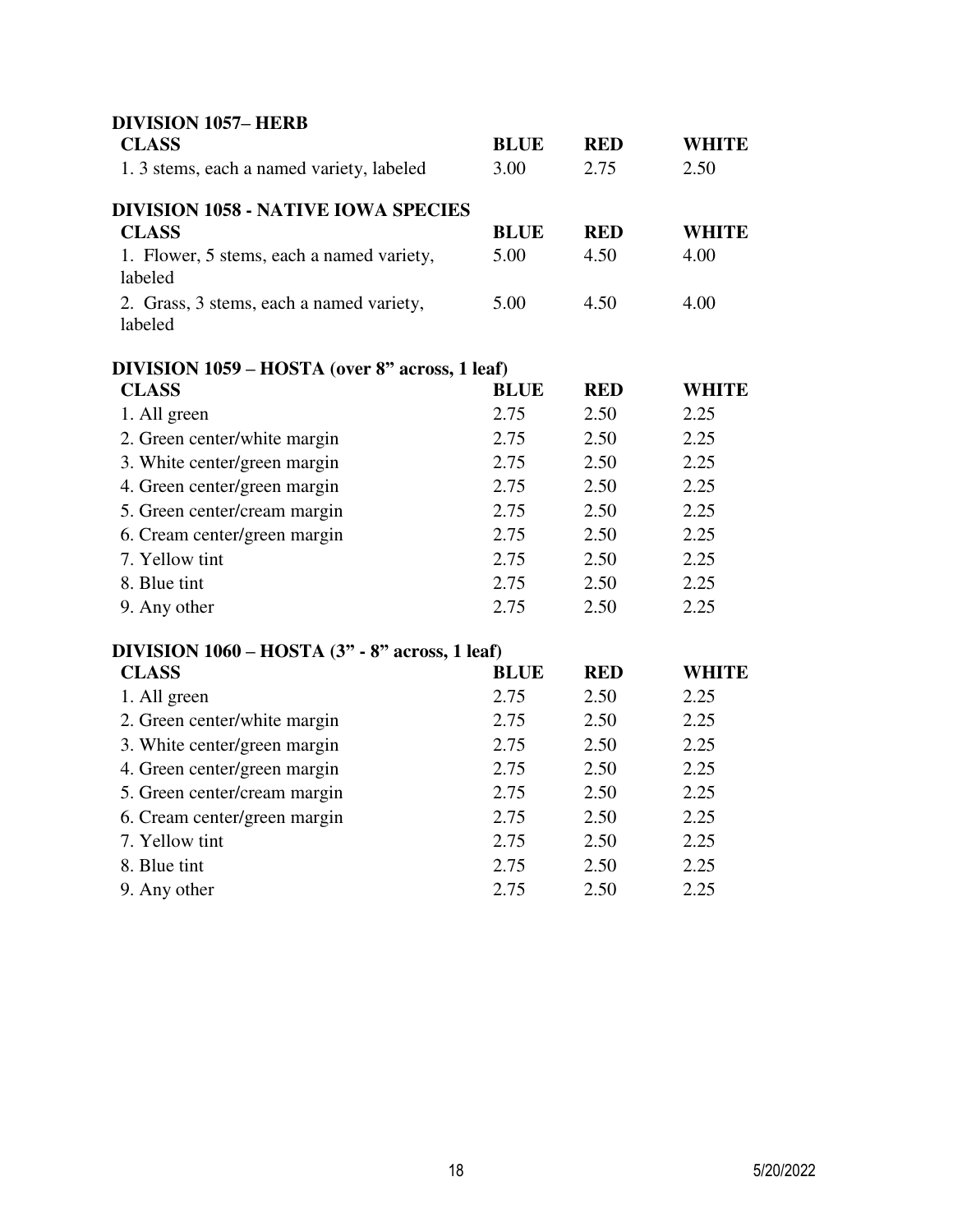**DIVISION 1057– HERB**

| CLASS | BLUE | RED | WHITE |
|---|---|---|---|
| 1. 3 stems, each a named variety, labeled | 3.00 | 2.75 | 2.50 |

**DIVISION 1058 - NATIVE IOWA SPECIES**

| CLASS | BLUE | RED | WHITE |
|---|---|---|---|
| 1. Flower, 5 stems, each a named variety, labeled | 5.00 | 4.50 | 4.00 |
| 2. Grass, 3 stems, each a named variety, labeled | 5.00 | 4.50 | 4.00 |

**DIVISION 1059 – HOSTA (over 8" across, 1 leaf)**

| CLASS | BLUE | RED | WHITE |
|---|---|---|---|
| 1. All green | 2.75 | 2.50 | 2.25 |
| 2. Green center/white margin | 2.75 | 2.50 | 2.25 |
| 3. White center/green margin | 2.75 | 2.50 | 2.25 |
| 4. Green center/green margin | 2.75 | 2.50 | 2.25 |
| 5. Green center/cream margin | 2.75 | 2.50 | 2.25 |
| 6. Cream center/green margin | 2.75 | 2.50 | 2.25 |
| 7. Yellow tint | 2.75 | 2.50 | 2.25 |
| 8. Blue tint | 2.75 | 2.50 | 2.25 |
| 9. Any other | 2.75 | 2.50 | 2.25 |

**DIVISION 1060 – HOSTA (3" - 8" across, 1 leaf)**

| CLASS | BLUE | RED | WHITE |
|---|---|---|---|
| 1. All green | 2.75 | 2.50 | 2.25 |
| 2. Green center/white margin | 2.75 | 2.50 | 2.25 |
| 3. White center/green margin | 2.75 | 2.50 | 2.25 |
| 4. Green center/green margin | 2.75 | 2.50 | 2.25 |
| 5. Green center/cream margin | 2.75 | 2.50 | 2.25 |
| 6. Cream center/green margin | 2.75 | 2.50 | 2.25 |
| 7. Yellow tint | 2.75 | 2.50 | 2.25 |
| 8. Blue tint | 2.75 | 2.50 | 2.25 |
| 9. Any other | 2.75 | 2.50 | 2.25 |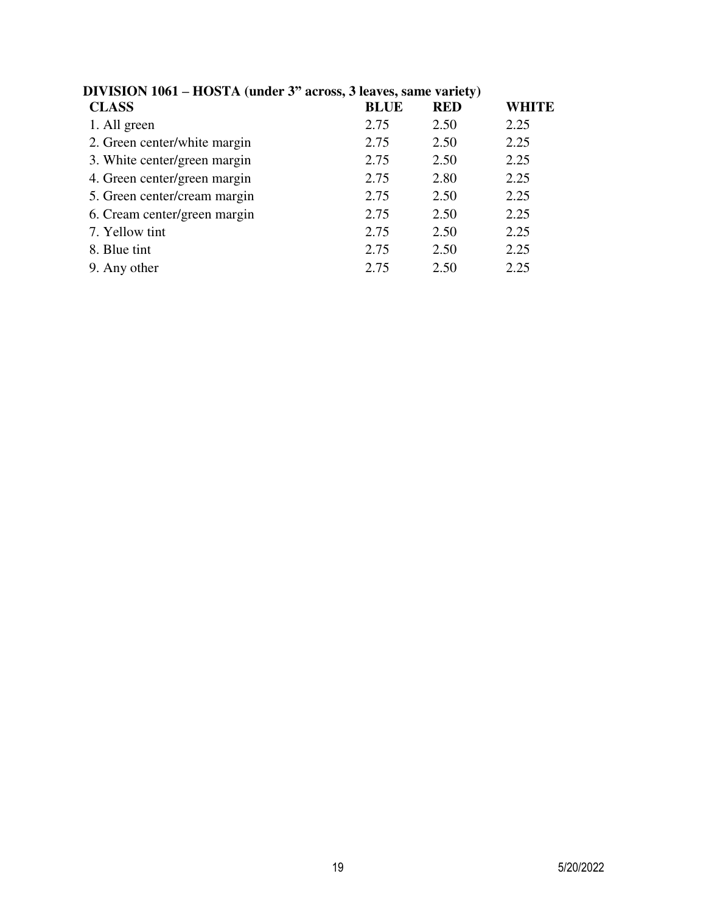**DIVISION 1061 – HOSTA (under 3" across, 3 leaves, same variety)**

| CLASS | BLUE | RED | WHITE |
|---|---|---|---|
| 1. All green | 2.75 | 2.50 | 2.25 |
| 2. Green center/white margin | 2.75 | 2.50 | 2.25 |
| 3. White center/green margin | 2.75 | 2.50 | 2.25 |
| 4. Green center/green margin | 2.75 | 2.80 | 2.25 |
| 5. Green center/cream margin | 2.75 | 2.50 | 2.25 |
| 6. Cream center/green margin | 2.75 | 2.50 | 2.25 |
| 7. Yellow tint | 2.75 | 2.50 | 2.25 |
| 8. Blue tint | 2.75 | 2.50 | 2.25 |
| 9. Any other | 2.75 | 2.50 | 2.25 |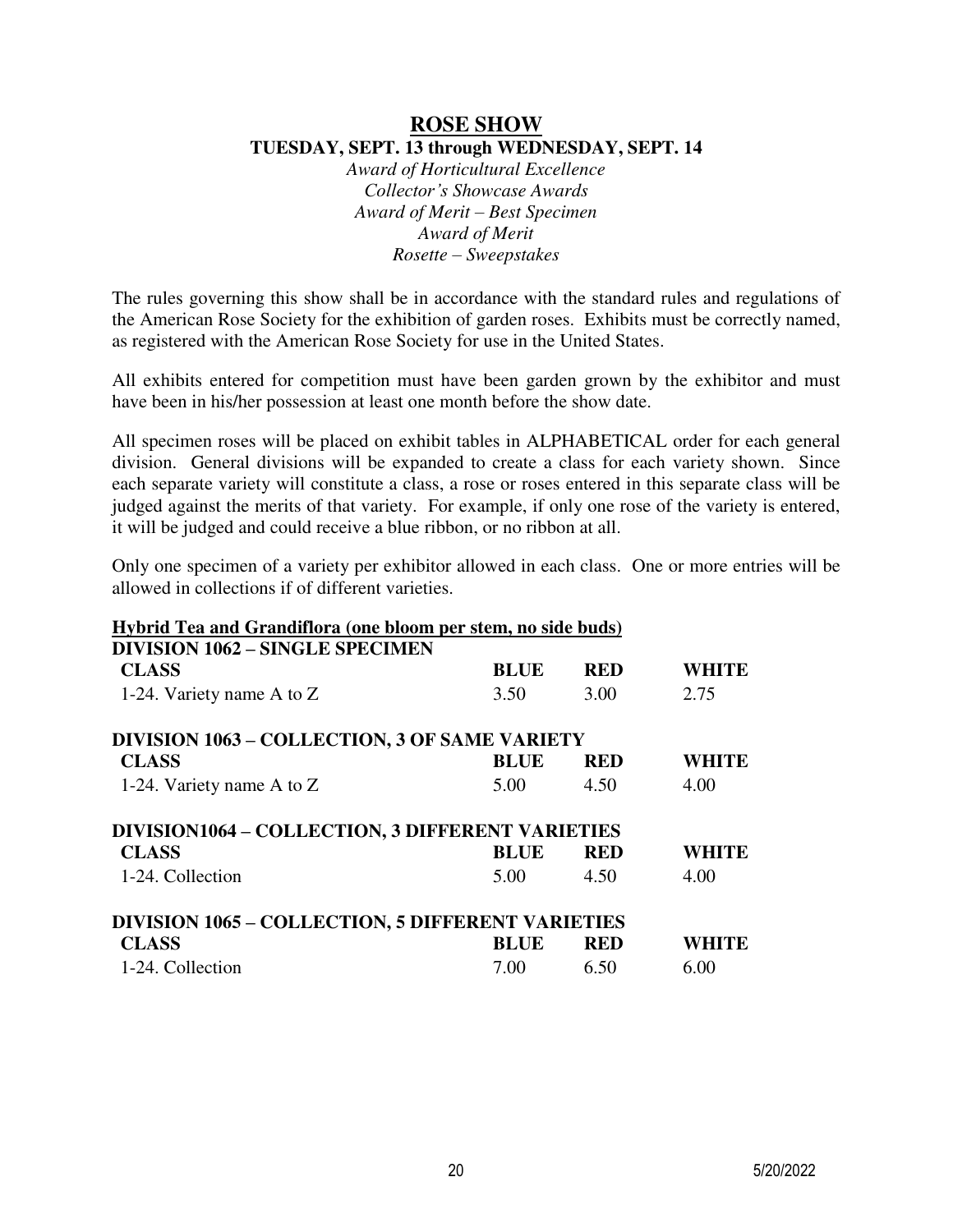# ROSE SHOW

**TUESDAY, SEPT. 13 through WEDNESDAY, SEPT. 14**

*Award of Horticultural Excellence*
*Collector's Showcase Awards*
*Award of Merit – Best Specimen*
*Award of Merit*
*Rosette – Sweepstakes*

The rules governing this show shall be in accordance with the standard rules and regulations of the American Rose Society for the exhibition of garden roses. Exhibits must be correctly named, as registered with the American Rose Society for use in the United States.

All exhibits entered for competition must have been garden grown by the exhibitor and must have been in his/her possession at least one month before the show date.

All specimen roses will be placed on exhibit tables in ALPHABETICAL order for each general division. General divisions will be expanded to create a class for each variety shown. Since each separate variety will constitute a class, a rose or roses entered in this separate class will be judged against the merits of that variety. For example, if only one rose of the variety is entered, it will be judged and could receive a blue ribbon, or no ribbon at all.

Only one specimen of a variety per exhibitor allowed in each class. One or more entries will be allowed in collections if of different varieties.

**Hybrid Tea and Grandiflora (one bloom per stem, no side buds)**

**DIVISION 1062 – SINGLE SPECIMEN**

| CLASS | BLUE | RED | WHITE |
| --- | --- | --- | --- |
| 1-24. Variety name A to Z | 3.50 | 3.00 | 2.75 |

**DIVISION 1063 – COLLECTION, 3 OF SAME VARIETY**

| CLASS | BLUE | RED | WHITE |
| --- | --- | --- | --- |
| 1-24. Variety name A to Z | 5.00 | 4.50 | 4.00 |

**DIVISION1064 – COLLECTION, 3 DIFFERENT VARIETIES**

| CLASS | BLUE | RED | WHITE |
| --- | --- | --- | --- |
| 1-24. Collection | 5.00 | 4.50 | 4.00 |

**DIVISION 1065 – COLLECTION, 5 DIFFERENT VARIETIES**

| CLASS | BLUE | RED | WHITE |
| --- | --- | --- | --- |
| 1-24. Collection | 7.00 | 6.50 | 6.00 |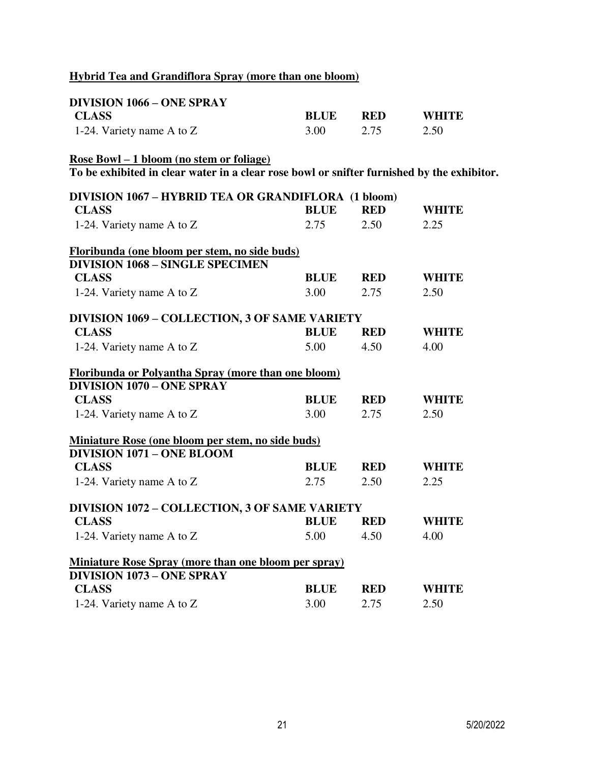**Hybrid Tea and Grandiflora Spray (more than one bloom)**

**DIVISION 1066 – ONE SPRAY**

| CLASS | BLUE | RED | WHITE |
|---|---|---|---|
| 1-24. Variety name A to Z | 3.00 | 2.75 | 2.50 |

**Rose Bowl – 1 bloom (no stem or foliage)**

**To be exhibited in clear water in a clear rose bowl or snifter furnished by the exhibitor.**

**DIVISION 1067 – HYBRID TEA OR GRANDIFLORA (1 bloom)**

| CLASS | BLUE | RED | WHITE |
|---|---|---|---|
| 1-24. Variety name A to Z | 2.75 | 2.50 | 2.25 |

**Floribunda (one bloom per stem, no side buds)**

**DIVISION 1068 – SINGLE SPECIMEN**

| CLASS | BLUE | RED | WHITE |
|---|---|---|---|
| 1-24. Variety name A to Z | 3.00 | 2.75 | 2.50 |

**DIVISION 1069 – COLLECTION, 3 OF SAME VARIETY**

| CLASS | BLUE | RED | WHITE |
|---|---|---|---|
| 1-24. Variety name A to Z | 5.00 | 4.50 | 4.00 |

**Floribunda or Polyantha Spray (more than one bloom)**

**DIVISION 1070 – ONE SPRAY**

| CLASS | BLUE | RED | WHITE |
|---|---|---|---|
| 1-24. Variety name A to Z | 3.00 | 2.75 | 2.50 |

**Miniature Rose (one bloom per stem, no side buds)**

**DIVISION 1071 – ONE BLOOM**

| CLASS | BLUE | RED | WHITE |
|---|---|---|---|
| 1-24. Variety name A to Z | 2.75 | 2.50 | 2.25 |

**DIVISION 1072 – COLLECTION, 3 OF SAME VARIETY**

| CLASS | BLUE | RED | WHITE |
|---|---|---|---|
| 1-24. Variety name A to Z | 5.00 | 4.50 | 4.00 |

**Miniature Rose Spray (more than one bloom per spray)**

**DIVISION 1073 – ONE SPRAY**

| CLASS | BLUE | RED | WHITE |
|---|---|---|---|
| 1-24. Variety name A to Z | 3.00 | 2.75 | 2.50 |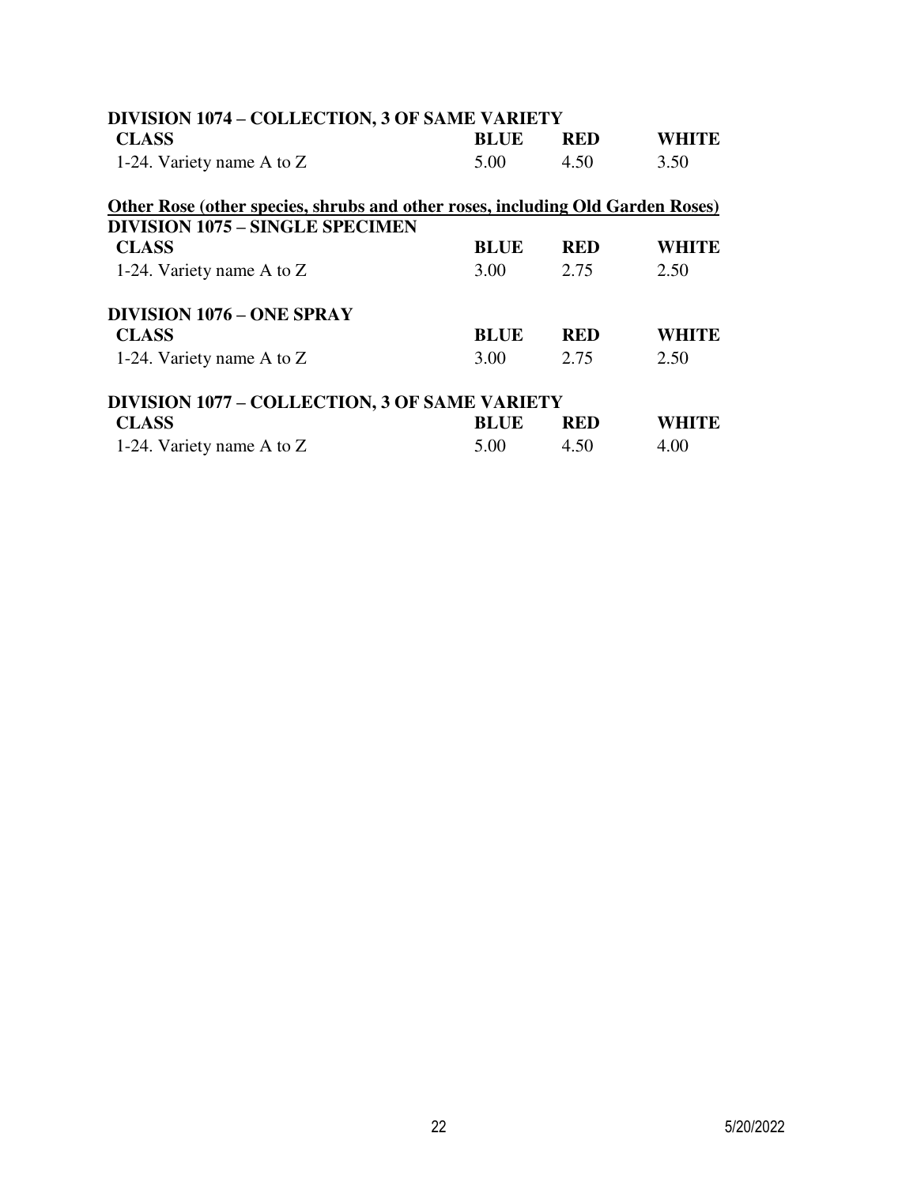### DIVISION 1074 – COLLECTION, 3 OF SAME VARIETY

| CLASS | BLUE | RED | WHITE |
|---|---|---|---|
| 1-24. Variety name A to Z | 5.00 | 4.50 | 3.50 |

## Other Rose (other species, shrubs and other roses, including Old Garden Roses)

### DIVISION 1075 – SINGLE SPECIMEN

| CLASS | BLUE | RED | WHITE |
|---|---|---|---|
| 1-24. Variety name A to Z | 3.00 | 2.75 | 2.50 |

### DIVISION 1076 – ONE SPRAY

| CLASS | BLUE | RED | WHITE |
|---|---|---|---|
| 1-24. Variety name A to Z | 3.00 | 2.75 | 2.50 |

### DIVISION 1077 – COLLECTION, 3 OF SAME VARIETY

| CLASS | BLUE | RED | WHITE |
|---|---|---|---|
| 1-24. Variety name A to Z | 5.00 | 4.50 | 4.00 |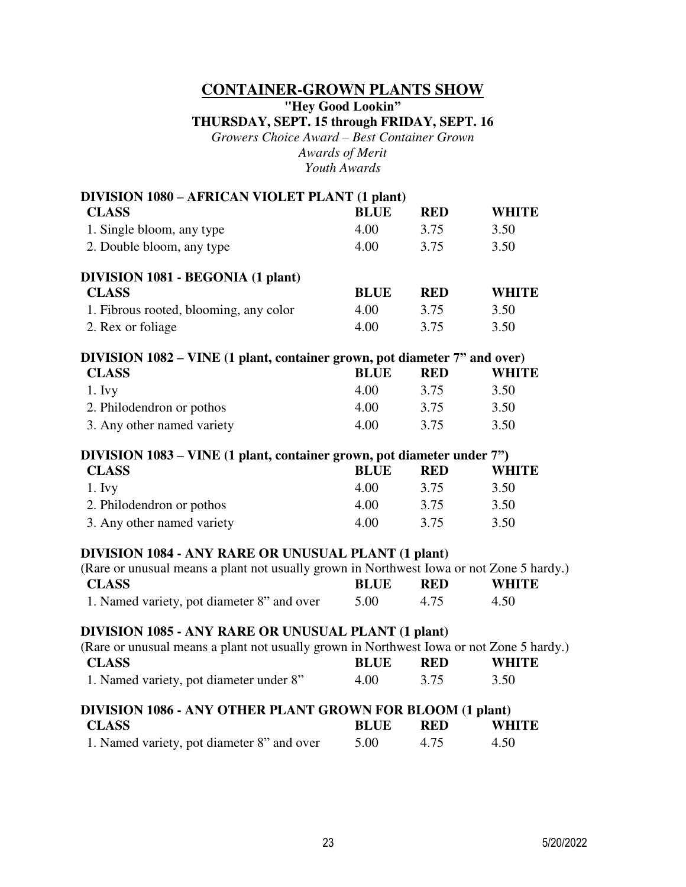# CONTAINER-GROWN PLANTS SHOW

**"Hey Good Lookin"**

**THURSDAY, SEPT. 15 through FRIDAY, SEPT. 16**

*Growers Choice Award – Best Container Grown*
*Awards of Merit*
*Youth Awards*

## DIVISION 1080 – AFRICAN VIOLET PLANT (1 plant)

| CLASS | BLUE | RED | WHITE |
|---|---|---|---|
| 1. Single bloom, any type | 4.00 | 3.75 | 3.50 |
| 2. Double bloom, any type | 4.00 | 3.75 | 3.50 |

## DIVISION 1081 - BEGONIA (1 plant)

| CLASS | BLUE | RED | WHITE |
|---|---|---|---|
| 1. Fibrous rooted, blooming, any color | 4.00 | 3.75 | 3.50 |
| 2. Rex or foliage | 4.00 | 3.75 | 3.50 |

## DIVISION 1082 – VINE (1 plant, container grown, pot diameter 7" and over)

| CLASS | BLUE | RED | WHITE |
|---|---|---|---|
| 1. Ivy | 4.00 | 3.75 | 3.50 |
| 2. Philodendron or pothos | 4.00 | 3.75 | 3.50 |
| 3. Any other named variety | 4.00 | 3.75 | 3.50 |

## DIVISION 1083 – VINE (1 plant, container grown, pot diameter under 7")

| CLASS | BLUE | RED | WHITE |
|---|---|---|---|
| 1. Ivy | 4.00 | 3.75 | 3.50 |
| 2. Philodendron or pothos | 4.00 | 3.75 | 3.50 |
| 3. Any other named variety | 4.00 | 3.75 | 3.50 |

## DIVISION 1084 - ANY RARE OR UNUSUAL PLANT (1 plant)

(Rare or unusual means a plant not usually grown in Northwest Iowa or not Zone 5 hardy.)

| CLASS | BLUE | RED | WHITE |
|---|---|---|---|
| 1. Named variety, pot diameter 8" and over | 5.00 | 4.75 | 4.50 |

## DIVISION 1085 - ANY RARE OR UNUSUAL PLANT (1 plant)

(Rare or unusual means a plant not usually grown in Northwest Iowa or not Zone 5 hardy.)

| CLASS | BLUE | RED | WHITE |
|---|---|---|---|
| 1. Named variety, pot diameter under 8" | 4.00 | 3.75 | 3.50 |

## DIVISION 1086 - ANY OTHER PLANT GROWN FOR BLOOM (1 plant)

| CLASS | BLUE | RED | WHITE |
|---|---|---|---|
| 1. Named variety, pot diameter 8" and over | 5.00 | 4.75 | 4.50 |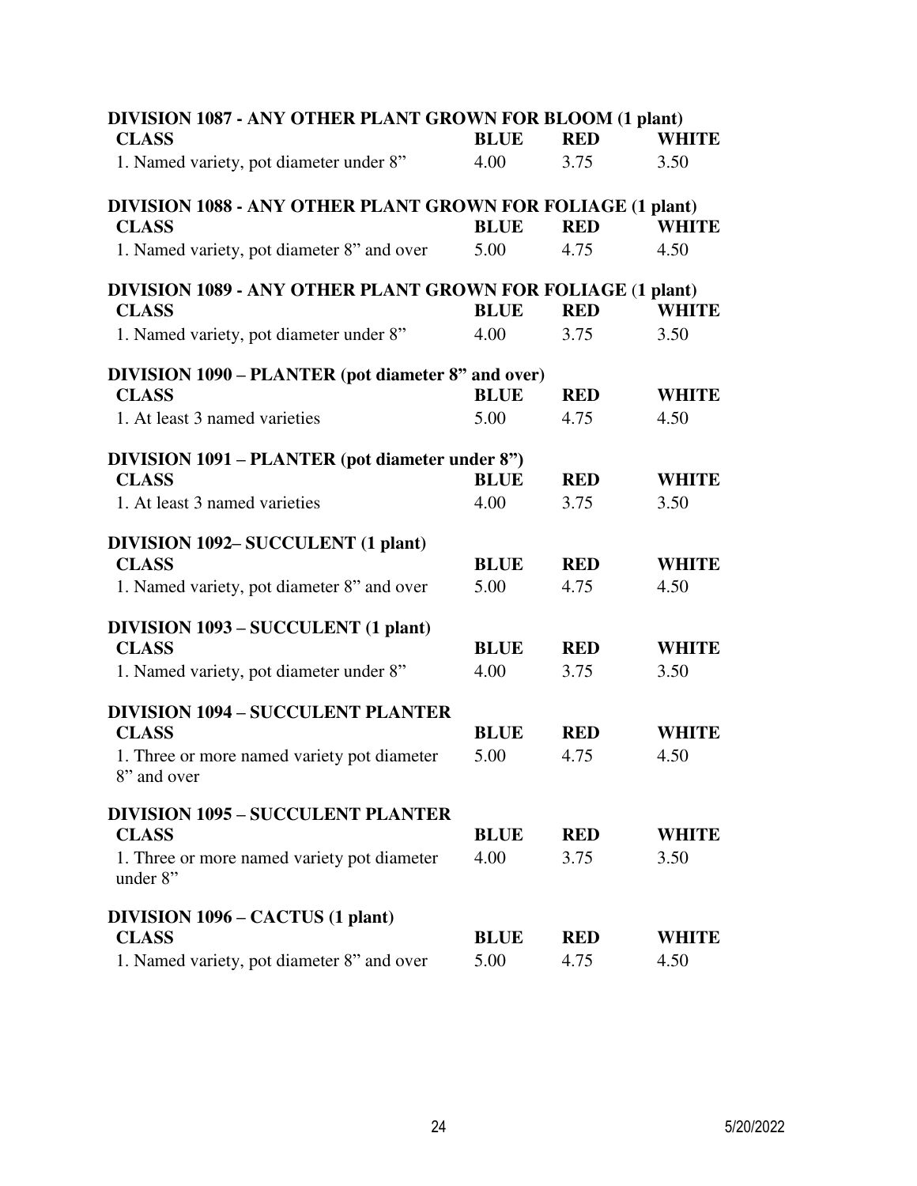### DIVISION 1087 - ANY OTHER PLANT GROWN FOR BLOOM (1 plant)

| CLASS | BLUE | RED | WHITE |
|---|---|---|---|
| 1. Named variety, pot diameter under 8” | 4.00 | 3.75 | 3.50 |

### DIVISION 1088 - ANY OTHER PLANT GROWN FOR FOLIAGE (1 plant)

| CLASS | BLUE | RED | WHITE |
|---|---|---|---|
| 1. Named variety, pot diameter 8” and over | 5.00 | 4.75 | 4.50 |

### DIVISION 1089 - ANY OTHER PLANT GROWN FOR FOLIAGE (1 plant)

| CLASS | BLUE | RED | WHITE |
|---|---|---|---|
| 1. Named variety, pot diameter under 8” | 4.00 | 3.75 | 3.50 |

### DIVISION 1090 – PLANTER (pot diameter 8” and over)

| CLASS | BLUE | RED | WHITE |
|---|---|---|---|
| 1. At least 3 named varieties | 5.00 | 4.75 | 4.50 |

### DIVISION 1091 – PLANTER (pot diameter under 8”)

| CLASS | BLUE | RED | WHITE |
|---|---|---|---|
| 1. At least 3 named varieties | 4.00 | 3.75 | 3.50 |

### DIVISION 1092– SUCCULENT (1 plant)

| CLASS | BLUE | RED | WHITE |
|---|---|---|---|
| 1. Named variety, pot diameter 8” and over | 5.00 | 4.75 | 4.50 |

### DIVISION 1093 – SUCCULENT (1 plant)

| CLASS | BLUE | RED | WHITE |
|---|---|---|---|
| 1. Named variety, pot diameter under 8” | 4.00 | 3.75 | 3.50 |

### DIVISION 1094 – SUCCULENT PLANTER

| CLASS | BLUE | RED | WHITE |
|---|---|---|---|
| 1. Three or more named variety pot diameter 8” and over | 5.00 | 4.75 | 4.50 |

### DIVISION 1095 – SUCCULENT PLANTER

| CLASS | BLUE | RED | WHITE |
|---|---|---|---|
| 1. Three or more named variety pot diameter under 8” | 4.00 | 3.75 | 3.50 |

### DIVISION 1096 – CACTUS (1 plant)

| CLASS | BLUE | RED | WHITE |
|---|---|---|---|
| 1. Named variety, pot diameter 8” and over | 5.00 | 4.75 | 4.50 |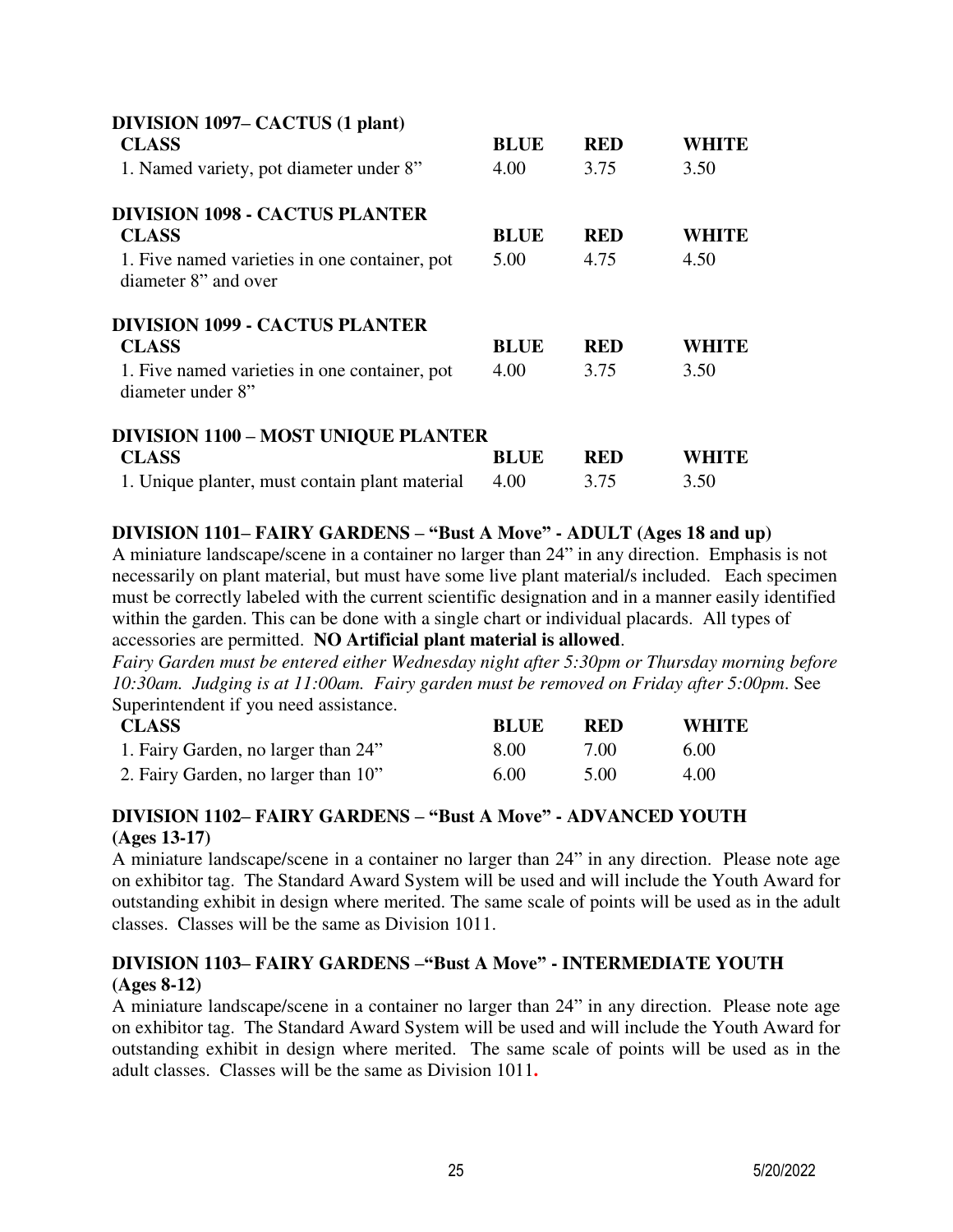**DIVISION 1097– CACTUS (1 plant)**

| CLASS | BLUE | RED | WHITE |
|---|---|---|---|
| 1. Named variety, pot diameter under 8" | 4.00 | 3.75 | 3.50 |

**DIVISION 1098 - CACTUS PLANTER**

| CLASS | BLUE | RED | WHITE |
|---|---|---|---|
| 1. Five named varieties in one container, pot diameter 8" and over | 5.00 | 4.75 | 4.50 |

**DIVISION 1099 - CACTUS PLANTER**

| CLASS | BLUE | RED | WHITE |
|---|---|---|---|
| 1. Five named varieties in one container, pot diameter under 8" | 4.00 | 3.75 | 3.50 |

**DIVISION 1100 – MOST UNIQUE PLANTER**

| CLASS | BLUE | RED | WHITE |
|---|---|---|---|
| 1. Unique planter, must contain plant material | 4.00 | 3.75 | 3.50 |

**DIVISION 1101– FAIRY GARDENS – "Bust A Move" - ADULT (Ages 18 and up)**

A miniature landscape/scene in a container no larger than 24" in any direction. Emphasis is not necessarily on plant material, but must have some live plant material/s included. Each specimen must be correctly labeled with the current scientific designation and in a manner easily identified within the garden. This can be done with a single chart or individual placards. All types of accessories are permitted. **NO Artificial plant material is allowed**.

*Fairy Garden must be entered either Wednesday night after 5:30pm or Thursday morning before 10:30am. Judging is at 11:00am. Fairy garden must be removed on Friday after 5:00pm*. See Superintendent if you need assistance.

| CLASS | BLUE | RED | WHITE |
|---|---|---|---|
| 1. Fairy Garden, no larger than 24" | 8.00 | 7.00 | 6.00 |
| 2. Fairy Garden, no larger than 10" | 6.00 | 5.00 | 4.00 |

**DIVISION 1102– FAIRY GARDENS – "Bust A Move" - ADVANCED YOUTH (Ages 13-17)**

A miniature landscape/scene in a container no larger than 24" in any direction. Please note age on exhibitor tag. The Standard Award System will be used and will include the Youth Award for outstanding exhibit in design where merited. The same scale of points will be used as in the adult classes. Classes will be the same as Division 1011.

**DIVISION 1103– FAIRY GARDENS –"Bust A Move" - INTERMEDIATE YOUTH (Ages 8-12)**

A miniature landscape/scene in a container no larger than 24" in any direction. Please note age on exhibitor tag. The Standard Award System will be used and will include the Youth Award for outstanding exhibit in design where merited. The same scale of points will be used as in the adult classes. Classes will be the same as Division 1011.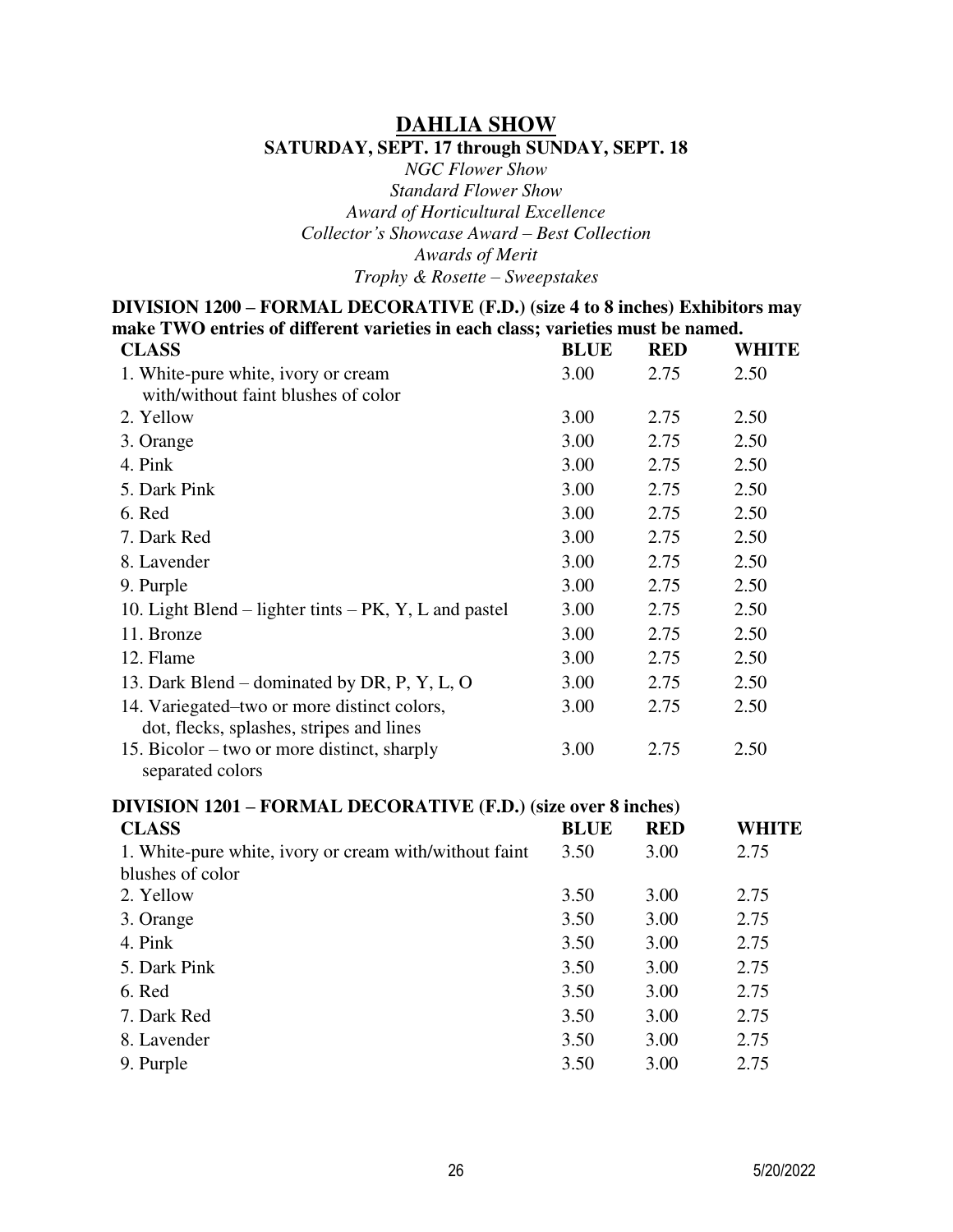## DAHLIA SHOW

**SATURDAY, SEPT. 17 through SUNDAY, SEPT. 18**

*NGC Flower Show*
*Standard Flower Show*
*Award of Horticultural Excellence*
*Collector's Showcase Award – Best Collection*
*Awards of Merit*
*Trophy & Rosette – Sweepstakes*

### DIVISION 1200 – FORMAL DECORATIVE (F.D.) (size 4 to 8 inches) Exhibitors may make TWO entries of different varieties in each class; varieties must be named.

| CLASS | BLUE | RED | WHITE |
|---|---|---|---|
| 1. White-pure white, ivory or cream with/without faint blushes of color | 3.00 | 2.75 | 2.50 |
| 2. Yellow | 3.00 | 2.75 | 2.50 |
| 3. Orange | 3.00 | 2.75 | 2.50 |
| 4. Pink | 3.00 | 2.75 | 2.50 |
| 5. Dark Pink | 3.00 | 2.75 | 2.50 |
| 6. Red | 3.00 | 2.75 | 2.50 |
| 7. Dark Red | 3.00 | 2.75 | 2.50 |
| 8. Lavender | 3.00 | 2.75 | 2.50 |
| 9. Purple | 3.00 | 2.75 | 2.50 |
| 10. Light Blend – lighter tints – PK, Y, L and pastel | 3.00 | 2.75 | 2.50 |
| 11. Bronze | 3.00 | 2.75 | 2.50 |
| 12. Flame | 3.00 | 2.75 | 2.50 |
| 13. Dark Blend – dominated by DR, P, Y, L, O | 3.00 | 2.75 | 2.50 |
| 14. Variegated–two or more distinct colors, dot, flecks, splashes, stripes and lines | 3.00 | 2.75 | 2.50 |
| 15. Bicolor – two or more distinct, sharply separated colors | 3.00 | 2.75 | 2.50 |

### DIVISION 1201 – FORMAL DECORATIVE (F.D.) (size over 8 inches)

| CLASS | BLUE | RED | WHITE |
|---|---|---|---|
| 1. White-pure white, ivory or cream with/without faint blushes of color | 3.50 | 3.00 | 2.75 |
| 2. Yellow | 3.50 | 3.00 | 2.75 |
| 3. Orange | 3.50 | 3.00 | 2.75 |
| 4. Pink | 3.50 | 3.00 | 2.75 |
| 5. Dark Pink | 3.50 | 3.00 | 2.75 |
| 6. Red | 3.50 | 3.00 | 2.75 |
| 7. Dark Red | 3.50 | 3.00 | 2.75 |
| 8. Lavender | 3.50 | 3.00 | 2.75 |
| 9. Purple | 3.50 | 3.00 | 2.75 |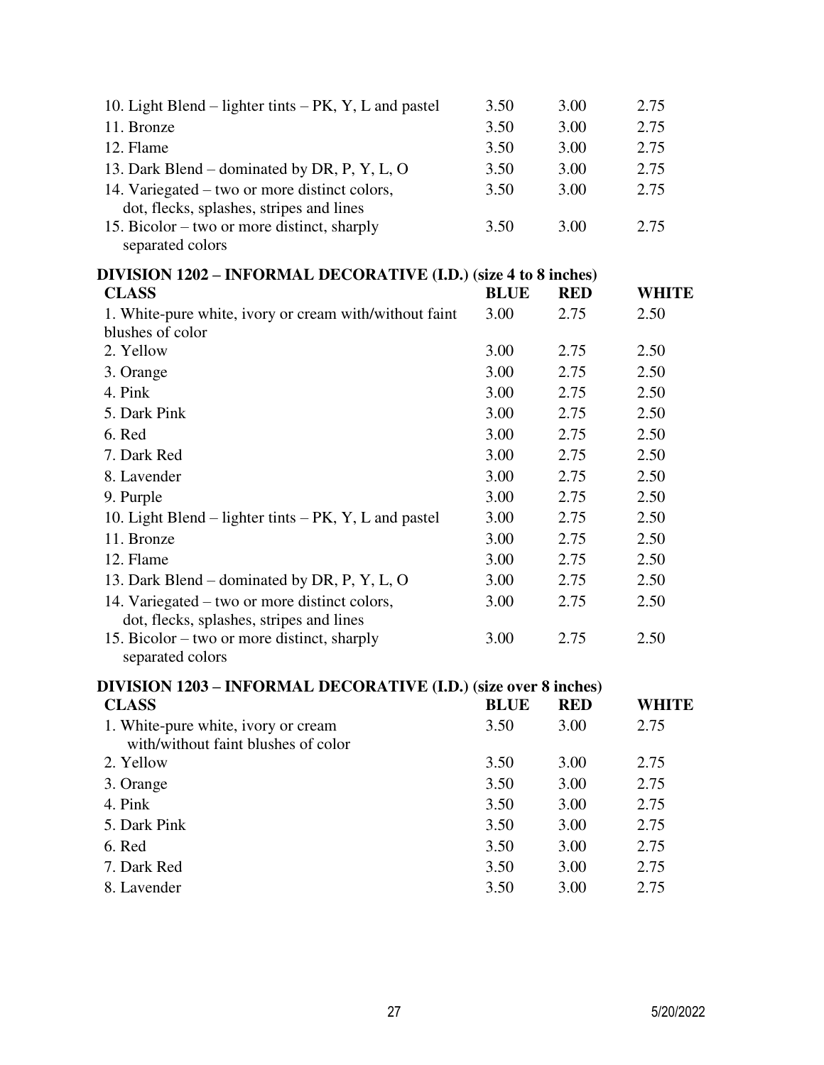| | | | |
|---|---|---|---|
| 10. Light Blend – lighter tints – PK, Y, L and pastel | 3.50 | 3.00 | 2.75 |
| 11. Bronze | 3.50 | 3.00 | 2.75 |
| 12. Flame | 3.50 | 3.00 | 2.75 |
| 13. Dark Blend – dominated by DR, P, Y, L, O | 3.50 | 3.00 | 2.75 |
| 14. Variegated – two or more distinct colors, dot, flecks, splashes, stripes and lines | 3.50 | 3.00 | 2.75 |
| 15. Bicolor – two or more distinct, sharply separated colors | 3.50 | 3.00 | 2.75 |

### DIVISION 1202 – INFORMAL DECORATIVE (I.D.) (size 4 to 8 inches)

| CLASS | BLUE | RED | WHITE |
|---|---|---|---|
| 1. White-pure white, ivory or cream with/without faint blushes of color | 3.00 | 2.75 | 2.50 |
| 2. Yellow | 3.00 | 2.75 | 2.50 |
| 3. Orange | 3.00 | 2.75 | 2.50 |
| 4. Pink | 3.00 | 2.75 | 2.50 |
| 5. Dark Pink | 3.00 | 2.75 | 2.50 |
| 6. Red | 3.00 | 2.75 | 2.50 |
| 7. Dark Red | 3.00 | 2.75 | 2.50 |
| 8. Lavender | 3.00 | 2.75 | 2.50 |
| 9. Purple | 3.00 | 2.75 | 2.50 |
| 10. Light Blend – lighter tints – PK, Y, L and pastel | 3.00 | 2.75 | 2.50 |
| 11. Bronze | 3.00 | 2.75 | 2.50 |
| 12. Flame | 3.00 | 2.75 | 2.50 |
| 13. Dark Blend – dominated by DR, P, Y, L, O | 3.00 | 2.75 | 2.50 |
| 14. Variegated – two or more distinct colors, dot, flecks, splashes, stripes and lines | 3.00 | 2.75 | 2.50 |
| 15. Bicolor – two or more distinct, sharply separated colors | 3.00 | 2.75 | 2.50 |

### DIVISION 1203 – INFORMAL DECORATIVE (I.D.) (size over 8 inches)

| CLASS | BLUE | RED | WHITE |
|---|---|---|---|
| 1. White-pure white, ivory or cream with/without faint blushes of color | 3.50 | 3.00 | 2.75 |
| 2. Yellow | 3.50 | 3.00 | 2.75 |
| 3. Orange | 3.50 | 3.00 | 2.75 |
| 4. Pink | 3.50 | 3.00 | 2.75 |
| 5. Dark Pink | 3.50 | 3.00 | 2.75 |
| 6. Red | 3.50 | 3.00 | 2.75 |
| 7. Dark Red | 3.50 | 3.00 | 2.75 |
| 8. Lavender | 3.50 | 3.00 | 2.75 |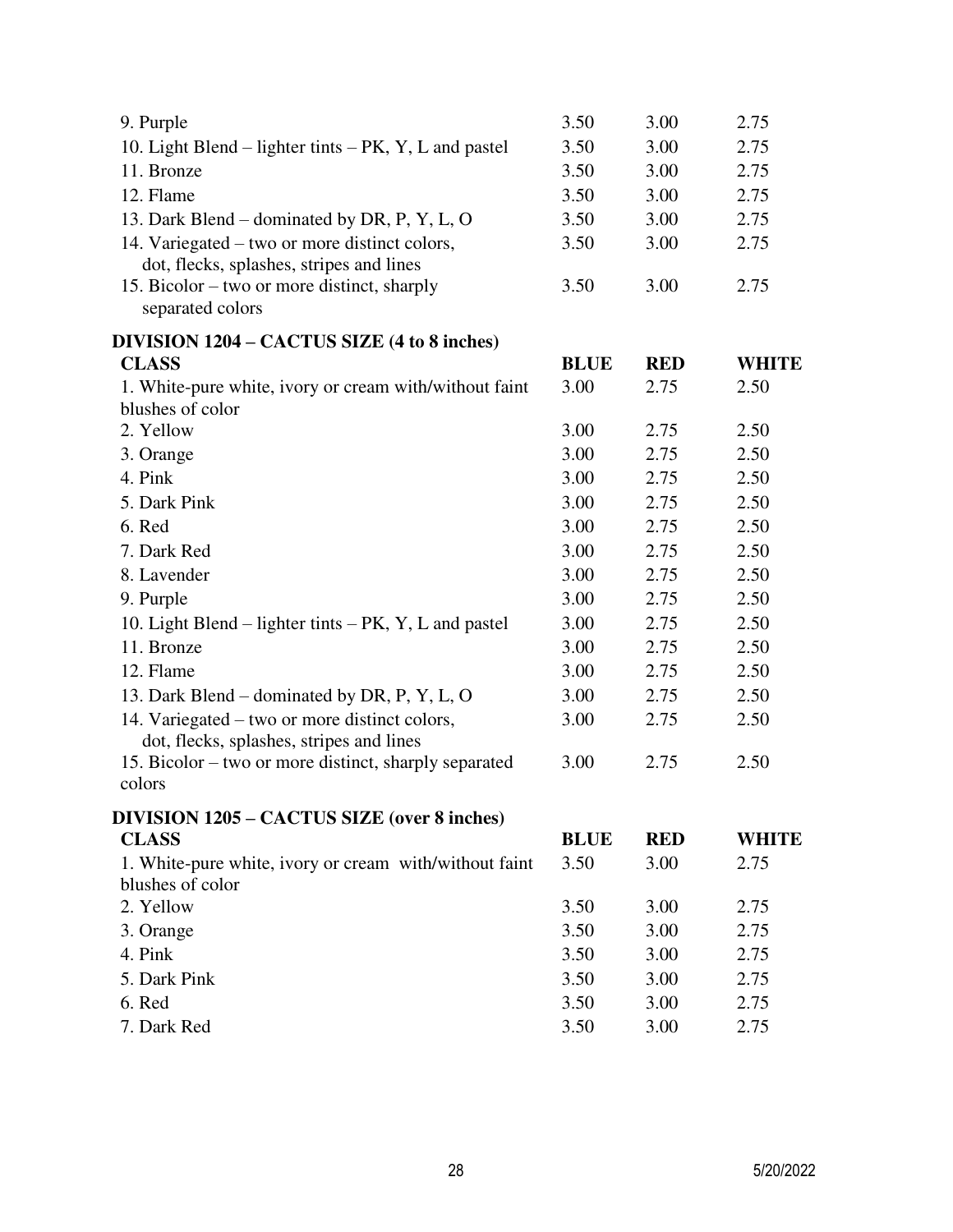| | | | |
|---|---|---|---|
| 9. Purple | 3.50 | 3.00 | 2.75 |
| 10. Light Blend – lighter tints – PK, Y, L and pastel | 3.50 | 3.00 | 2.75 |
| 11. Bronze | 3.50 | 3.00 | 2.75 |
| 12. Flame | 3.50 | 3.00 | 2.75 |
| 13. Dark Blend – dominated by DR, P, Y, L, O | 3.50 | 3.00 | 2.75 |
| 14. Variegated – two or more distinct colors, dot, flecks, splashes, stripes and lines | 3.50 | 3.00 | 2.75 |
| 15. Bicolor – two or more distinct, sharply separated colors | 3.50 | 3.00 | 2.75 |

**DIVISION 1204 – CACTUS SIZE (4 to 8 inches)**

| CLASS | BLUE | RED | WHITE |
|---|---|---|---|
| 1. White-pure white, ivory or cream with/without faint blushes of color | 3.00 | 2.75 | 2.50 |
| 2. Yellow | 3.00 | 2.75 | 2.50 |
| 3. Orange | 3.00 | 2.75 | 2.50 |
| 4. Pink | 3.00 | 2.75 | 2.50 |
| 5. Dark Pink | 3.00 | 2.75 | 2.50 |
| 6. Red | 3.00 | 2.75 | 2.50 |
| 7. Dark Red | 3.00 | 2.75 | 2.50 |
| 8. Lavender | 3.00 | 2.75 | 2.50 |
| 9. Purple | 3.00 | 2.75 | 2.50 |
| 10. Light Blend – lighter tints – PK, Y, L and pastel | 3.00 | 2.75 | 2.50 |
| 11. Bronze | 3.00 | 2.75 | 2.50 |
| 12. Flame | 3.00 | 2.75 | 2.50 |
| 13. Dark Blend – dominated by DR, P, Y, L, O | 3.00 | 2.75 | 2.50 |
| 14. Variegated – two or more distinct colors, dot, flecks, splashes, stripes and lines | 3.00 | 2.75 | 2.50 |
| 15. Bicolor – two or more distinct, sharply separated colors | 3.00 | 2.75 | 2.50 |

**DIVISION 1205 – CACTUS SIZE (over 8 inches)**

| CLASS | BLUE | RED | WHITE |
|---|---|---|---|
| 1. White-pure white, ivory or cream with/without faint blushes of color | 3.50 | 3.00 | 2.75 |
| 2. Yellow | 3.50 | 3.00 | 2.75 |
| 3. Orange | 3.50 | 3.00 | 2.75 |
| 4. Pink | 3.50 | 3.00 | 2.75 |
| 5. Dark Pink | 3.50 | 3.00 | 2.75 |
| 6. Red | 3.50 | 3.00 | 2.75 |
| 7. Dark Red | 3.50 | 3.00 | 2.75 |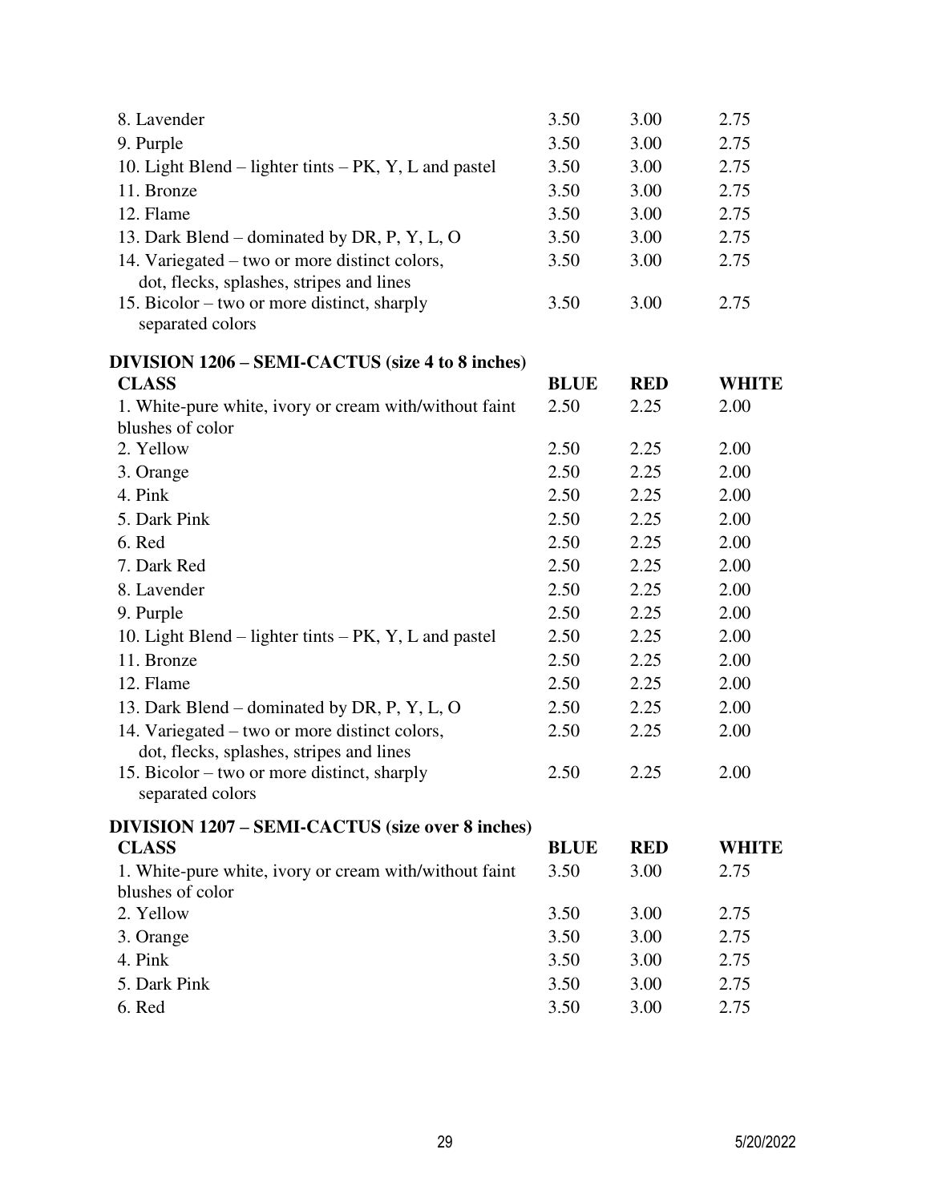| | | | |
|---|---|---|---|
| 8. Lavender | 3.50 | 3.00 | 2.75 |
| 9. Purple | 3.50 | 3.00 | 2.75 |
| 10. Light Blend – lighter tints – PK, Y, L and pastel | 3.50 | 3.00 | 2.75 |
| 11. Bronze | 3.50 | 3.00 | 2.75 |
| 12. Flame | 3.50 | 3.00 | 2.75 |
| 13. Dark Blend – dominated by DR, P, Y, L, O | 3.50 | 3.00 | 2.75 |
| 14. Variegated – two or more distinct colors, dot, flecks, splashes, stripes and lines | 3.50 | 3.00 | 2.75 |
| 15. Bicolor – two or more distinct, sharply separated colors | 3.50 | 3.00 | 2.75 |

**DIVISION 1206 – SEMI-CACTUS (size 4 to 8 inches)**

| CLASS | BLUE | RED | WHITE |
|---|---|---|---|
| 1. White-pure white, ivory or cream with/without faint blushes of color | 2.50 | 2.25 | 2.00 |
| 2. Yellow | 2.50 | 2.25 | 2.00 |
| 3. Orange | 2.50 | 2.25 | 2.00 |
| 4. Pink | 2.50 | 2.25 | 2.00 |
| 5. Dark Pink | 2.50 | 2.25 | 2.00 |
| 6. Red | 2.50 | 2.25 | 2.00 |
| 7. Dark Red | 2.50 | 2.25 | 2.00 |
| 8. Lavender | 2.50 | 2.25 | 2.00 |
| 9. Purple | 2.50 | 2.25 | 2.00 |
| 10. Light Blend – lighter tints – PK, Y, L and pastel | 2.50 | 2.25 | 2.00 |
| 11. Bronze | 2.50 | 2.25 | 2.00 |
| 12. Flame | 2.50 | 2.25 | 2.00 |
| 13. Dark Blend – dominated by DR, P, Y, L, O | 2.50 | 2.25 | 2.00 |
| 14. Variegated – two or more distinct colors, dot, flecks, splashes, stripes and lines | 2.50 | 2.25 | 2.00 |
| 15. Bicolor – two or more distinct, sharply separated colors | 2.50 | 2.25 | 2.00 |

**DIVISION 1207 – SEMI-CACTUS (size over 8 inches)**

| CLASS | BLUE | RED | WHITE |
|---|---|---|---|
| 1. White-pure white, ivory or cream with/without faint blushes of color | 3.50 | 3.00 | 2.75 |
| 2. Yellow | 3.50 | 3.00 | 2.75 |
| 3. Orange | 3.50 | 3.00 | 2.75 |
| 4. Pink | 3.50 | 3.00 | 2.75 |
| 5. Dark Pink | 3.50 | 3.00 | 2.75 |
| 6. Red | 3.50 | 3.00 | 2.75 |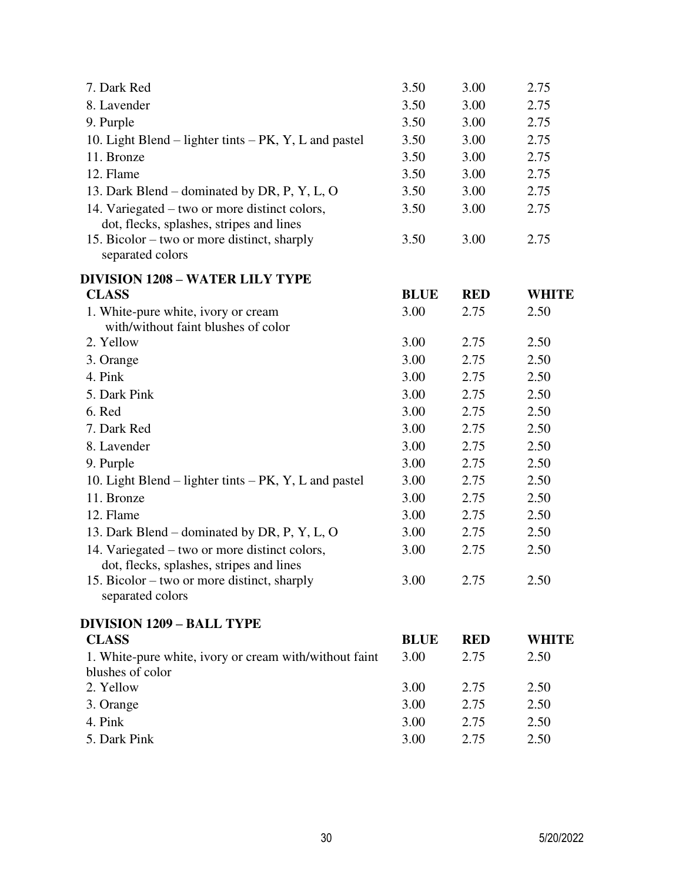| | | | |
|---|---|---|---|
| 7. Dark Red | 3.50 | 3.00 | 2.75 |
| 8. Lavender | 3.50 | 3.00 | 2.75 |
| 9. Purple | 3.50 | 3.00 | 2.75 |
| 10. Light Blend – lighter tints – PK, Y, L and pastel | 3.50 | 3.00 | 2.75 |
| 11. Bronze | 3.50 | 3.00 | 2.75 |
| 12. Flame | 3.50 | 3.00 | 2.75 |
| 13. Dark Blend – dominated by DR, P, Y, L, O | 3.50 | 3.00 | 2.75 |
| 14. Variegated – two or more distinct colors, dot, flecks, splashes, stripes and lines | 3.50 | 3.00 | 2.75 |
| 15. Bicolor – two or more distinct, sharply separated colors | 3.50 | 3.00 | 2.75 |

**DIVISION 1208 – WATER LILY TYPE**

| CLASS | BLUE | RED | WHITE |
|---|---|---|---|
| 1. White-pure white, ivory or cream with/without faint blushes of color | 3.00 | 2.75 | 2.50 |
| 2. Yellow | 3.00 | 2.75 | 2.50 |
| 3. Orange | 3.00 | 2.75 | 2.50 |
| 4. Pink | 3.00 | 2.75 | 2.50 |
| 5. Dark Pink | 3.00 | 2.75 | 2.50 |
| 6. Red | 3.00 | 2.75 | 2.50 |
| 7. Dark Red | 3.00 | 2.75 | 2.50 |
| 8. Lavender | 3.00 | 2.75 | 2.50 |
| 9. Purple | 3.00 | 2.75 | 2.50 |
| 10. Light Blend – lighter tints – PK, Y, L and pastel | 3.00 | 2.75 | 2.50 |
| 11. Bronze | 3.00 | 2.75 | 2.50 |
| 12. Flame | 3.00 | 2.75 | 2.50 |
| 13. Dark Blend – dominated by DR, P, Y, L, O | 3.00 | 2.75 | 2.50 |
| 14. Variegated – two or more distinct colors, dot, flecks, splashes, stripes and lines | 3.00 | 2.75 | 2.50 |
| 15. Bicolor – two or more distinct, sharply separated colors | 3.00 | 2.75 | 2.50 |

**DIVISION 1209 – BALL TYPE**

| CLASS | BLUE | RED | WHITE |
|---|---|---|---|
| 1. White-pure white, ivory or cream with/without faint blushes of color | 3.00 | 2.75 | 2.50 |
| 2. Yellow | 3.00 | 2.75 | 2.50 |
| 3. Orange | 3.00 | 2.75 | 2.50 |
| 4. Pink | 3.00 | 2.75 | 2.50 |
| 5. Dark Pink | 3.00 | 2.75 | 2.50 |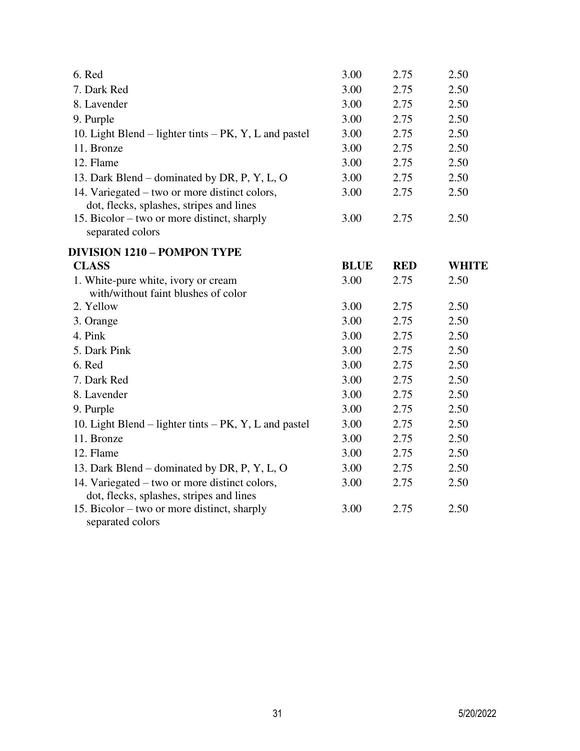| | | | |
|---|---|---|---|
| 6. Red | 3.00 | 2.75 | 2.50 |
| 7. Dark Red | 3.00 | 2.75 | 2.50 |
| 8. Lavender | 3.00 | 2.75 | 2.50 |
| 9. Purple | 3.00 | 2.75 | 2.50 |
| 10. Light Blend – lighter tints – PK, Y, L and pastel | 3.00 | 2.75 | 2.50 |
| 11. Bronze | 3.00 | 2.75 | 2.50 |
| 12. Flame | 3.00 | 2.75 | 2.50 |
| 13. Dark Blend – dominated by DR, P, Y, L, O | 3.00 | 2.75 | 2.50 |
| 14. Variegated – two or more distinct colors, dot, flecks, splashes, stripes and lines | 3.00 | 2.75 | 2.50 |
| 15. Bicolor – two or more distinct, sharply separated colors | 3.00 | 2.75 | 2.50 |

**DIVISION 1210 – POMPON TYPE**

| CLASS | BLUE | RED | WHITE |
|---|---|---|---|
| 1. White-pure white, ivory or cream with/without faint blushes of color | 3.00 | 2.75 | 2.50 |
| 2. Yellow | 3.00 | 2.75 | 2.50 |
| 3. Orange | 3.00 | 2.75 | 2.50 |
| 4. Pink | 3.00 | 2.75 | 2.50 |
| 5. Dark Pink | 3.00 | 2.75 | 2.50 |
| 6. Red | 3.00 | 2.75 | 2.50 |
| 7. Dark Red | 3.00 | 2.75 | 2.50 |
| 8. Lavender | 3.00 | 2.75 | 2.50 |
| 9. Purple | 3.00 | 2.75 | 2.50 |
| 10. Light Blend – lighter tints – PK, Y, L and pastel | 3.00 | 2.75 | 2.50 |
| 11. Bronze | 3.00 | 2.75 | 2.50 |
| 12. Flame | 3.00 | 2.75 | 2.50 |
| 13. Dark Blend – dominated by DR, P, Y, L, O | 3.00 | 2.75 | 2.50 |
| 14. Variegated – two or more distinct colors, dot, flecks, splashes, stripes and lines | 3.00 | 2.75 | 2.50 |
| 15. Bicolor – two or more distinct, sharply separated colors | 3.00 | 2.75 | 2.50 |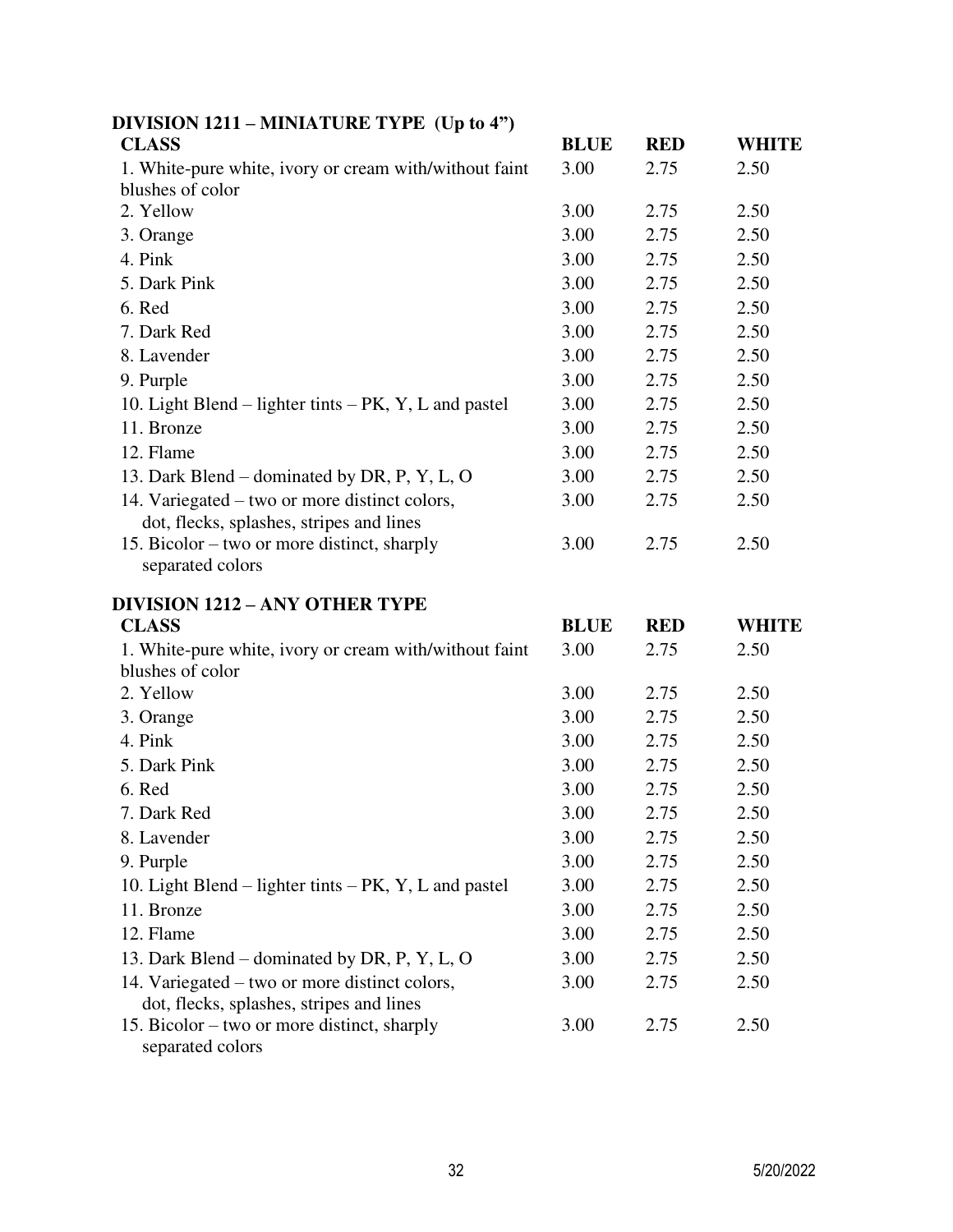## DIVISION 1211 – MINIATURE TYPE (Up to 4")

| CLASS | BLUE | RED | WHITE |
|---|---|---|---|
| 1. White-pure white, ivory or cream with/without faint blushes of color | 3.00 | 2.75 | 2.50 |
| 2. Yellow | 3.00 | 2.75 | 2.50 |
| 3. Orange | 3.00 | 2.75 | 2.50 |
| 4. Pink | 3.00 | 2.75 | 2.50 |
| 5. Dark Pink | 3.00 | 2.75 | 2.50 |
| 6. Red | 3.00 | 2.75 | 2.50 |
| 7. Dark Red | 3.00 | 2.75 | 2.50 |
| 8. Lavender | 3.00 | 2.75 | 2.50 |
| 9. Purple | 3.00 | 2.75 | 2.50 |
| 10. Light Blend – lighter tints – PK, Y, L and pastel | 3.00 | 2.75 | 2.50 |
| 11. Bronze | 3.00 | 2.75 | 2.50 |
| 12. Flame | 3.00 | 2.75 | 2.50 |
| 13. Dark Blend – dominated by DR, P, Y, L, O | 3.00 | 2.75 | 2.50 |
| 14. Variegated – two or more distinct colors, dot, flecks, splashes, stripes and lines | 3.00 | 2.75 | 2.50 |
| 15. Bicolor – two or more distinct, sharply separated colors | 3.00 | 2.75 | 2.50 |

## DIVISION 1212 – ANY OTHER TYPE

| CLASS | BLUE | RED | WHITE |
|---|---|---|---|
| 1. White-pure white, ivory or cream with/without faint blushes of color | 3.00 | 2.75 | 2.50 |
| 2. Yellow | 3.00 | 2.75 | 2.50 |
| 3. Orange | 3.00 | 2.75 | 2.50 |
| 4. Pink | 3.00 | 2.75 | 2.50 |
| 5. Dark Pink | 3.00 | 2.75 | 2.50 |
| 6. Red | 3.00 | 2.75 | 2.50 |
| 7. Dark Red | 3.00 | 2.75 | 2.50 |
| 8. Lavender | 3.00 | 2.75 | 2.50 |
| 9. Purple | 3.00 | 2.75 | 2.50 |
| 10. Light Blend – lighter tints – PK, Y, L and pastel | 3.00 | 2.75 | 2.50 |
| 11. Bronze | 3.00 | 2.75 | 2.50 |
| 12. Flame | 3.00 | 2.75 | 2.50 |
| 13. Dark Blend – dominated by DR, P, Y, L, O | 3.00 | 2.75 | 2.50 |
| 14. Variegated – two or more distinct colors, dot, flecks, splashes, stripes and lines | 3.00 | 2.75 | 2.50 |
| 15. Bicolor – two or more distinct, sharply separated colors | 3.00 | 2.75 | 2.50 |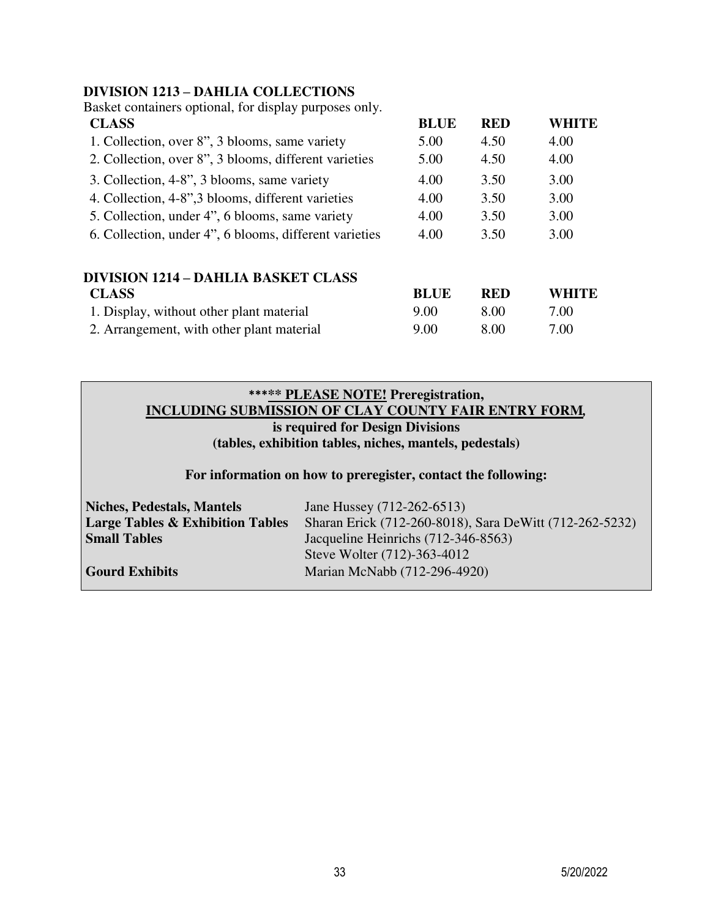## DIVISION 1213 – DAHLIA COLLECTIONS

Basket containers optional, for display purposes only.

| CLASS | BLUE | RED | WHITE |
|---|---|---|---|
| 1. Collection, over 8”, 3 blooms, same variety | 5.00 | 4.50 | 4.00 |
| 2. Collection, over 8”, 3 blooms, different varieties | 5.00 | 4.50 | 4.00 |
| 3. Collection, 4-8”, 3 blooms, same variety | 4.00 | 3.50 | 3.00 |
| 4. Collection, 4-8”,3 blooms, different varieties | 4.00 | 3.50 | 3.00 |
| 5. Collection, under 4”, 6 blooms, same variety | 4.00 | 3.50 | 3.00 |
| 6. Collection, under 4”, 6 blooms, different varieties | 4.00 | 3.50 | 3.00 |

## DIVISION 1214 – DAHLIA BASKET CLASS

| CLASS | BLUE | RED | WHITE |
|---|---|---|---|
| 1. Display, without other plant material | 9.00 | 8.00 | 7.00 |
| 2. Arrangement, with other plant material | 9.00 | 8.00 | 7.00 |

**\*\*\*\*\* PLEASE NOTE! Preregistration, INCLUDING SUBMISSION OF CLAY COUNTY FAIR ENTRY FORM, is required for Design Divisions (tables, exhibition tables, niches, mantels, pedestals)**

**For information on how to preregister, contact the following:**

| | |
|---|---|
| **Niches, Pedestals, Mantels** | Jane Hussey (712-262-6513) |
| **Large Tables & Exhibition Tables** | Sharan Erick (712-260-8018), Sara DeWitt (712-262-5232) |
| **Small Tables** | Jacqueline Heinrichs (712-346-8563) |
| | Steve Wolter (712)-363-4012 |
| **Gourd Exhibits** | Marian McNabb (712-296-4920) |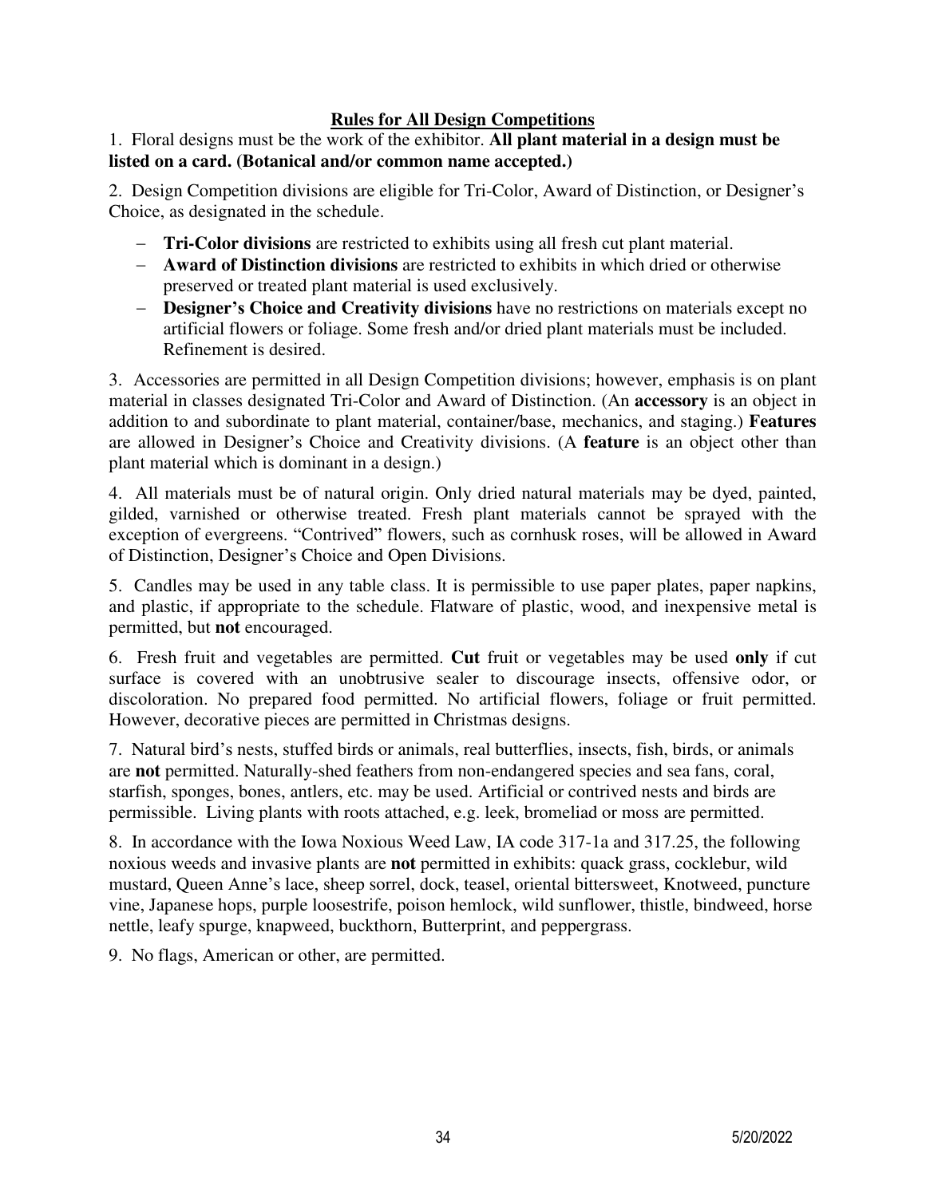## Rules for All Design Competitions

1. Floral designs must be the work of the exhibitor. **All plant material in a design must be listed on a card. (Botanical and/or common name accepted.)**

2. Design Competition divisions are eligible for Tri-Color, Award of Distinction, or Designer's Choice, as designated in the schedule.

- **Tri-Color divisions** are restricted to exhibits using all fresh cut plant material.
- **Award of Distinction divisions** are restricted to exhibits in which dried or otherwise preserved or treated plant material is used exclusively.
- **Designer's Choice and Creativity divisions** have no restrictions on materials except no artificial flowers or foliage. Some fresh and/or dried plant materials must be included. Refinement is desired.

3. Accessories are permitted in all Design Competition divisions; however, emphasis is on plant material in classes designated Tri-Color and Award of Distinction. (An **accessory** is an object in addition to and subordinate to plant material, container/base, mechanics, and staging.) **Features** are allowed in Designer's Choice and Creativity divisions. (A **feature** is an object other than plant material which is dominant in a design.)

4. All materials must be of natural origin. Only dried natural materials may be dyed, painted, gilded, varnished or otherwise treated. Fresh plant materials cannot be sprayed with the exception of evergreens. "Contrived" flowers, such as cornhusk roses, will be allowed in Award of Distinction, Designer's Choice and Open Divisions.

5. Candles may be used in any table class. It is permissible to use paper plates, paper napkins, and plastic, if appropriate to the schedule. Flatware of plastic, wood, and inexpensive metal is permitted, but **not** encouraged.

6. Fresh fruit and vegetables are permitted. **Cut** fruit or vegetables may be used **only** if cut surface is covered with an unobtrusive sealer to discourage insects, offensive odor, or discoloration. No prepared food permitted. No artificial flowers, foliage or fruit permitted. However, decorative pieces are permitted in Christmas designs.

7. Natural bird's nests, stuffed birds or animals, real butterflies, insects, fish, birds, or animals are **not** permitted. Naturally-shed feathers from non-endangered species and sea fans, coral, starfish, sponges, bones, antlers, etc. may be used. Artificial or contrived nests and birds are permissible. Living plants with roots attached, e.g. leek, bromeliad or moss are permitted.

8. In accordance with the Iowa Noxious Weed Law, IA code 317-1a and 317.25, the following noxious weeds and invasive plants are **not** permitted in exhibits: quack grass, cocklebur, wild mustard, Queen Anne's lace, sheep sorrel, dock, teasel, oriental bittersweet, Knotweed, puncture vine, Japanese hops, purple loosestrife, poison hemlock, wild sunflower, thistle, bindweed, horse nettle, leafy spurge, knapweed, buckthorn, Butterprint, and peppergrass.

9. No flags, American or other, are permitted.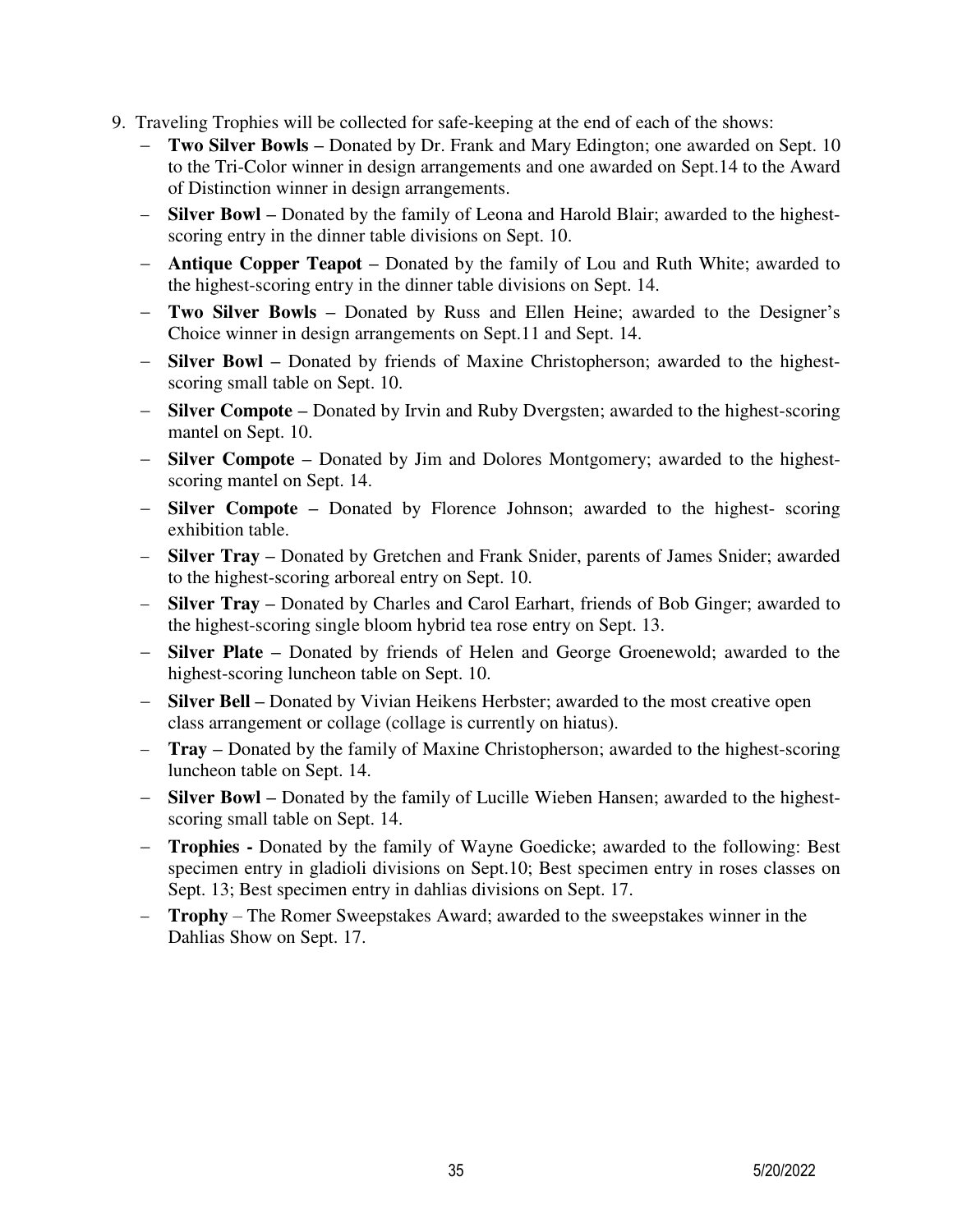9. Traveling Trophies will be collected for safe-keeping at the end of each of the shows:
   - **Two Silver Bowls –** Donated by Dr. Frank and Mary Edington; one awarded on Sept. 10 to the Tri-Color winner in design arrangements and one awarded on Sept.14 to the Award of Distinction winner in design arrangements.
   - **Silver Bowl –** Donated by the family of Leona and Harold Blair; awarded to the highest-scoring entry in the dinner table divisions on Sept. 10.
   - **Antique Copper Teapot –** Donated by the family of Lou and Ruth White; awarded to the highest-scoring entry in the dinner table divisions on Sept. 14.
   - **Two Silver Bowls –** Donated by Russ and Ellen Heine; awarded to the Designer's Choice winner in design arrangements on Sept.11 and Sept. 14.
   - **Silver Bowl –** Donated by friends of Maxine Christopherson; awarded to the highest-scoring small table on Sept. 10.
   - **Silver Compote –** Donated by Irvin and Ruby Dvergsten; awarded to the highest-scoring mantel on Sept. 10.
   - **Silver Compote –** Donated by Jim and Dolores Montgomery; awarded to the highest-scoring mantel on Sept. 14.
   - **Silver Compote –** Donated by Florence Johnson; awarded to the highest- scoring exhibition table.
   - **Silver Tray –** Donated by Gretchen and Frank Snider, parents of James Snider; awarded to the highest-scoring arboreal entry on Sept. 10.
   - **Silver Tray –** Donated by Charles and Carol Earhart, friends of Bob Ginger; awarded to the highest-scoring single bloom hybrid tea rose entry on Sept. 13.
   - **Silver Plate –** Donated by friends of Helen and George Groenewold; awarded to the highest-scoring luncheon table on Sept. 10.
   - **Silver Bell –** Donated by Vivian Heikens Herbster; awarded to the most creative open class arrangement or collage (collage is currently on hiatus).
   - **Tray –** Donated by the family of Maxine Christopherson; awarded to the highest-scoring luncheon table on Sept. 14.
   - **Silver Bowl –** Donated by the family of Lucille Wieben Hansen; awarded to the highest-scoring small table on Sept. 14.
   - **Trophies -** Donated by the family of Wayne Goedicke; awarded to the following: Best specimen entry in gladioli divisions on Sept.10; Best specimen entry in roses classes on Sept. 13; Best specimen entry in dahlias divisions on Sept. 17.
   - **Trophy** – The Romer Sweepstakes Award; awarded to the sweepstakes winner in the Dahlias Show on Sept. 17.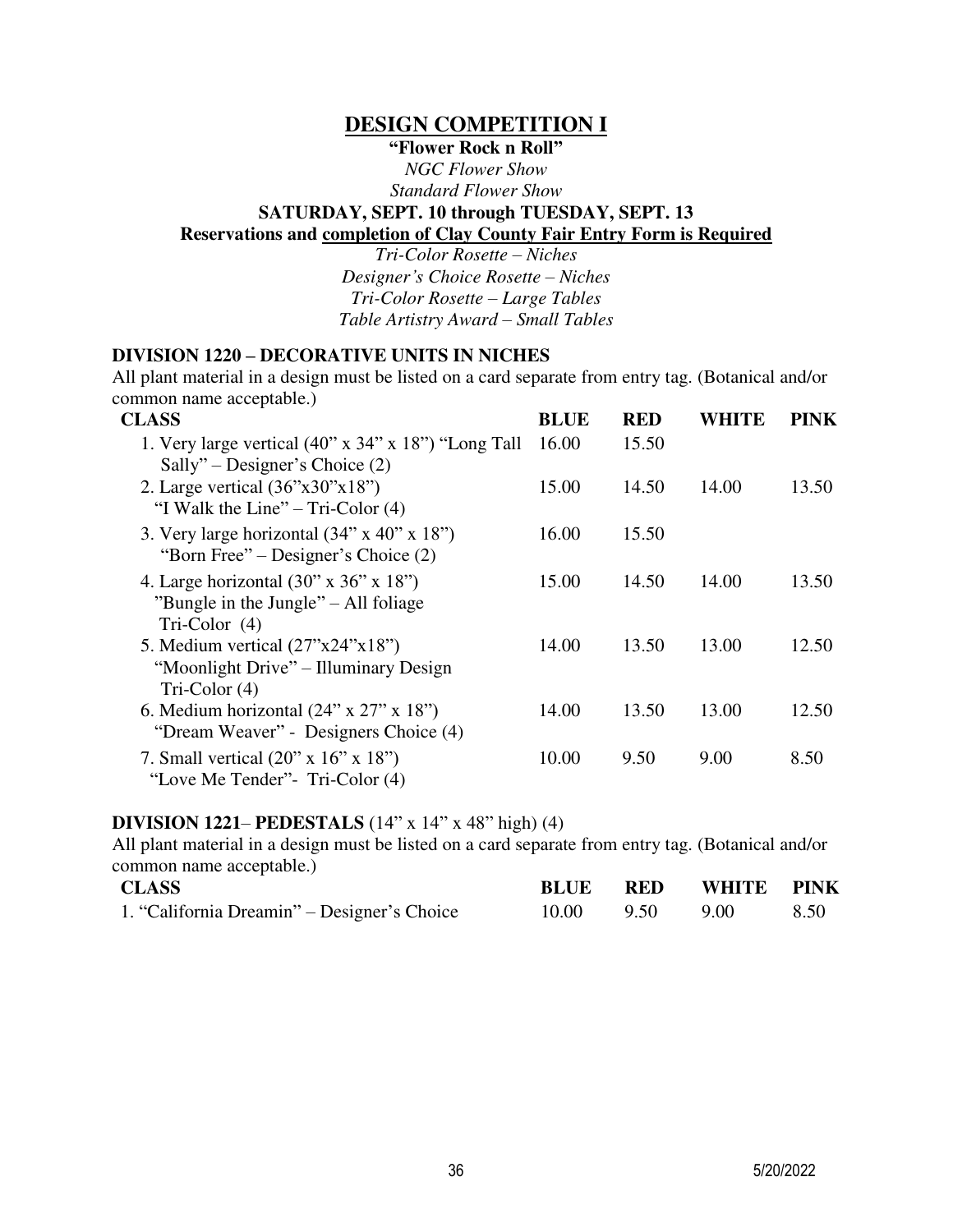# DESIGN COMPETITION I

**"Flower Rock n Roll"**

*NGC Flower Show*

*Standard Flower Show*

**SATURDAY, SEPT. 10 through TUESDAY, SEPT. 13**

**Reservations and completion of Clay County Fair Entry Form is Required**

*Tri-Color Rosette – Niches*

*Designer's Choice Rosette – Niches*

*Tri-Color Rosette – Large Tables*

*Table Artistry Award – Small Tables*

## DIVISION 1220 – DECORATIVE UNITS IN NICHES

All plant material in a design must be listed on a card separate from entry tag. (Botanical and/or common name acceptable.)

| CLASS | BLUE | RED | WHITE | PINK |
|---|---|---|---|---|
| 1. Very large vertical (40" x 34" x 18") "Long Tall Sally" – Designer's Choice (2) | 16.00 | 15.50 | | |
| 2. Large vertical (36"x30"x18") "I Walk the Line" – Tri-Color (4) | 15.00 | 14.50 | 14.00 | 13.50 |
| 3. Very large horizontal (34" x 40" x 18") "Born Free" – Designer's Choice (2) | 16.00 | 15.50 | | |
| 4. Large horizontal (30" x 36" x 18") "Bungle in the Jungle" – All foliage Tri-Color (4) | 15.00 | 14.50 | 14.00 | 13.50 |
| 5. Medium vertical (27"x24"x18") "Moonlight Drive" – Illuminary Design Tri-Color (4) | 14.00 | 13.50 | 13.00 | 12.50 |
| 6. Medium horizontal (24" x 27" x 18") "Dream Weaver" - Designers Choice (4) | 14.00 | 13.50 | 13.00 | 12.50 |
| 7. Small vertical (20" x 16" x 18") "Love Me Tender"- Tri-Color (4) | 10.00 | 9.50 | 9.00 | 8.50 |

## DIVISION 1221– PEDESTALS (14" x 14" x 48" high) (4)

All plant material in a design must be listed on a card separate from entry tag. (Botanical and/or common name acceptable.)

| CLASS | BLUE | RED | WHITE | PINK |
|---|---|---|---|---|
| 1. "California Dreamin" – Designer's Choice | 10.00 | 9.50 | 9.00 | 8.50 |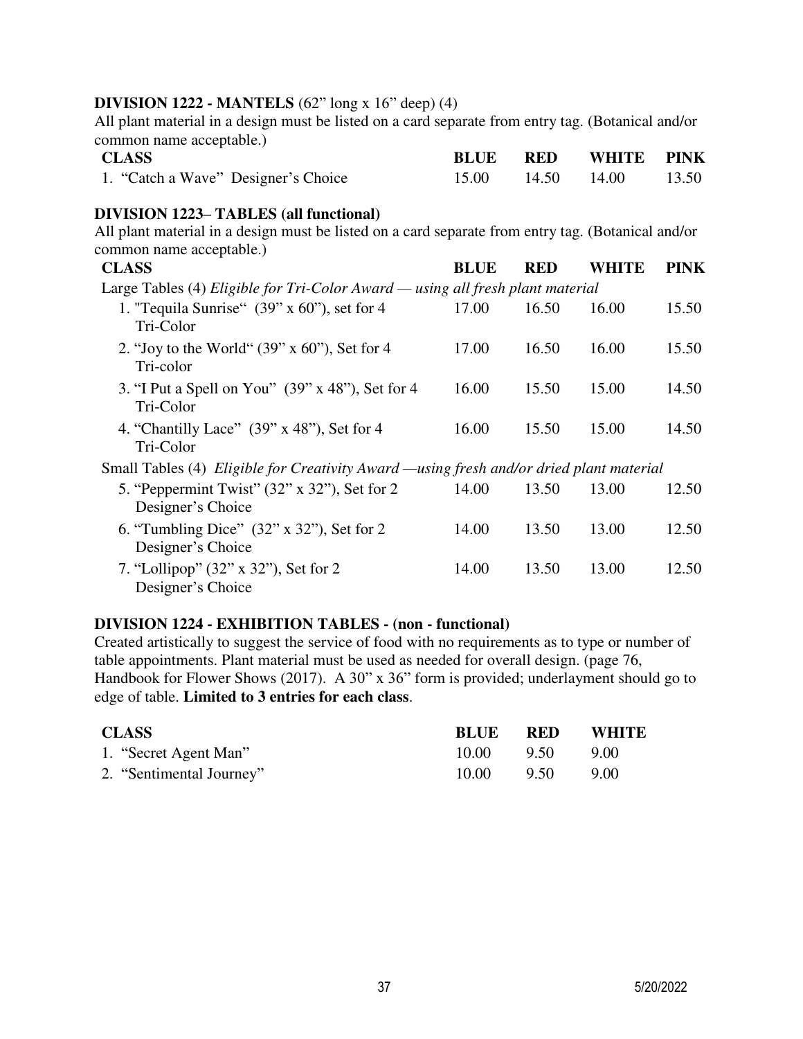**DIVISION 1222 - MANTELS** (62" long x 16" deep) (4)

All plant material in a design must be listed on a card separate from entry tag. (Botanical and/or common name acceptable.)

| CLASS | BLUE | RED | WHITE | PINK |
|---|---|---|---|---|
| 1. "Catch a Wave" Designer's Choice | 15.00 | 14.50 | 14.00 | 13.50 |

**DIVISION 1223– TABLES (all functional)**

All plant material in a design must be listed on a card separate from entry tag. (Botanical and/or common name acceptable.)

| CLASS | BLUE | RED | WHITE | PINK |
|---|---|---|---|---|
| Large Tables (4) *Eligible for Tri-Color Award — using all fresh plant material* | | | | |
| 1. "Tequila Sunrise" (39" x 60"), set for 4 Tri-Color | 17.00 | 16.50 | 16.00 | 15.50 |
| 2. "Joy to the World" (39" x 60"), Set for 4 Tri-color | 17.00 | 16.50 | 16.00 | 15.50 |
| 3. "I Put a Spell on You" (39" x 48"), Set for 4 Tri-Color | 16.00 | 15.50 | 15.00 | 14.50 |
| 4. "Chantilly Lace" (39" x 48"), Set for 4 Tri-Color | 16.00 | 15.50 | 15.00 | 14.50 |
| Small Tables (4) *Eligible for Creativity Award —using fresh and/or dried plant material* | | | | |
| 5. "Peppermint Twist" (32" x 32"), Set for 2 Designer's Choice | 14.00 | 13.50 | 13.00 | 12.50 |
| 6. "Tumbling Dice" (32" x 32"), Set for 2 Designer's Choice | 14.00 | 13.50 | 13.00 | 12.50 |
| 7. "Lollipop" (32" x 32"), Set for 2 Designer's Choice | 14.00 | 13.50 | 13.00 | 12.50 |

**DIVISION 1224 - EXHIBITION TABLES - (non - functional)**

Created artistically to suggest the service of food with no requirements as to type or number of table appointments. Plant material must be used as needed for overall design. (page 76, Handbook for Flower Shows (2017). A 30" x 36" form is provided; underlayment should go to edge of table. **Limited to 3 entries for each class**.

| CLASS | BLUE | RED | WHITE |
|---|---|---|---|
| 1. "Secret Agent Man" | 10.00 | 9.50 | 9.00 |
| 2. "Sentimental Journey" | 10.00 | 9.50 | 9.00 |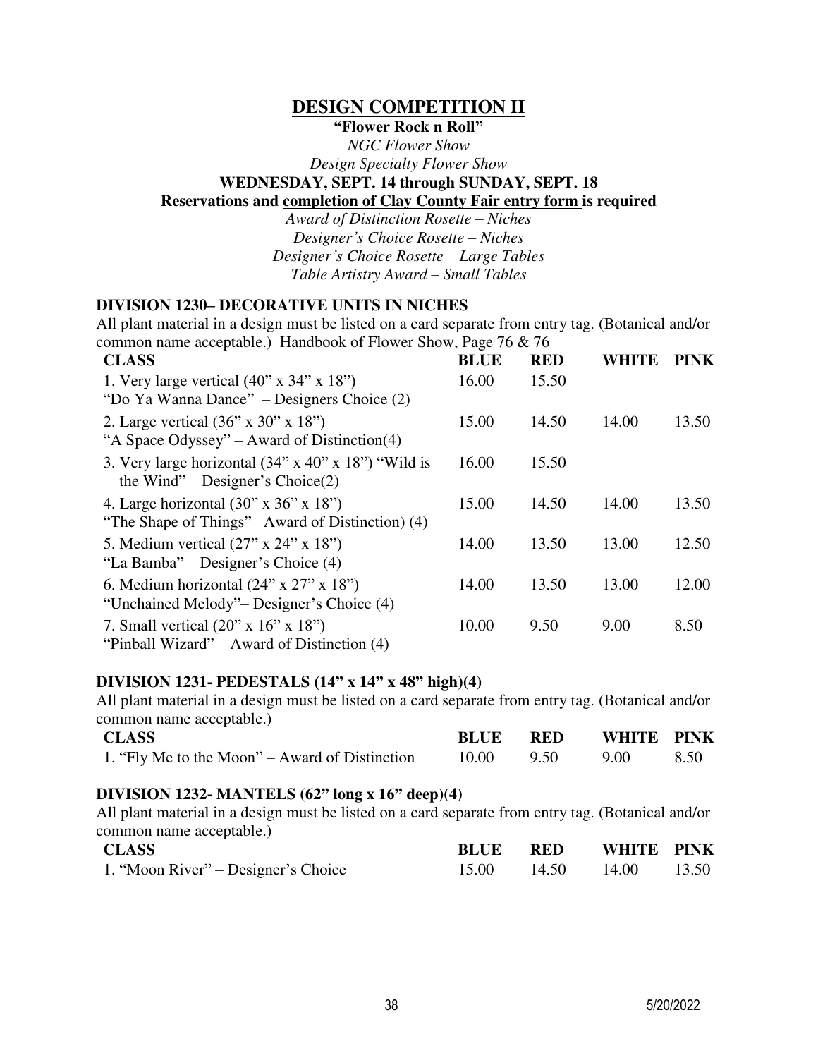# DESIGN COMPETITION II

**"Flower Rock n Roll"**

*NGC Flower Show*

*Design Specialty Flower Show*

**WEDNESDAY, SEPT. 14 through SUNDAY, SEPT. 18**

**Reservations and completion of Clay County Fair entry form is required**

*Award of Distinction Rosette – Niches*

*Designer's Choice Rosette – Niches*

*Designer's Choice Rosette – Large Tables*

*Table Artistry Award – Small Tables*

### DIVISION 1230– DECORATIVE UNITS IN NICHES

All plant material in a design must be listed on a card separate from entry tag. (Botanical and/or common name acceptable.) Handbook of Flower Show, Page 76 & 76

| CLASS | BLUE | RED | WHITE | PINK |
|---|---|---|---|---|
| 1. Very large vertical (40" x 34" x 18") "Do Ya Wanna Dance" – Designers Choice (2) | 16.00 | 15.50 | | |
| 2. Large vertical (36" x 30" x 18") "A Space Odyssey" – Award of Distinction(4) | 15.00 | 14.50 | 14.00 | 13.50 |
| 3. Very large horizontal (34" x 40" x 18") "Wild is the Wind" – Designer's Choice(2) | 16.00 | 15.50 | | |
| 4. Large horizontal (30" x 36" x 18") "The Shape of Things" –Award of Distinction) (4) | 15.00 | 14.50 | 14.00 | 13.50 |
| 5. Medium vertical (27" x 24" x 18") "La Bamba" – Designer's Choice (4) | 14.00 | 13.50 | 13.00 | 12.50 |
| 6. Medium horizontal (24" x 27" x 18") "Unchained Melody"– Designer's Choice (4) | 14.00 | 13.50 | 13.00 | 12.00 |
| 7. Small vertical (20" x 16" x 18") "Pinball Wizard" – Award of Distinction (4) | 10.00 | 9.50 | 9.00 | 8.50 |

### DIVISION 1231- PEDESTALS (14" x 14" x 48" high)(4)

All plant material in a design must be listed on a card separate from entry tag. (Botanical and/or common name acceptable.)

| CLASS | BLUE | RED | WHITE | PINK |
|---|---|---|---|---|
| 1. "Fly Me to the Moon" – Award of Distinction | 10.00 | 9.50 | 9.00 | 8.50 |

### DIVISION 1232- MANTELS (62" long x 16" deep)(4)

All plant material in a design must be listed on a card separate from entry tag. (Botanical and/or common name acceptable.)

| CLASS | BLUE | RED | WHITE | PINK |
|---|---|---|---|---|
| 1. "Moon River" – Designer's Choice | 15.00 | 14.50 | 14.00 | 13.50 |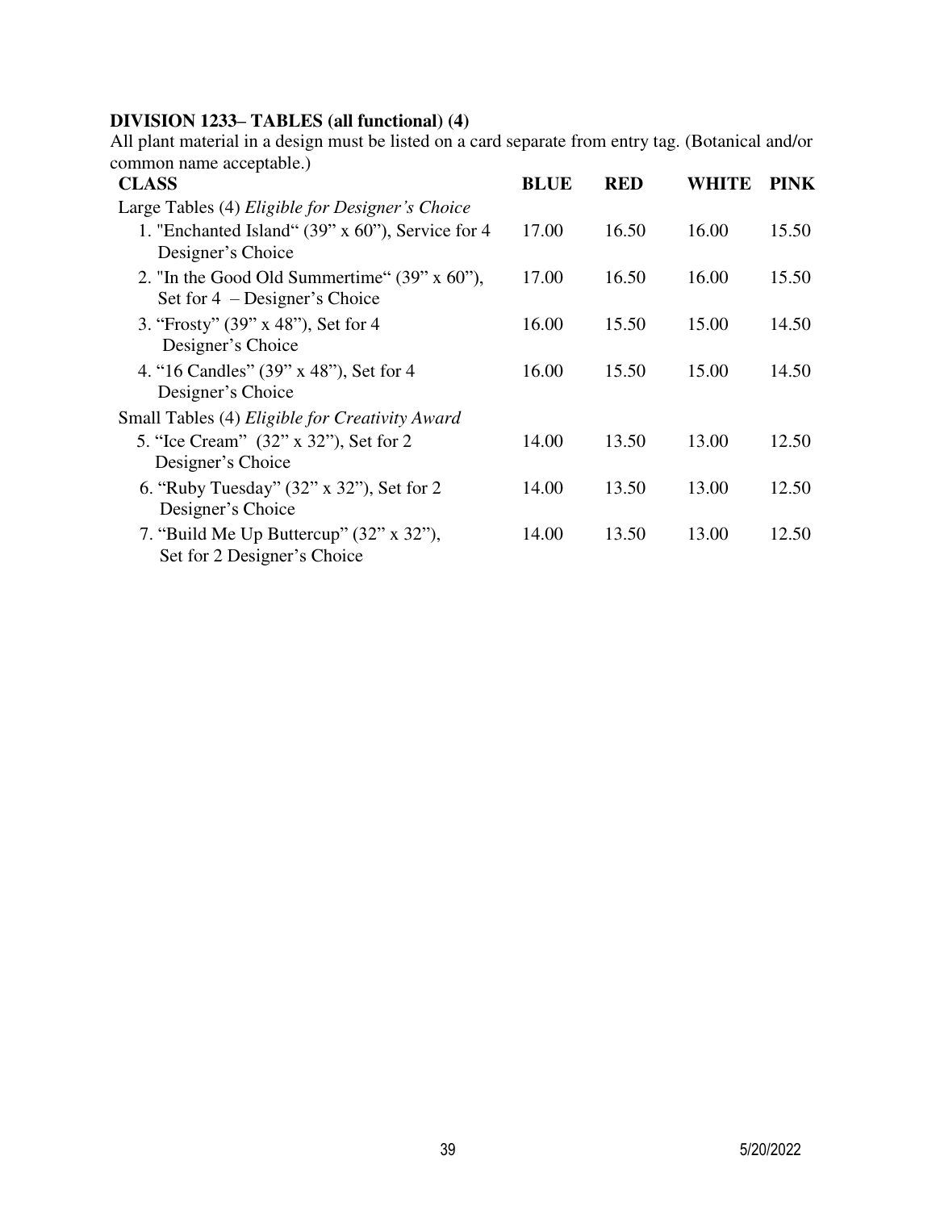**DIVISION 1233– TABLES (all functional) (4)**

All plant material in a design must be listed on a card separate from entry tag. (Botanical and/or common name acceptable.)

| CLASS | BLUE | RED | WHITE | PINK |
|---|---|---|---|---|
| Large Tables (4) *Eligible for Designer's Choice* | | | | |
| 1. "Enchanted Island" (39" x 60"), Service for 4 Designer's Choice | 17.00 | 16.50 | 16.00 | 15.50 |
| 2. "In the Good Old Summertime" (39" x 60"), Set for 4 – Designer's Choice | 17.00 | 16.50 | 16.00 | 15.50 |
| 3. "Frosty" (39" x 48"), Set for 4 Designer's Choice | 16.00 | 15.50 | 15.00 | 14.50 |
| 4. "16 Candles" (39" x 48"), Set for 4 Designer's Choice | 16.00 | 15.50 | 15.00 | 14.50 |
| Small Tables (4) *Eligible for Creativity Award* | | | | |
| 5. "Ice Cream" (32" x 32"), Set for 2 Designer's Choice | 14.00 | 13.50 | 13.00 | 12.50 |
| 6. "Ruby Tuesday" (32" x 32"), Set for 2 Designer's Choice | 14.00 | 13.50 | 13.00 | 12.50 |
| 7. "Build Me Up Buttercup" (32" x 32"), Set for 2 Designer's Choice | 14.00 | 13.50 | 13.00 | 12.50 |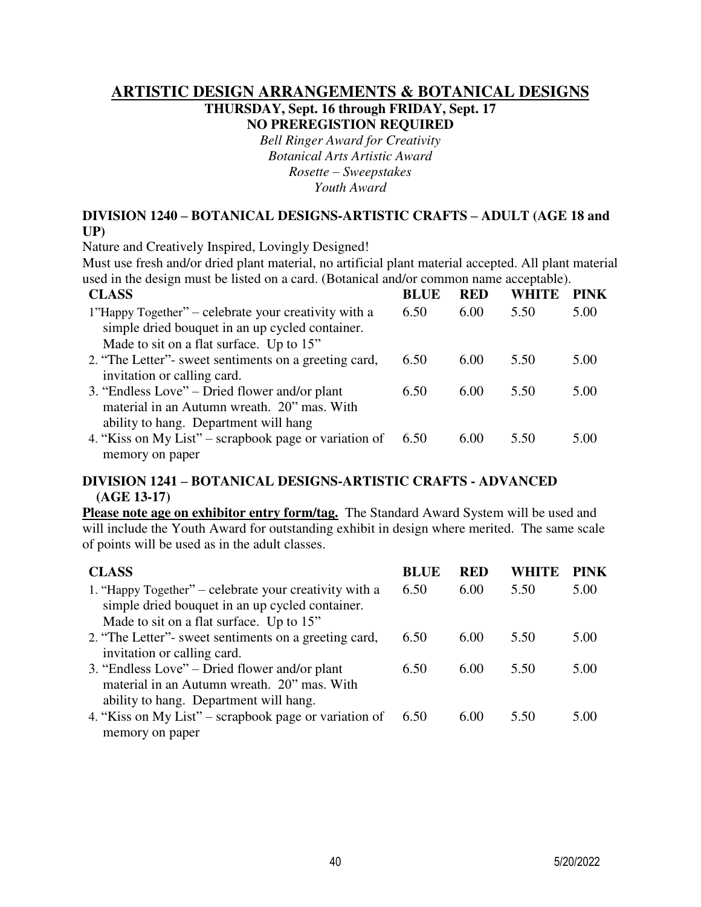## ARTISTIC DESIGN ARRANGEMENTS & BOTANICAL DESIGNS

**THURSDAY, Sept. 16 through FRIDAY, Sept. 17**
**NO PREREGISTION REQUIRED**

*Bell Ringer Award for Creativity*
*Botanical Arts Artistic Award*
*Rosette – Sweepstakes*
*Youth Award*

### DIVISION 1240 – BOTANICAL DESIGNS-ARTISTIC CRAFTS – ADULT (AGE 18 and UP)

Nature and Creatively Inspired, Lovingly Designed!

Must use fresh and/or dried plant material, no artificial plant material accepted. All plant material used in the design must be listed on a card. (Botanical and/or common name acceptable).

| CLASS | BLUE | RED | WHITE | PINK |
|---|---|---|---|---|
| 1"Happy Together" – celebrate your creativity with a simple dried bouquet in an up cycled container. Made to sit on a flat surface. Up to 15" | 6.50 | 6.00 | 5.50 | 5.00 |
| 2. "The Letter"- sweet sentiments on a greeting card, invitation or calling card. | 6.50 | 6.00 | 5.50 | 5.00 |
| 3. "Endless Love" – Dried flower and/or plant material in an Autumn wreath. 20" mas. With ability to hang. Department will hang | 6.50 | 6.00 | 5.50 | 5.00 |
| 4. "Kiss on My List" – scrapbook page or variation of memory on paper | 6.50 | 6.00 | 5.50 | 5.00 |

### DIVISION 1241 – BOTANICAL DESIGNS-ARTISTIC CRAFTS - ADVANCED (AGE 13-17)

**Please note age on exhibitor entry form/tag.** The Standard Award System will be used and will include the Youth Award for outstanding exhibit in design where merited. The same scale of points will be used as in the adult classes.

| CLASS | BLUE | RED | WHITE | PINK |
|---|---|---|---|---|
| 1. "Happy Together" – celebrate your creativity with a simple dried bouquet in an up cycled container. Made to sit on a flat surface. Up to 15" | 6.50 | 6.00 | 5.50 | 5.00 |
| 2. "The Letter"- sweet sentiments on a greeting card, invitation or calling card. | 6.50 | 6.00 | 5.50 | 5.00 |
| 3. "Endless Love" – Dried flower and/or plant material in an Autumn wreath. 20" mas. With ability to hang. Department will hang. | 6.50 | 6.00 | 5.50 | 5.00 |
| 4. "Kiss on My List" – scrapbook page or variation of memory on paper | 6.50 | 6.00 | 5.50 | 5.00 |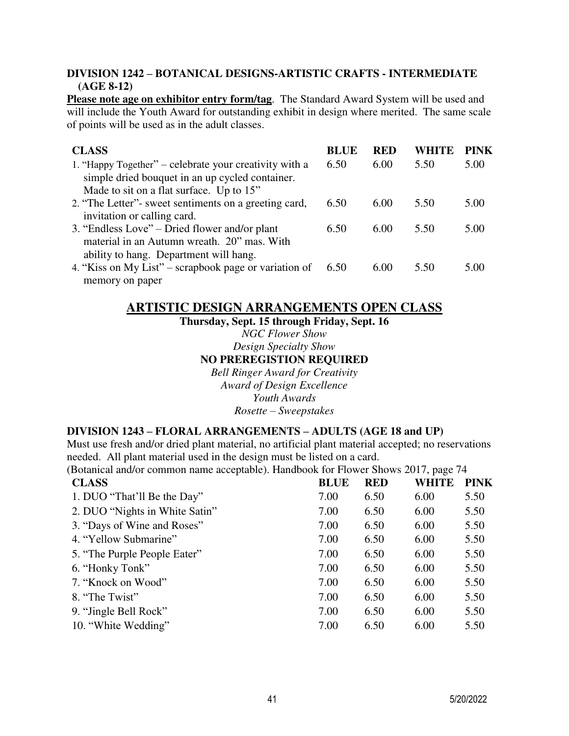### DIVISION 1242 – BOTANICAL DESIGNS-ARTISTIC CRAFTS - INTERMEDIATE (AGE 8-12)

**Please note age on exhibitor entry form/tag**. The Standard Award System will be used and will include the Youth Award for outstanding exhibit in design where merited. The same scale of points will be used as in the adult classes.

| CLASS | BLUE | RED | WHITE | PINK |
|---|---|---|---|---|
| 1. "Happy Together" – celebrate your creativity with a simple dried bouquet in an up cycled container. Made to sit on a flat surface. Up to 15" | 6.50 | 6.00 | 5.50 | 5.00 |
| 2. "The Letter"- sweet sentiments on a greeting card, invitation or calling card. | 6.50 | 6.00 | 5.50 | 5.00 |
| 3. "Endless Love" – Dried flower and/or plant material in an Autumn wreath. 20" mas. With ability to hang. Department will hang. | 6.50 | 6.00 | 5.50 | 5.00 |
| 4. "Kiss on My List" – scrapbook page or variation of memory on paper | 6.50 | 6.00 | 5.50 | 5.00 |

## ARTISTIC DESIGN ARRANGEMENTS OPEN CLASS

**Thursday, Sept. 15 through Friday, Sept. 16**

*NGC Flower Show*

*Design Specialty Show*

**NO PREREGISTION REQUIRED**

*Bell Ringer Award for Creativity*

*Award of Design Excellence*

*Youth Awards*

*Rosette – Sweepstakes*

### DIVISION 1243 – FLORAL ARRANGEMENTS – ADULTS (AGE 18 and UP)

Must use fresh and/or dried plant material, no artificial plant material accepted; no reservations needed. All plant material used in the design must be listed on a card.
(Botanical and/or common name acceptable). Handbook for Flower Shows 2017, page 74

| CLASS | BLUE | RED | WHITE | PINK |
|---|---|---|---|---|
| 1. DUO "That'll Be the Day" | 7.00 | 6.50 | 6.00 | 5.50 |
| 2. DUO "Nights in White Satin" | 7.00 | 6.50 | 6.00 | 5.50 |
| 3. "Days of Wine and Roses" | 7.00 | 6.50 | 6.00 | 5.50 |
| 4. "Yellow Submarine" | 7.00 | 6.50 | 6.00 | 5.50 |
| 5. "The Purple People Eater" | 7.00 | 6.50 | 6.00 | 5.50 |
| 6. "Honky Tonk" | 7.00 | 6.50 | 6.00 | 5.50 |
| 7. "Knock on Wood" | 7.00 | 6.50 | 6.00 | 5.50 |
| 8. "The Twist" | 7.00 | 6.50 | 6.00 | 5.50 |
| 9. "Jingle Bell Rock" | 7.00 | 6.50 | 6.00 | 5.50 |
| 10. "White Wedding" | 7.00 | 6.50 | 6.00 | 5.50 |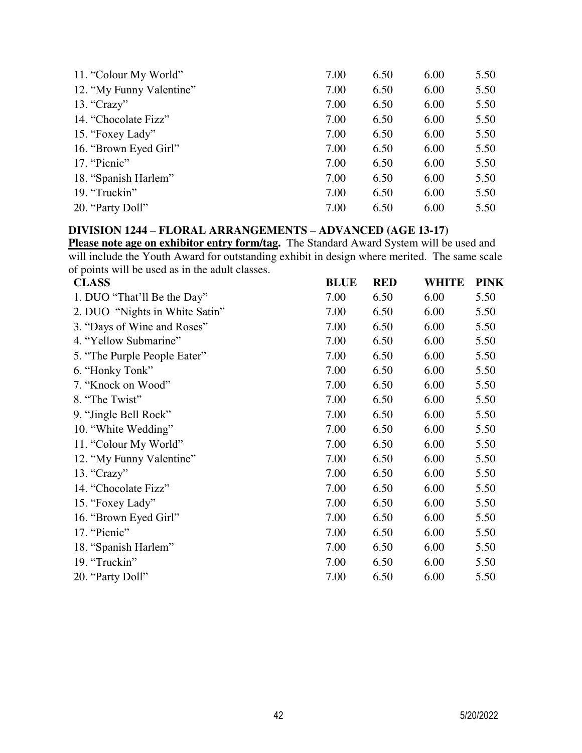| | | | | |
|---|---|---|---|---|
| 11. "Colour My World" | 7.00 | 6.50 | 6.00 | 5.50 |
| 12. "My Funny Valentine" | 7.00 | 6.50 | 6.00 | 5.50 |
| 13. "Crazy" | 7.00 | 6.50 | 6.00 | 5.50 |
| 14. "Chocolate Fizz" | 7.00 | 6.50 | 6.00 | 5.50 |
| 15. "Foxey Lady" | 7.00 | 6.50 | 6.00 | 5.50 |
| 16. "Brown Eyed Girl" | 7.00 | 6.50 | 6.00 | 5.50 |
| 17. "Picnic" | 7.00 | 6.50 | 6.00 | 5.50 |
| 18. "Spanish Harlem" | 7.00 | 6.50 | 6.00 | 5.50 |
| 19. "Truckin" | 7.00 | 6.50 | 6.00 | 5.50 |
| 20. "Party Doll" | 7.00 | 6.50 | 6.00 | 5.50 |

## DIVISION 1244 – FLORAL ARRANGEMENTS – ADVANCED (AGE 13-17)

**Please note age on exhibitor entry form/tag.** The Standard Award System will be used and will include the Youth Award for outstanding exhibit in design where merited. The same scale of points will be used as in the adult classes.

| CLASS | BLUE | RED | WHITE | PINK |
|---|---|---|---|---|
| 1. DUO "That'll Be the Day" | 7.00 | 6.50 | 6.00 | 5.50 |
| 2. DUO "Nights in White Satin" | 7.00 | 6.50 | 6.00 | 5.50 |
| 3. "Days of Wine and Roses" | 7.00 | 6.50 | 6.00 | 5.50 |
| 4. "Yellow Submarine" | 7.00 | 6.50 | 6.00 | 5.50 |
| 5. "The Purple People Eater" | 7.00 | 6.50 | 6.00 | 5.50 |
| 6. "Honky Tonk" | 7.00 | 6.50 | 6.00 | 5.50 |
| 7. "Knock on Wood" | 7.00 | 6.50 | 6.00 | 5.50 |
| 8. "The Twist" | 7.00 | 6.50 | 6.00 | 5.50 |
| 9. "Jingle Bell Rock" | 7.00 | 6.50 | 6.00 | 5.50 |
| 10. "White Wedding" | 7.00 | 6.50 | 6.00 | 5.50 |
| 11. "Colour My World" | 7.00 | 6.50 | 6.00 | 5.50 |
| 12. "My Funny Valentine" | 7.00 | 6.50 | 6.00 | 5.50 |
| 13. "Crazy" | 7.00 | 6.50 | 6.00 | 5.50 |
| 14. "Chocolate Fizz" | 7.00 | 6.50 | 6.00 | 5.50 |
| 15. "Foxey Lady" | 7.00 | 6.50 | 6.00 | 5.50 |
| 16. "Brown Eyed Girl" | 7.00 | 6.50 | 6.00 | 5.50 |
| 17. "Picnic" | 7.00 | 6.50 | 6.00 | 5.50 |
| 18. "Spanish Harlem" | 7.00 | 6.50 | 6.00 | 5.50 |
| 19. "Truckin" | 7.00 | 6.50 | 6.00 | 5.50 |
| 20. "Party Doll" | 7.00 | 6.50 | 6.00 | 5.50 |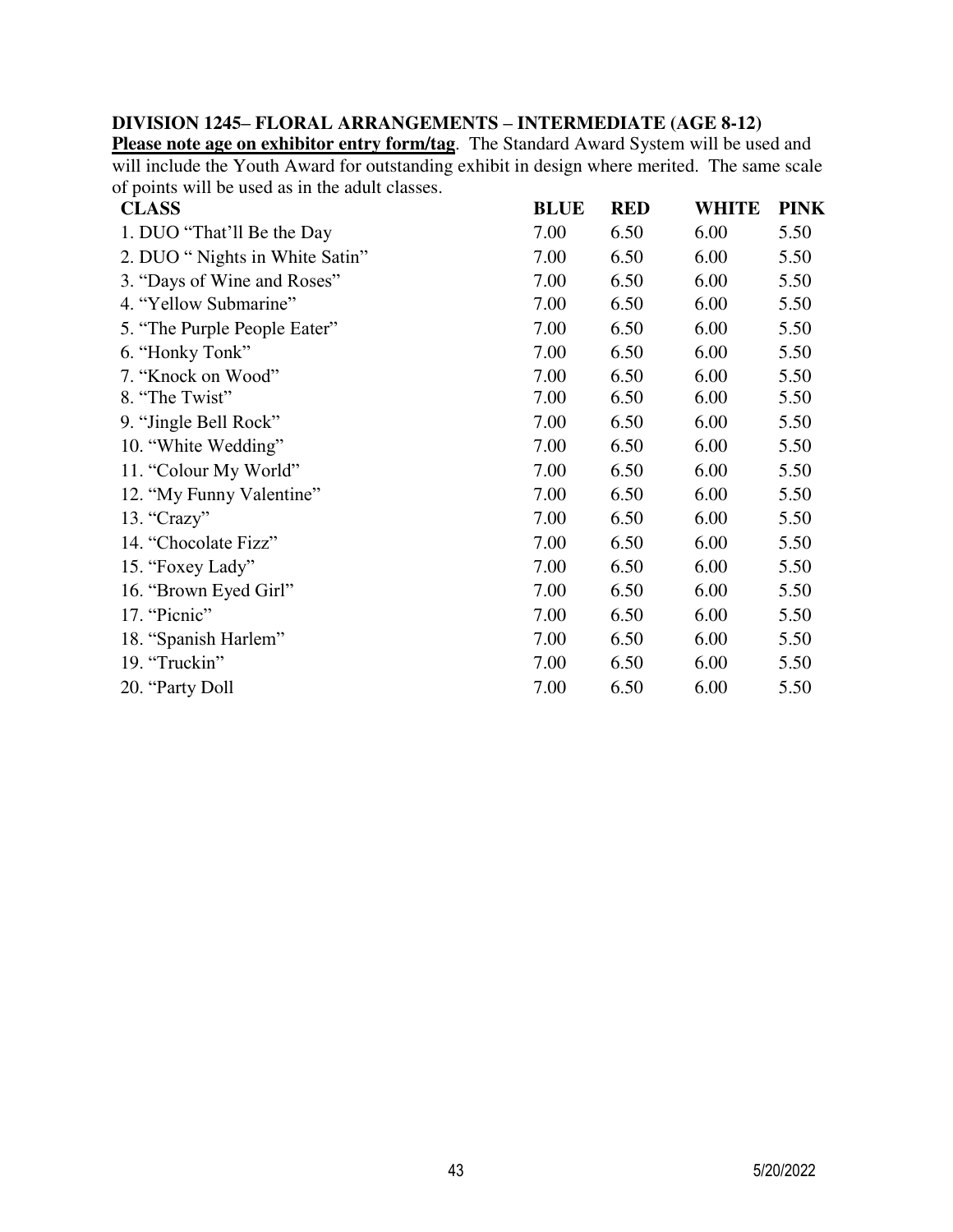### DIVISION 1245– FLORAL ARRANGEMENTS – INTERMEDIATE (AGE 8-12)

**Please note age on exhibitor entry form/tag**. The Standard Award System will be used and will include the Youth Award for outstanding exhibit in design where merited. The same scale of points will be used as in the adult classes.

| CLASS | BLUE | RED | WHITE | PINK |
|---|---|---|---|---|
| 1. DUO "That'll Be the Day | 7.00 | 6.50 | 6.00 | 5.50 |
| 2. DUO " Nights in White Satin" | 7.00 | 6.50 | 6.00 | 5.50 |
| 3. "Days of Wine and Roses" | 7.00 | 6.50 | 6.00 | 5.50 |
| 4. "Yellow Submarine" | 7.00 | 6.50 | 6.00 | 5.50 |
| 5. "The Purple People Eater" | 7.00 | 6.50 | 6.00 | 5.50 |
| 6. "Honky Tonk" | 7.00 | 6.50 | 6.00 | 5.50 |
| 7. "Knock on Wood" | 7.00 | 6.50 | 6.00 | 5.50 |
| 8. "The Twist" | 7.00 | 6.50 | 6.00 | 5.50 |
| 9. "Jingle Bell Rock" | 7.00 | 6.50 | 6.00 | 5.50 |
| 10. "White Wedding" | 7.00 | 6.50 | 6.00 | 5.50 |
| 11. "Colour My World" | 7.00 | 6.50 | 6.00 | 5.50 |
| 12. "My Funny Valentine" | 7.00 | 6.50 | 6.00 | 5.50 |
| 13. "Crazy" | 7.00 | 6.50 | 6.00 | 5.50 |
| 14. "Chocolate Fizz" | 7.00 | 6.50 | 6.00 | 5.50 |
| 15. "Foxey Lady" | 7.00 | 6.50 | 6.00 | 5.50 |
| 16. "Brown Eyed Girl" | 7.00 | 6.50 | 6.00 | 5.50 |
| 17. "Picnic" | 7.00 | 6.50 | 6.00 | 5.50 |
| 18. "Spanish Harlem" | 7.00 | 6.50 | 6.00 | 5.50 |
| 19. "Truckin" | 7.00 | 6.50 | 6.00 | 5.50 |
| 20. "Party Doll | 7.00 | 6.50 | 6.00 | 5.50 |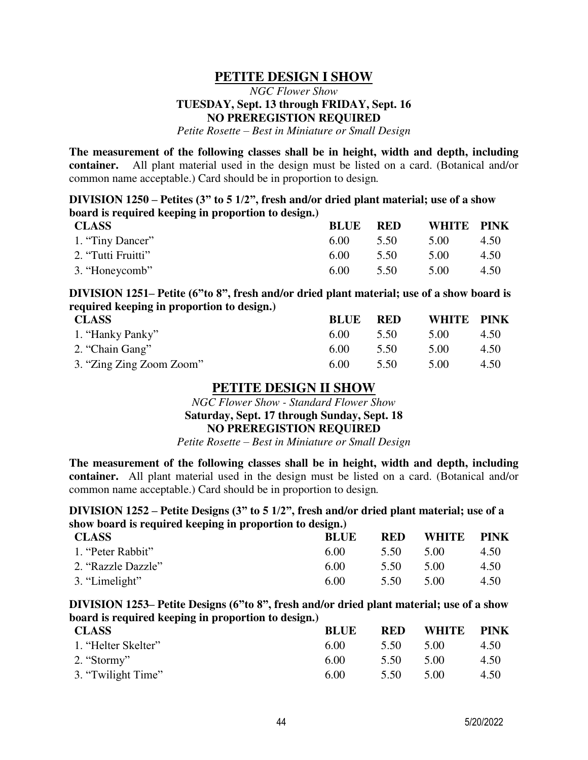## PETITE DESIGN I SHOW

*NGC Flower Show*

**TUESDAY, Sept. 13 through FRIDAY, Sept. 16**

**NO PREREGISTION REQUIRED**

*Petite Rosette – Best in Miniature or Small Design*

**The measurement of the following classes shall be in height, width and depth, including container.** All plant material used in the design must be listed on a card. (Botanical and/or common name acceptable.) Card should be in proportion to design.

**DIVISION 1250 – Petites (3" to 5 1/2", fresh and/or dried plant material; use of a show board is required keeping in proportion to design.)**

| CLASS | BLUE | RED | WHITE | PINK |
|---|---|---|---|---|
| 1. "Tiny Dancer" | 6.00 | 5.50 | 5.00 | 4.50 |
| 2. "Tutti Fruitti" | 6.00 | 5.50 | 5.00 | 4.50 |
| 3. "Honeycomb" | 6.00 | 5.50 | 5.00 | 4.50 |

**DIVISION 1251– Petite (6"to 8", fresh and/or dried plant material; use of a show board is required keeping in proportion to design.)**

| CLASS | BLUE | RED | WHITE | PINK |
|---|---|---|---|---|
| 1. "Hanky Panky" | 6.00 | 5.50 | 5.00 | 4.50 |
| 2. "Chain Gang" | 6.00 | 5.50 | 5.00 | 4.50 |
| 3. "Zing Zing Zoom Zoom" | 6.00 | 5.50 | 5.00 | 4.50 |

## PETITE DESIGN II SHOW

*NGC Flower Show - Standard Flower Show*

**Saturday, Sept. 17 through Sunday, Sept. 18**

**NO PREREGISTION REQUIRED**

*Petite Rosette – Best in Miniature or Small Design*

**The measurement of the following classes shall be in height, width and depth, including container.** All plant material used in the design must be listed on a card. (Botanical and/or common name acceptable.) Card should be in proportion to design.

**DIVISION 1252 – Petite Designs (3" to 5 1/2", fresh and/or dried plant material; use of a show board is required keeping in proportion to design.)**

| CLASS | BLUE | RED | WHITE | PINK |
|---|---|---|---|---|
| 1. "Peter Rabbit" | 6.00 | 5.50 | 5.00 | 4.50 |
| 2. "Razzle Dazzle" | 6.00 | 5.50 | 5.00 | 4.50 |
| 3. "Limelight" | 6.00 | 5.50 | 5.00 | 4.50 |

**DIVISION 1253– Petite Designs (6"to 8", fresh and/or dried plant material; use of a show board is required keeping in proportion to design.)**

| CLASS | BLUE | RED | WHITE | PINK |
|---|---|---|---|---|
| 1. "Helter Skelter" | 6.00 | 5.50 | 5.00 | 4.50 |
| 2. "Stormy" | 6.00 | 5.50 | 5.00 | 4.50 |
| 3. "Twilight Time" | 6.00 | 5.50 | 5.00 | 4.50 |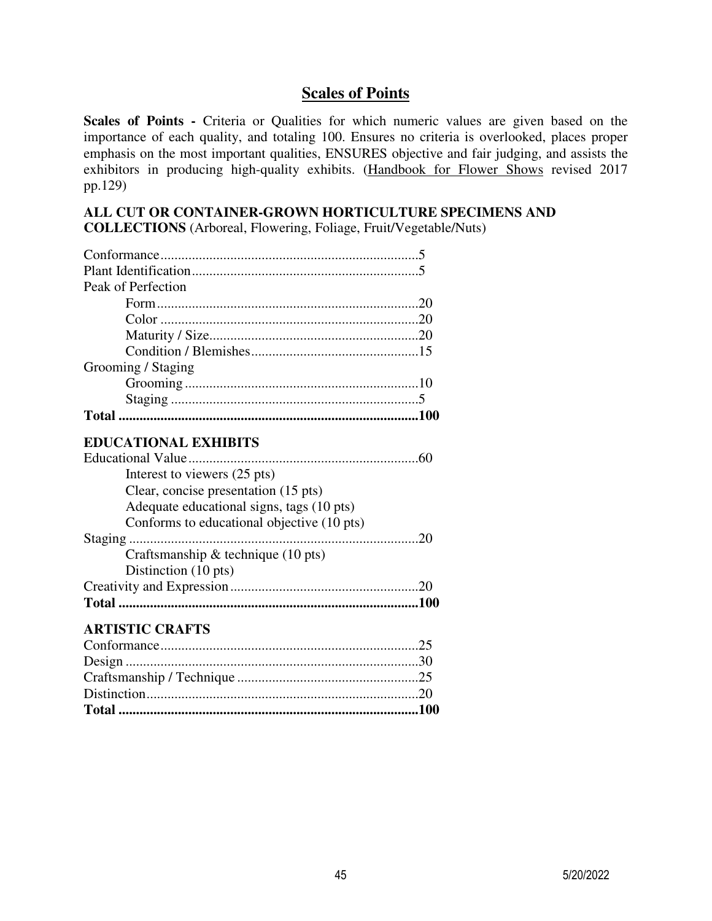# Scales of Points

**Scales of Points -** Criteria or Qualities for which numeric values are given based on the importance of each quality, and totaling 100. Ensures no criteria is overlooked, places proper emphasis on the most important qualities, ENSURES objective and fair judging, and assists the exhibitors in producing high-quality exhibits. (Handbook for Flower Shows revised 2017 pp.129)

**ALL CUT OR CONTAINER-GROWN HORTICULTURE SPECIMENS AND COLLECTIONS** (Arboreal, Flowering, Foliage, Fruit/Vegetable/Nuts)

| | |
|---|---|
| Conformance | 5 |
| Plant Identification | 5 |
| Peak of Perfection | |
| Form | 20 |
| Color | 20 |
| Maturity / Size | 20 |
| Condition / Blemishes | 15 |
| Grooming / Staging | |
| Grooming | 10 |
| Staging | 5 |
| **Total** | **100** |

**EDUCATIONAL EXHIBITS**

| | |
|---|---|
| Educational Value | 60 |
| Interest to viewers (25 pts) | |
| Clear, concise presentation (15 pts) | |
| Adequate educational signs, tags (10 pts) | |
| Conforms to educational objective (10 pts) | |
| Staging | 20 |
| Craftsmanship & technique (10 pts) | |
| Distinction (10 pts) | |
| Creativity and Expression | 20 |
| **Total** | **100** |

**ARTISTIC CRAFTS**

| | |
|---|---|
| Conformance | 25 |
| Design | 30 |
| Craftsmanship / Technique | 25 |
| Distinction | 20 |
| **Total** | **100** |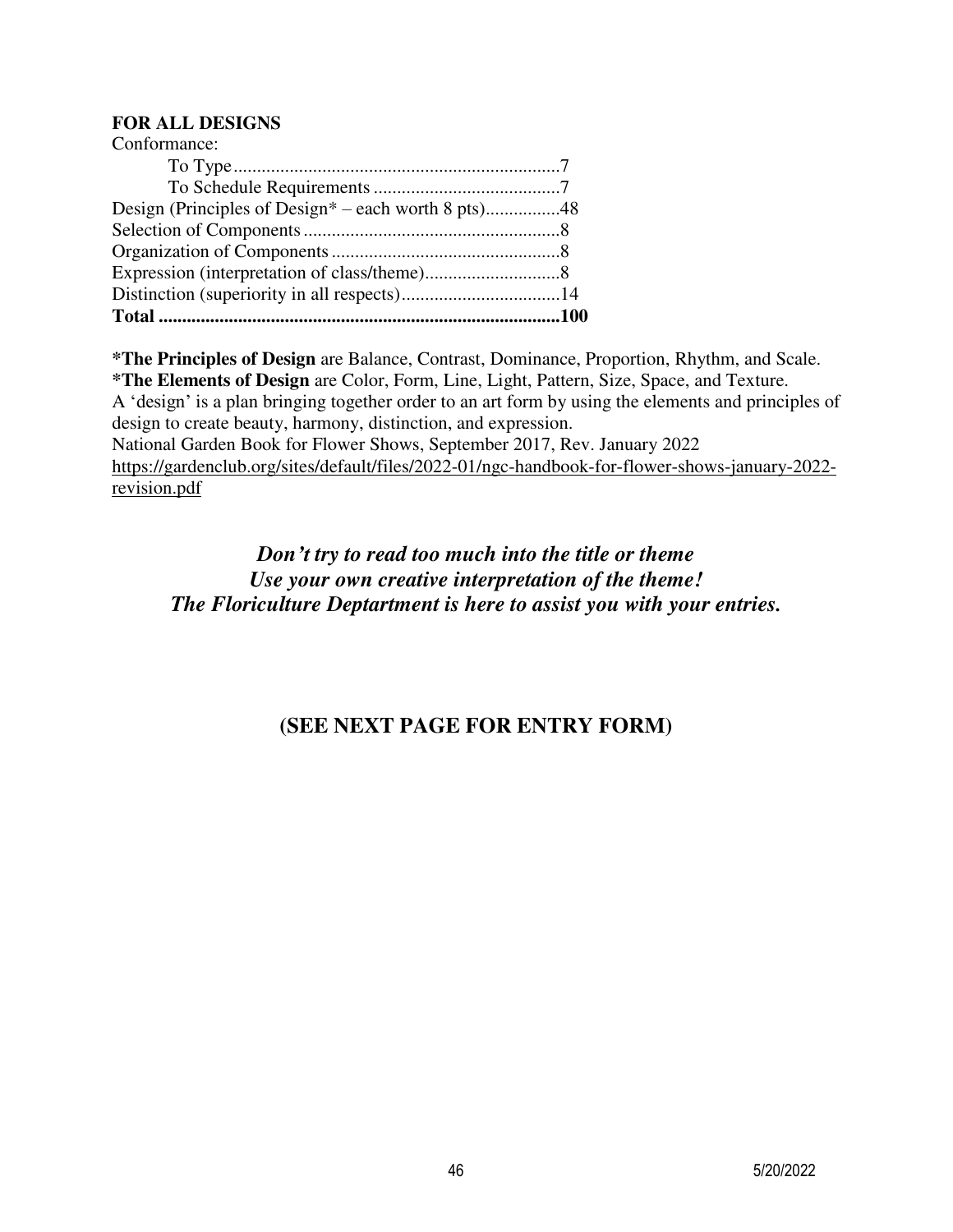**FOR ALL DESIGNS**

Conformance:

    To Type......................................................................7

    To Schedule Requirements........................................7

Design (Principles of Design* – each worth 8 pts)................48

Selection of Components.......................................................8

Organization of Components.................................................8

Expression (interpretation of class/theme).............................8

Distinction (superiority in all respects)..................................14

**Total .......................................................................................100**

**\*The Principles of Design** are Balance, Contrast, Dominance, Proportion, Rhythm, and Scale.
**\*The Elements of Design** are Color, Form, Line, Light, Pattern, Size, Space, and Texture.
A 'design' is a plan bringing together order to an art form by using the elements and principles of design to create beauty, harmony, distinction, and expression.
National Garden Book for Flower Shows, September 2017, Rev. January 2022
https://gardenclub.org/sites/default/files/2022-01/ngc-handbook-for-flower-shows-january-2022-revision.pdf

***Don't try to read too much into the title or theme***
***Use your own creative interpretation of the theme!***
***The Floriculture Deptartment is here to assist you with your entries.***

## (SEE NEXT PAGE FOR ENTRY FORM)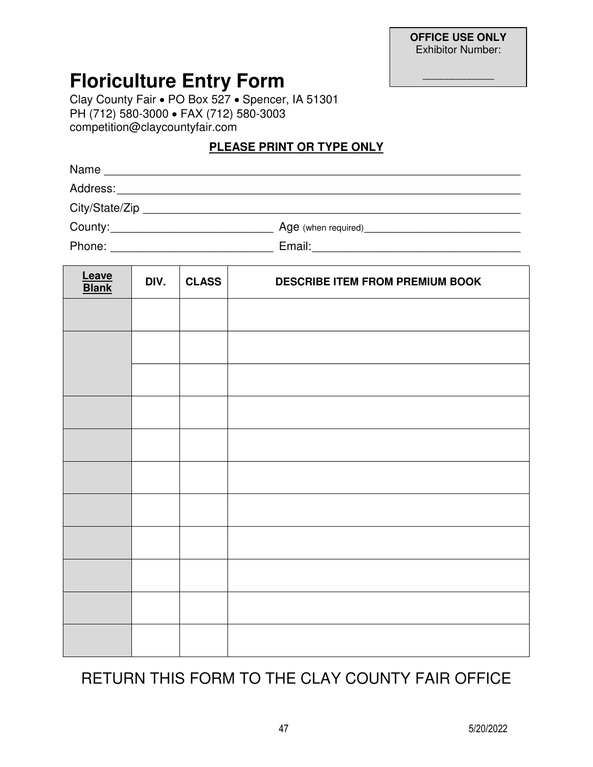**OFFICE USE ONLY**
Exhibitor Number:

___________

# Floriculture Entry Form

Clay County Fair • PO Box 527 • Spencer, IA 51301
PH (712) 580-3000 • FAX (712) 580-3003
competition@claycountyfair.com

**PLEASE PRINT OR TYPE ONLY**

Name ___________________________________________________________________

Address:_________________________________________________________________

City/State/Zip ____________________________________________________________

County:__________________________ Age (when required)__________________________

Phone: __________________________ Email:_________________________________

| Leave Blank | DIV. | CLASS | DESCRIBE ITEM FROM PREMIUM BOOK |
|---|---|---|---|
| | | | |
| | | | |
| | | | |
| | | | |
| | | | |
| | | | |
| | | | |
| | | | |
| | | | |
| | | | |
| | | | |

RETURN THIS FORM TO THE CLAY COUNTY FAIR OFFICE

5/20/2022